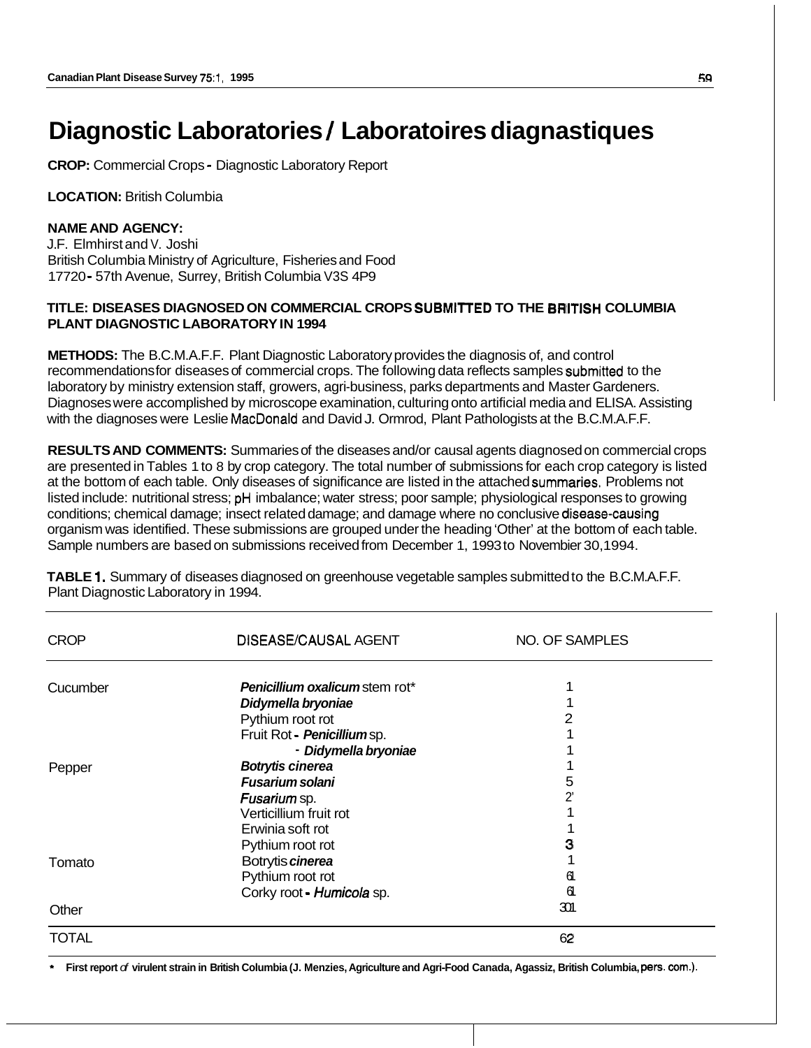# Diagnostic Laboratories / Laboratoires diagnastiques

**CROP:** Commercial Crops - Diagnostic Laboratory Report

**LOCATION:** British Columbia

**NAME AND AGENCY:**
J.F. Elmhirst and V. Joshi
British Columbia Ministry of Agriculture, Fisheries and Food
17720 - 57th Avenue, Surrey, British Columbia V3S 4P9

**TITLE: DISEASES DIAGNOSED ON COMMERCIAL CROPS SUBMITTED TO THE BRITISH COLUMBIA PLANT DIAGNOSTIC LABORATORY IN 1994**

**METHODS:** The B.C.M.A.F.F. Plant Diagnostic Laboratory provides the diagnosis of, and control recommendations for diseases of commercial crops. The following data reflects samples submitted to the laboratory by ministry extension staff, growers, agri-business, parks departments and Master Gardeners. Diagnoses were accomplished by microscope examination, culturing onto artificial media and ELISA. Assisting with the diagnoses were Leslie MacDonald and David J. Ormrod, Plant Pathologists at the B.C.M.A.F.F.

**RESULTS AND COMMENTS:** Summaries of the diseases and/or causal agents diagnosed on commercial crops are presented in Tables 1 to 8 by crop category. The total number of submissions for each crop category is listed at the bottom of each table. Only diseases of significance are listed in the attached summaries. Problems not listed include: nutritional stress; pH imbalance; water stress; poor sample; physiological responses to growing conditions; chemical damage; insect related damage; and damage where no conclusive disease-causing organism was identified. These submissions are grouped under the heading 'Other' at the bottom of each table. Sample numbers are based on submissions received from December 1, 1993 to Novembier 30, 1994.

**TABLE 1.** Summary of diseases diagnosed on greenhouse vegetable samples submitted to the B.C.M.A.F.F. Plant Diagnostic Laboratory in 1994.

| CROP | DISEASE/CAUSAL AGENT | NO. OF SAMPLES |
|---|---|---|
| Cucumber | ***Penicillium oxalicum*** stem rot* | 1 |
| | ***Didymella bryoniae*** | 1 |
| | Pythium root rot | 2 |
| | Fruit Rot - ***Penicillium*** sp. | 1 |
| | - ***Didymella bryoniae*** | 1 |
| Pepper | ***Botrytis cinerea*** | 1 |
| | ***Fusarium solani*** | 5 |
| | ***Fusarium*** sp. | 2 |
| | Verticillium fruit rot | 1 |
| | Erwinia soft rot | 1 |
| | Pythium root rot | 3 |
| Tomato | Botrytis ***cinerea*** | 1 |
| | Pythium root rot | 6 |
| | Corky root - ***Humicola*** sp. | 6 |
| Other | | 30 |
| TOTAL | | 62 |

\* **First report of virulent strain in British Columbia (J. Menzies, Agriculture and Agri-Food Canada, Agassiz, British Columbia, pers. com.).**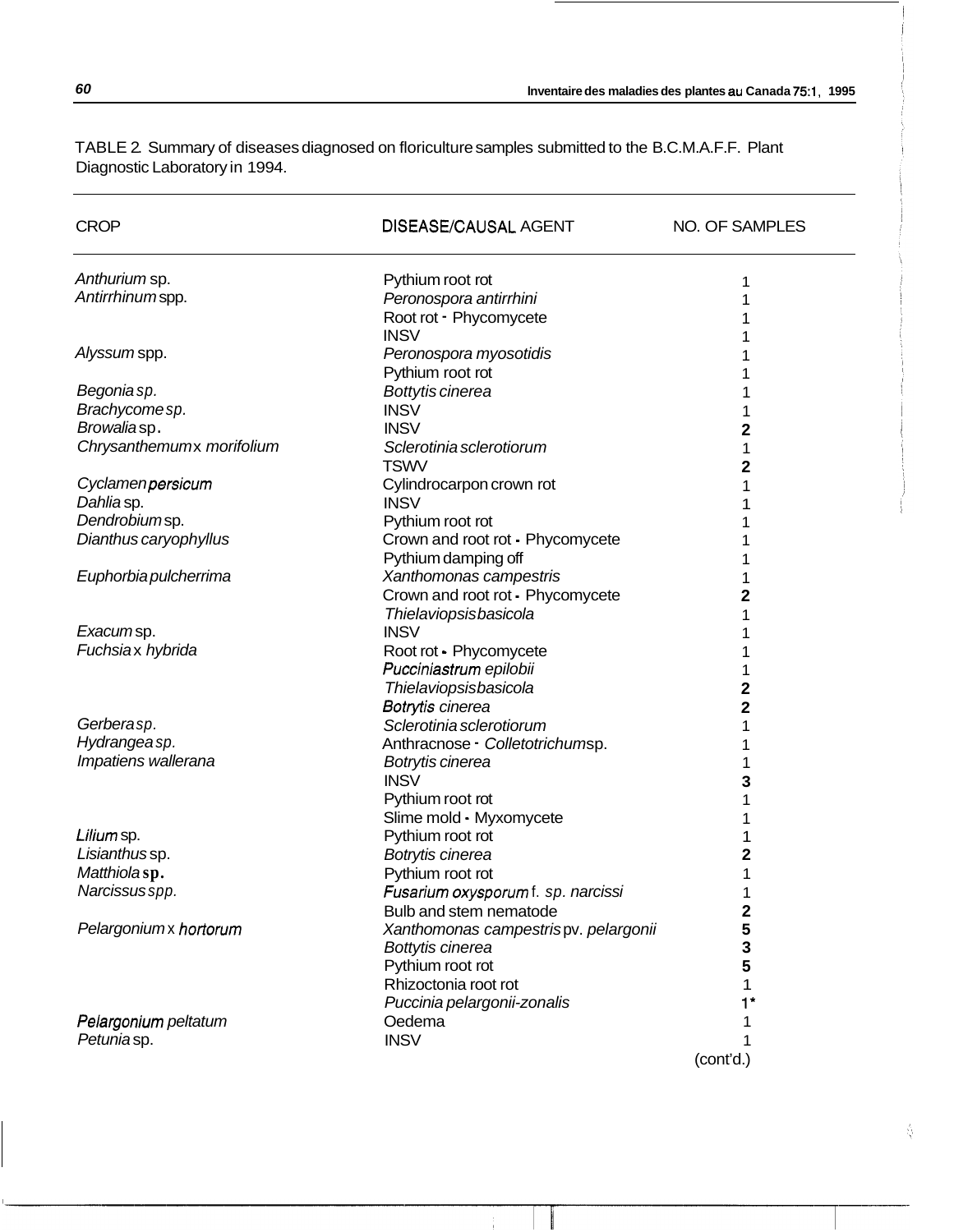TABLE 2. Summary of diseases diagnosed on floriculture samples submitted to the B.C.M.A.F.F. Plant Diagnostic Laboratory in 1994.

| CROP | DISEASE/CAUSAL AGENT | NO. OF SAMPLES |
|---|---|---|
| *Anthurium* sp. | Pythium root rot | 1 |
| *Antirrhinum* spp. | *Peronospora antirrhini* | 1 |
| | Root rot - Phycomycete | 1 |
| | INSV | 1 |
| *Alyssum* spp. | *Peronospora myosotidis* | 1 |
| | Pythium root rot | 1 |
| *Begonia sp.* | *Bottytis cinerea* | 1 |
| *Brachycome sp.* | INSV | 1 |
| *Browalia* sp. | INSV | 2 |
| *Chrysanthemum* x *morifolium* | *Sclerotinia sclerotiorum* | 1 |
| | TSWV | 2 |
| *Cyclamen persicum* | Cylindrocarpon crown rot | 1 |
| *Dahlia* sp. | INSV | 1 |
| *Dendrobium* sp. | Pythium root rot | 1 |
| *Dianthus caryophyllus* | Crown and root rot - Phycomycete | 1 |
| | Pythium damping off | 1 |
| *Euphorbia pulcherrima* | *Xanthomonas campestris* | 1 |
| | Crown and root rot - Phycomycete | 2 |
| | *Thielaviopsis basicola* | 1 |
| *Exacum* sp. | INSV | 1 |
| *Fuchsia* x *hybrida* | Root rot - Phycomycete | 1 |
| | *Pucciniastrum epilobii* | 1 |
| | *Thielaviopsis basicola* | 2 |
| | *Botrytis cinerea* | 2 |
| *Gerbera sp.* | *Sclerotinia sclerotiorum* | 1 |
| *Hydrangea sp.* | Anthracnose - *Colletotrichum* sp. | 1 |
| *Impatiens wallerana* | *Botrytis cinerea* | 1 |
| | INSV | 3 |
| | Pythium root rot | 1 |
| | Slime mold - Myxomycete | 1 |
| *Lilium* sp. | Pythium root rot | 1 |
| *Lisianthus* sp. | *Botrytis cinerea* | 2 |
| *Matthiola* sp. | Pythium root rot | 1 |
| *Narcissus spp.* | *Fusarium oxysporum* f. *sp. narcissi* | 1 |
| | Bulb and stem nematode | 2 |
| *Pelargonium* x *hortorum* | *Xanthomonas campestris* pv. *pelargonii* | 5 |
| | *Bottytis cinerea* | 3 |
| | Pythium root rot | 5 |
| | Rhizoctonia root rot | 1 |
| | *Puccinia pelargonii-zonalis* | 1* |
| *Pelargonium peltatum* | Oedema | 1 |
| *Petunia* sp. | INSV | 1 |

(cont'd.)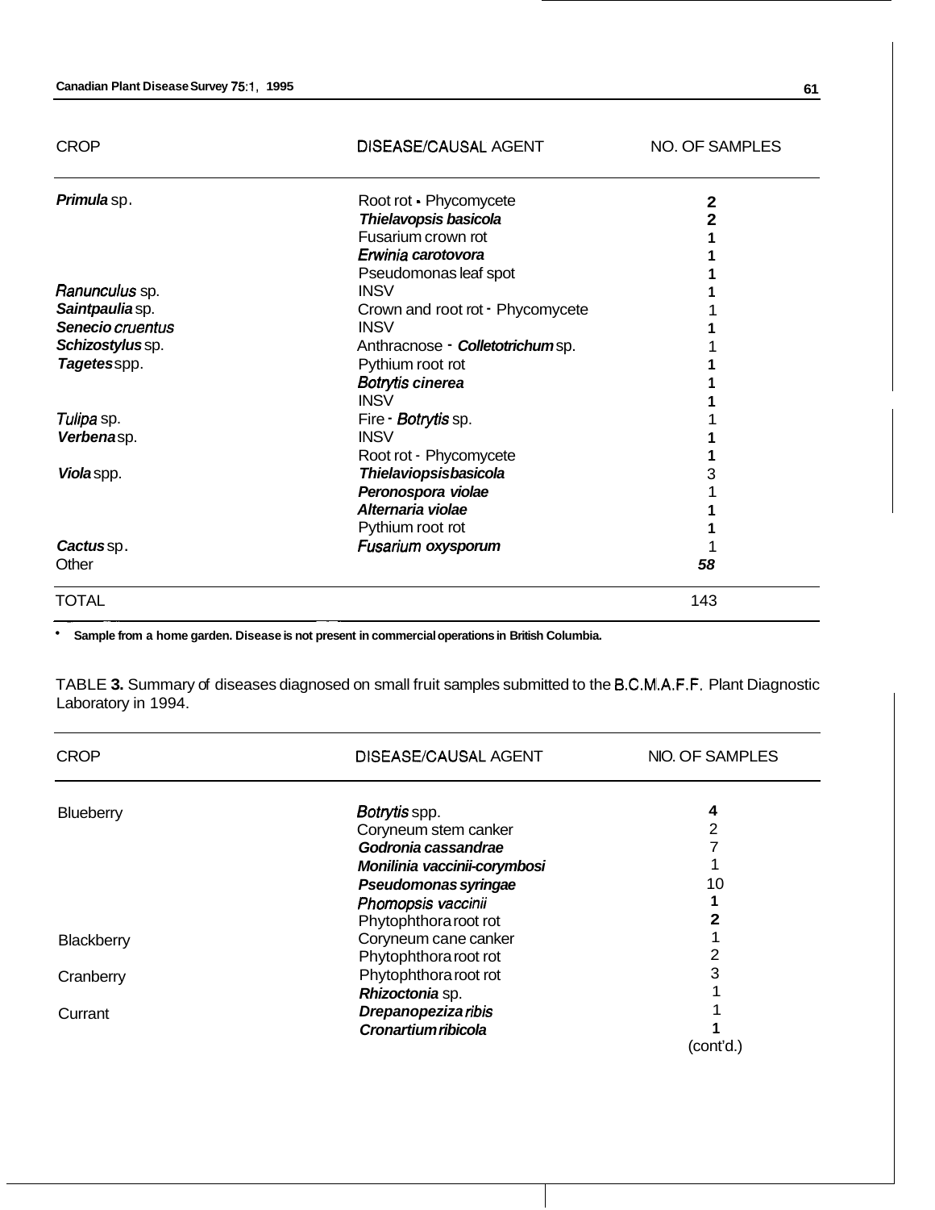| CROP | DISEASE/CAUSAL AGENT | NO. OF SAMPLES |
|---|---|---|
| ***Primula*** sp. | Root rot - Phycomycete | **2** |
| | ***Thielavopsis basicola*** | **2** |
| | Fusarium crown rot | **1** |
| | ***Erwinia carotovora*** | **1** |
| | Pseudomonas leaf spot | **1** |
| ***Ranunculus*** sp. | INSV | **1** |
| ***Saintpaulia*** sp. | Crown and root rot - Phycomycete | 1 |
| ***Senecio cruentus*** | INSV | **1** |
| ***Schizostylus*** sp. | Anthracnose - ***Colletotrichum*** sp. | 1 |
| ***Tagetes*** spp. | Pythium root rot | **1** |
| | ***Botrytis cinerea*** | **1** |
| | INSV | **1** |
| ***Tulipa*** sp. | Fire - ***Botrytis*** sp. | 1 |
| ***Verbena*** sp. | INSV | **1** |
| | Root rot - Phycomycete | **1** |
| ***Viola*** spp. | ***Thielaviopsis basicola*** | 3 |
| | ***Peronospora violae*** | 1 |
| | ***Alternaria violae*** | **1** |
| | Pythium root rot | **1** |
| ***Cactus*** sp. | ***Fusarium oxysporum*** | 1 |
| Other | | ***58*** |
| TOTAL | | 143 |

\* **Sample from a home garden. Disease is not present in commercial operations in British Columbia.**

TABLE **3.** Summary of diseases diagnosed on small fruit samples submitted to the B.C.M.A.F.F. Plant Diagnostic Laboratory in 1994.

| CROP | DISEASE/CAUSAL AGENT | NO. OF SAMPLES |
|---|---|---|
| Blueberry | ***Botrytis*** spp. | **4** |
| | Coryneum stem canker | 2 |
| | ***Godronia cassandrae*** | 7 |
| | ***Monilinia vaccinii-corymbosi*** | 1 |
| | ***Pseudomonas syringae*** | 10 |
| | ***Phomopsis vaccinii*** | **1** |
| | Phytophthora root rot | **2** |
| Blackberry | Coryneum cane canker | 1 |
| | Phytophthora root rot | 2 |
| Cranberry | Phytophthora root rot | 3 |
| | ***Rhizoctonia*** sp. | 1 |
| Currant | ***Drepanopeziza ribis*** | 1 |
| | ***Cronartium ribicola*** | **1** |
| | | (cont'd.) |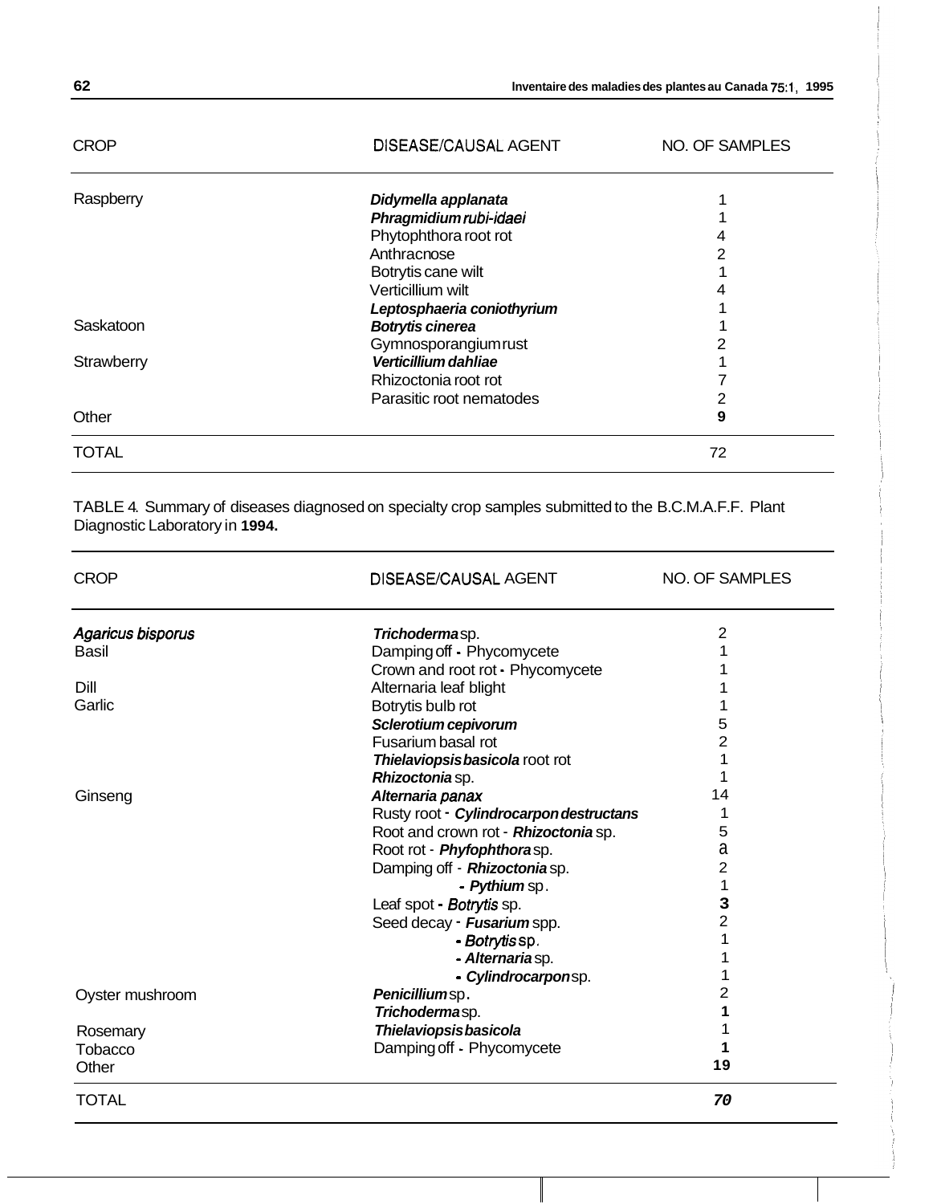| CROP | DISEASE/CAUSAL AGENT | NO. OF SAMPLES |
|---|---|---|
| Raspberry | ***Didymella applanata*** | 1 |
| | ***Phragmidium rubi-idaei*** | 1 |
| | Phytophthora root rot | 4 |
| | Anthracnose | 2 |
| | Botrytis cane wilt | 1 |
| | Verticillium wilt | 4 |
| | ***Leptosphaeria coniothyrium*** | 1 |
| Saskatoon | ***Botrytis cinerea*** | 1 |
| | Gymnosporangium rust | 2 |
| Strawberry | ***Verticillium dahliae*** | 1 |
| | Rhizoctonia root rot | 7 |
| | Parasitic root nematodes | 2 |
| Other | | **9** |
| TOTAL | | 72 |

TABLE 4. Summary of diseases diagnosed on specialty crop samples submitted to the B.C.M.A.F.F. Plant Diagnostic Laboratory in **1994.**

| CROP | DISEASE/CAUSAL AGENT | NO. OF SAMPLES |
|---|---|---|
| *Agaricus bisporus* | ***Trichoderma*** sp. | 2 |
| Basil | Damping off - Phycomycete | 1 |
| | Crown and root rot - Phycomycete | 1 |
| Dill | Alternaria leaf blight | 1 |
| Garlic | Botrytis bulb rot | 1 |
| | ***Sclerotium cepivorum*** | 5 |
| | Fusarium basal rot | 2 |
| | ***Thielaviopsis basicola*** root rot | 1 |
| | ***Rhizoctonia*** sp. | 1 |
| Ginseng | ***Alternaria panax*** | 14 |
| | Rusty root - ***Cylindrocarpon destructans*** | 1 |
| | Root and crown rot - ***Rhizoctonia*** sp. | 5 |
| | Root rot - ***Phyfophthora*** sp. | a |
| | Damping off - ***Rhizoctonia*** sp. | 2 |
| | - ***Pythium*** sp. | 1 |
| | Leaf spot - ***Botrytis*** sp. | **3** |
| | Seed decay - ***Fusarium*** spp. | 2 |
| | - ***Botrytis*** sp. | 1 |
| | - ***Alternaria*** sp. | 1 |
| | - ***Cylindrocarpon*** sp. | 1 |
| Oyster mushroom | ***Penicillium*** sp. | 2 |
| | ***Trichoderma*** sp. | **1** |
| Rosemary | ***Thielaviopsis basicola*** | 1 |
| Tobacco | Damping off - Phycomycete | **1** |
| Other | | **19** |
| TOTAL | | ***70*** |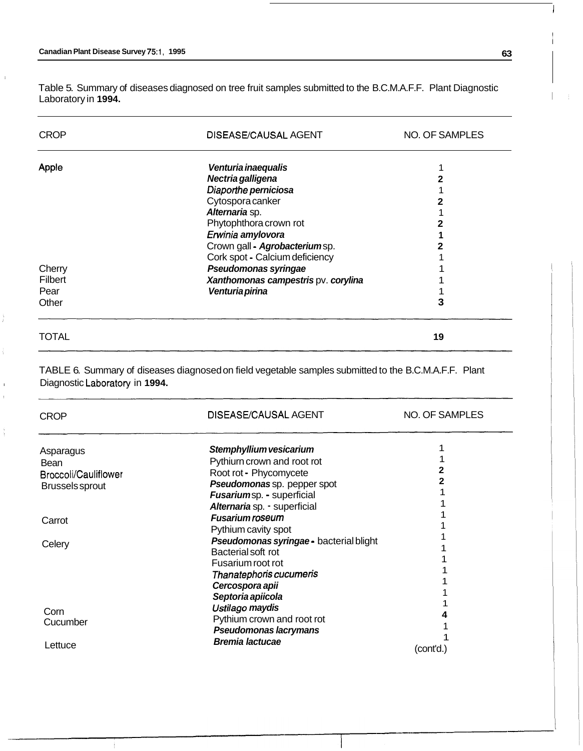Table 5. Summary of diseases diagnosed on tree fruit samples submitted to the B.C.M.A.F.F. Plant Diagnostic Laboratory in **1994.**

| CROP | DISEASE/CAUSAL AGENT | NO. OF SAMPLES |
|---|---|---|
| Apple | ***Venturia inaequalis*** | 1 |
| | ***Nectria galligena*** | 2 |
| | ***Diaporthe perniciosa*** | 1 |
| | Cytospora canker | 2 |
| | ***Alternaria*** sp. | 1 |
| | Phytophthora crown rot | 2 |
| | ***Erwinia amylovora*** | 1 |
| | Crown gall - ***Agrobacterium*** sp. | 2 |
| | Cork spot - Calcium deficiency | 1 |
| Cherry | ***Pseudomonas syringae*** | 1 |
| Filbert | ***Xanthomonas campestris*** pv. ***corylina*** | 1 |
| Pear | ***Venturia pirina*** | 1 |
| Other | | 3 |
| TOTAL | | 19 |

TABLE 6. Summary of diseases diagnosed on field vegetable samples submitted to the B.C.M.A.F.F. Plant Diagnostic Laboratory in **1994.**

| CROP | DISEASE/CAUSAL AGENT | NO. OF SAMPLES |
|---|---|---|
| Asparagus | ***Stemphyllium vesicarium*** | 1 |
| Bean | Pythium crown and root rot | 1 |
| Broccoli/Cauliflower | Root rot - Phycomycete | 2 |
| Brussels sprout | ***Pseudomonas*** sp. pepper spot | 2 |
| | ***Fusarium*** sp. - superficial | 1 |
| | ***Alternaria*** sp. - superficial | 1 |
| Carrot | ***Fusarium roseum*** | 1 |
| | Pythium cavity spot | 1 |
| Celery | ***Pseudomonas syringae*** - bacterial blight | 1 |
| | Bacterial soft rot | 1 |
| | Fusarium root rot | 1 |
| | ***Thanatephoris cucumeris*** | 1 |
| | ***Cercospora apii*** | 1 |
| | ***Septoria apiicola*** | 1 |
| Corn | ***Ustilago maydis*** | 1 |
| Cucumber | Pythium crown and root rot | 4 |
| | ***Pseudomonas lacrymans*** | 1 |
| Lettuce | ***Bremia lactucae*** | 1 |

(cont'd.)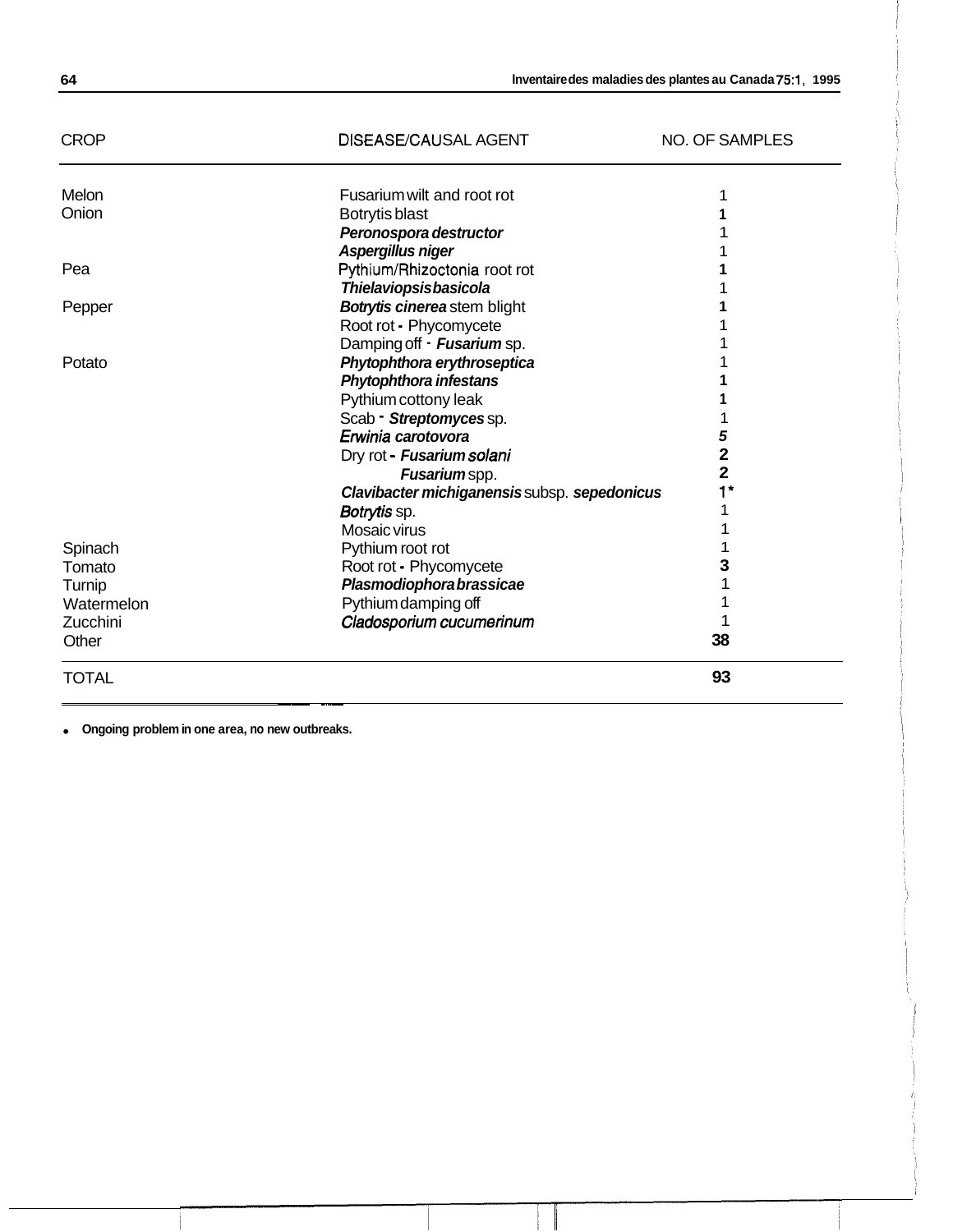| CROP | DISEASE/CAUSAL AGENT | NO. OF SAMPLES |
|---|---|---|
| Melon | Fusarium wilt and root rot | 1 |
| Onion | Botrytis blast | 1 |
| | ***Peronospora destructor*** | 1 |
| | ***Aspergillus niger*** | 1 |
| Pea | Pythium/Rhizoctonia root rot | 1 |
| | ***Thielaviopsis basicola*** | 1 |
| Pepper | ***Botrytis cinerea*** stem blight | 1 |
| | Root rot - Phycomycete | 1 |
| | Damping off - ***Fusarium*** sp. | 1 |
| Potato | ***Phytophthora erythroseptica*** | 1 |
| | ***Phytophthora infestans*** | 1 |
| | Pythium cottony leak | 1 |
| | Scab - ***Streptomyces*** sp. | 1 |
| | ***Erwinia carotovora*** | 5 |
| | Dry rot - ***Fusarium solani*** | 2 |
| | ***Fusarium*** spp. | 2 |
| | ***Clavibacter michiganensis*** subsp. ***sepedonicus*** | 1* |
| | ***Botrytis*** sp. | 1 |
| | Mosaic virus | 1 |
| Spinach | Pythium root rot | 1 |
| Tomato | Root rot - Phycomycete | 3 |
| Turnip | ***Plasmodiophora brassicae*** | 1 |
| Watermelon | Pythium damping off | 1 |
| Zucchini | ***Cladosporium cucumerinum*** | 1 |
| Other | | 38 |
| TOTAL | | 93 |

- **Ongoing problem in one area, no new outbreaks.**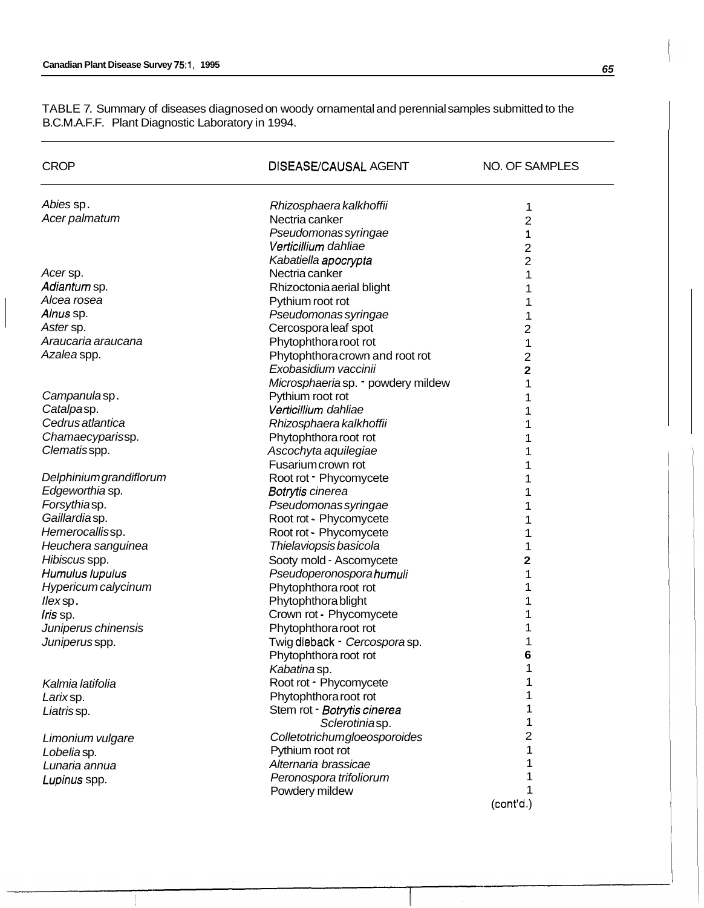TABLE 7. Summary of diseases diagnosed on woody ornamental and perennial samples submitted to the B.C.M.A.F.F. Plant Diagnostic Laboratory in 1994.

| CROP | DISEASE/CAUSAL AGENT | NO. OF SAMPLES |
|---|---|---|
| *Abies* sp. | *Rhizosphaera kalkhoffii* | 1 |
| *Acer palmatum* | Nectria canker | 2 |
| | *Pseudomonas syringae* | 1 |
| | *Verticillium dahliae* | 2 |
| | *Kabatiella apocrypta* | 2 |
| *Acer* sp. | Nectria canker | 1 |
| *Adiantum* sp. | Rhizoctonia aerial blight | 1 |
| *Alcea rosea* | Pythium root rot | 1 |
| *Alnus* sp. | *Pseudomonas syringae* | 1 |
| *Aster* sp. | Cercospora leaf spot | 2 |
| *Araucaria araucana* | Phytophthora root rot | 1 |
| *Azalea* spp. | Phytophthora crown and root rot | 2 |
| | *Exobasidium vaccinii* | 2 |
| | *Microsphaeria* sp. - powdery mildew | 1 |
| *Campanula* sp. | Pythium root rot | 1 |
| *Catalpa* sp. | *Verticillium dahliae* | 1 |
| *Cedrus atlantica* | *Rhizosphaera kalkhoffii* | 1 |
| *Chamaecyparis* sp. | Phytophthora root rot | 1 |
| *Clematis* spp. | *Ascochyta aquilegiae* | 1 |
| | Fusarium crown rot | 1 |
| *Delphinium grandiflorum* | Root rot - Phycomycete | 1 |
| *Edgeworthia* sp. | *Botrytis cinerea* | 1 |
| *Forsythia* sp. | *Pseudomonas syringae* | 1 |
| *Gaillardia* sp. | Root rot - Phycomycete | 1 |
| *Hemerocallis* sp. | Root rot - Phycomycete | 1 |
| *Heuchera sanguinea* | *Thielaviopsis basicola* | 1 |
| *Hibiscus* spp. | Sooty mold - Ascomycete | 2 |
| *Humulus lupulus* | *Pseudoperonospora humuli* | 1 |
| *Hypericum calycinum* | Phytophthora root rot | 1 |
| *Ilex* sp. | Phytophthora blight | 1 |
| *Iris* sp. | Crown rot - Phycomycete | 1 |
| *Juniperus chinensis* | Phytophthora root rot | 1 |
| *Juniperus* spp. | Twig dieback - *Cercospora* sp. | 1 |
| | Phytophthora root rot | 6 |
| | *Kabatina* sp. | 1 |
| *Kalmia latifolia* | Root rot - Phycomycete | 1 |
| *Larix* sp. | Phytophthora root rot | 1 |
| *Liatris* sp. | Stem rot - *Botrytis cinerea* | 1 |
| | *Sclerotinia* sp. | 1 |
| *Limonium vulgare* | *Colletotrichum gloeosporoides* | 2 |
| *Lobelia* sp. | Pythium root rot | 1 |
| *Lunaria annua* | *Alternaria brassicae* | 1 |
| *Lupinus* spp. | *Peronospora trifoliorum* | 1 |
| | Powdery mildew | 1 |

(cont'd.)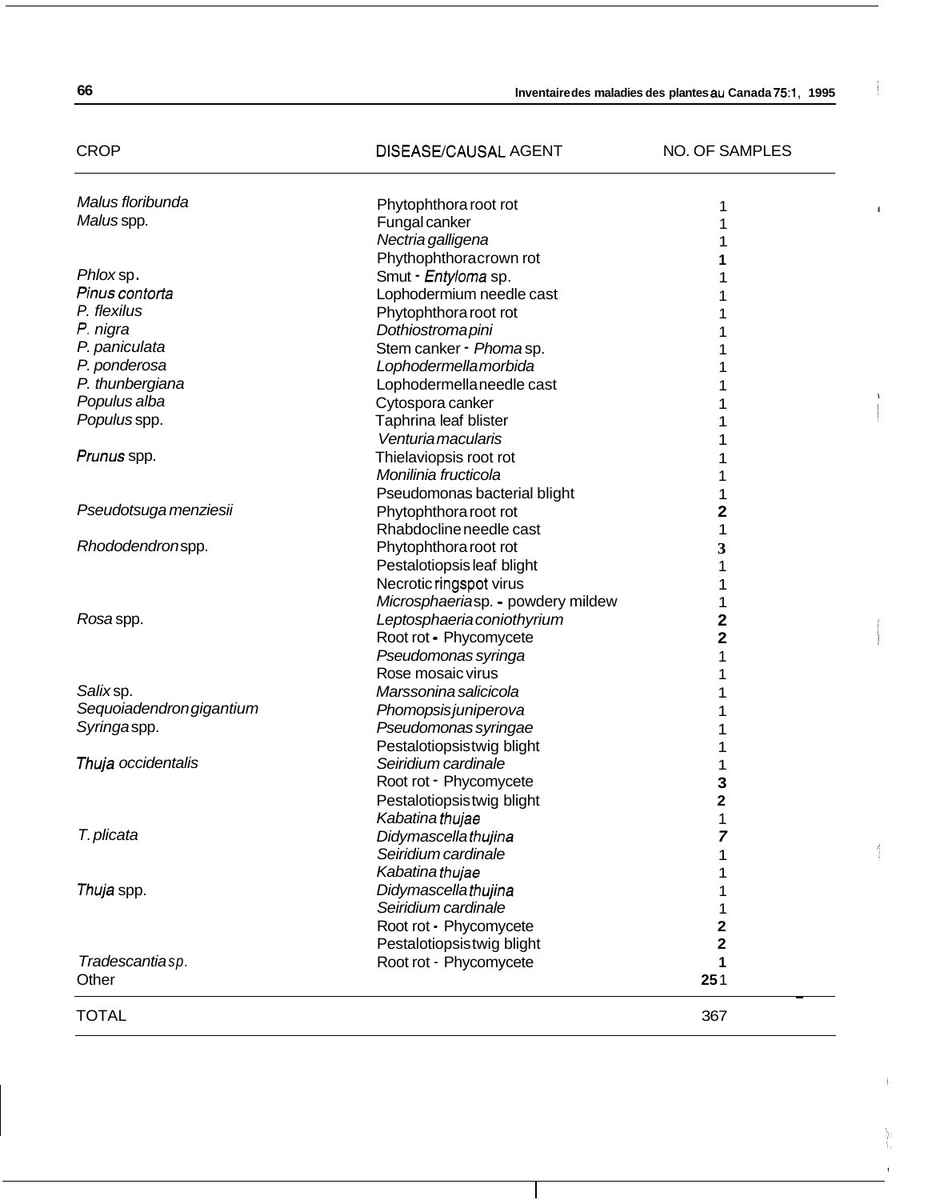| CROP | DISEASE/CAUSAL AGENT | NO. OF SAMPLES |
|---|---|---|
| *Malus floribunda* | Phytophthora root rot | 1 |
| *Malus* spp. | Fungal canker | 1 |
| | *Nectria galligena* | 1 |
| | Phythophthora crown rot | 1 |
| *Phlox* sp. | Smut - *Entyloma* sp. | 1 |
| *Pinus contorta* | Lophodermium needle cast | 1 |
| *P. flexilus* | Phytophthora root rot | 1 |
| *P. nigra* | *Dothiostroma pini* | 1 |
| *P. paniculata* | Stem canker - *Phoma* sp. | 1 |
| *P. ponderosa* | *Lophodermella morbida* | 1 |
| *P. thunbergiana* | Lophodermella needle cast | 1 |
| *Populus alba* | Cytospora canker | 1 |
| *Populus* spp. | Taphrina leaf blister | 1 |
| | *Venturia macularis* | 1 |
| *Prunus* spp. | Thielaviopsis root rot | 1 |
| | *Monilinia fructicola* | 1 |
| | Pseudomonas bacterial blight | 1 |
| *Pseudotsuga menziesii* | Phytophthora root rot | 2 |
| | Rhabdocline needle cast | 1 |
| *Rhododendron* spp. | Phytophthora root rot | 3 |
| | Pestalotiopsis leaf blight | 1 |
| | Necrotic ringspot virus | 1 |
| | *Microsphaeria* sp. - powdery mildew | 1 |
| *Rosa* spp. | *Leptosphaeria coniothyrium* | 2 |
| | Root rot - Phycomycete | 2 |
| | *Pseudomonas syringa* | 1 |
| | Rose mosaic virus | 1 |
| *Salix* sp. | *Marssonina salicicola* | 1 |
| *Sequoiadendron gigantium* | *Phomopsis juniperova* | 1 |
| *Syringa* spp. | *Pseudomonas syringae* | 1 |
| | Pestalotiopsis twig blight | 1 |
| *Thuja occidentalis* | *Seiridium cardinale* | 1 |
| | Root rot - Phycomycete | 3 |
| | Pestalotiopsis twig blight | 2 |
| | *Kabatina thujae* | 1 |
| *T. plicata* | *Didymascella thujina* | 7 |
| | *Seiridium cardinale* | 1 |
| | *Kabatina thujae* | 1 |
| *Thuja* spp. | *Didymascella thujina* | 1 |
| | *Seiridium cardinale* | 1 |
| | Root rot - Phycomycete | 2 |
| | Pestalotiopsis twig blight | 2 |
| *Tradescantia sp.* | Root rot - Phycomycete | 1 |
| Other | | 251 |
| TOTAL | | 367 |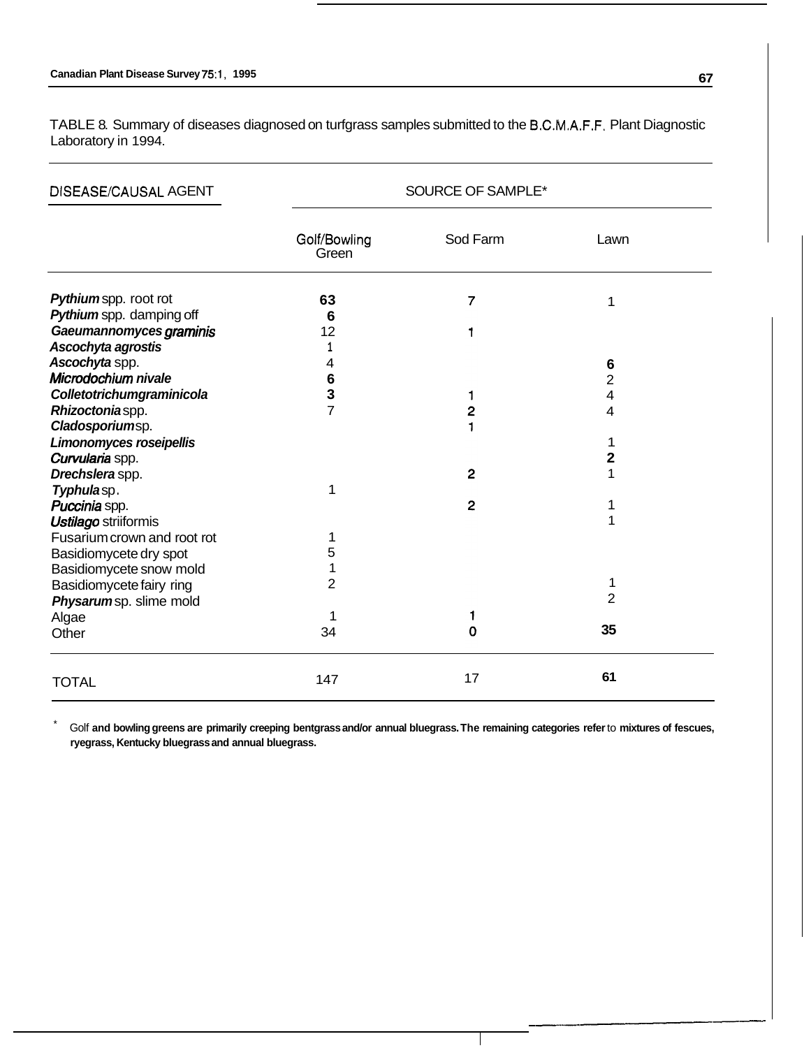TABLE 8. Summary of diseases diagnosed on turfgrass samples submitted to the B.C.M.A.F.F. Plant Diagnostic Laboratory in 1994.

| DISEASE/CAUSAL AGENT | SOURCE OF SAMPLE* | | |
|---|---|---|---|
| | Golf/Bowling Green | Sod Farm | Lawn |
| *Pythium* spp. root rot | 63 | 7 | 1 |
| *Pythium* spp. damping off | 6 | | |
| *Gaeumannomyces graminis* | 12 | 1 | |
| *Ascochyta agrostis* | 1 | | |
| *Ascochyta* spp. | 4 | | 6 |
| *Microdochium nivale* | 6 | | 2 |
| *Colletotrichum graminicola* | 3 | 1 | 4 |
| *Rhizoctonia* spp. | 7 | 2 | 4 |
| *Cladosporium* sp. | | 1 | |
| *Limonomyces roseipellis* | | | 1 |
| *Curvularia* spp. | | | 2 |
| *Drechslera* spp. | | 2 | 1 |
| *Typhula* sp. | 1 | | |
| *Puccinia* spp. | | 2 | 1 |
| *Ustilago* striiformis | | | 1 |
| Fusarium crown and root rot | 1 | | |
| Basidiomycete dry spot | 5 | | |
| Basidiomycete snow mold | 1 | | |
| Basidiomycete fairy ring | 2 | | 1 |
| *Physarum* sp. slime mold | | | 2 |
| Algae | 1 | 1 | |
| Other | 34 | 0 | 35 |
| TOTAL | 147 | 17 | 61 |

\* Golf and bowling greens are primarily creeping bentgrass and/or annual bluegrass. The remaining categories refer to mixtures of fescues, ryegrass, Kentucky bluegrass and annual bluegrass.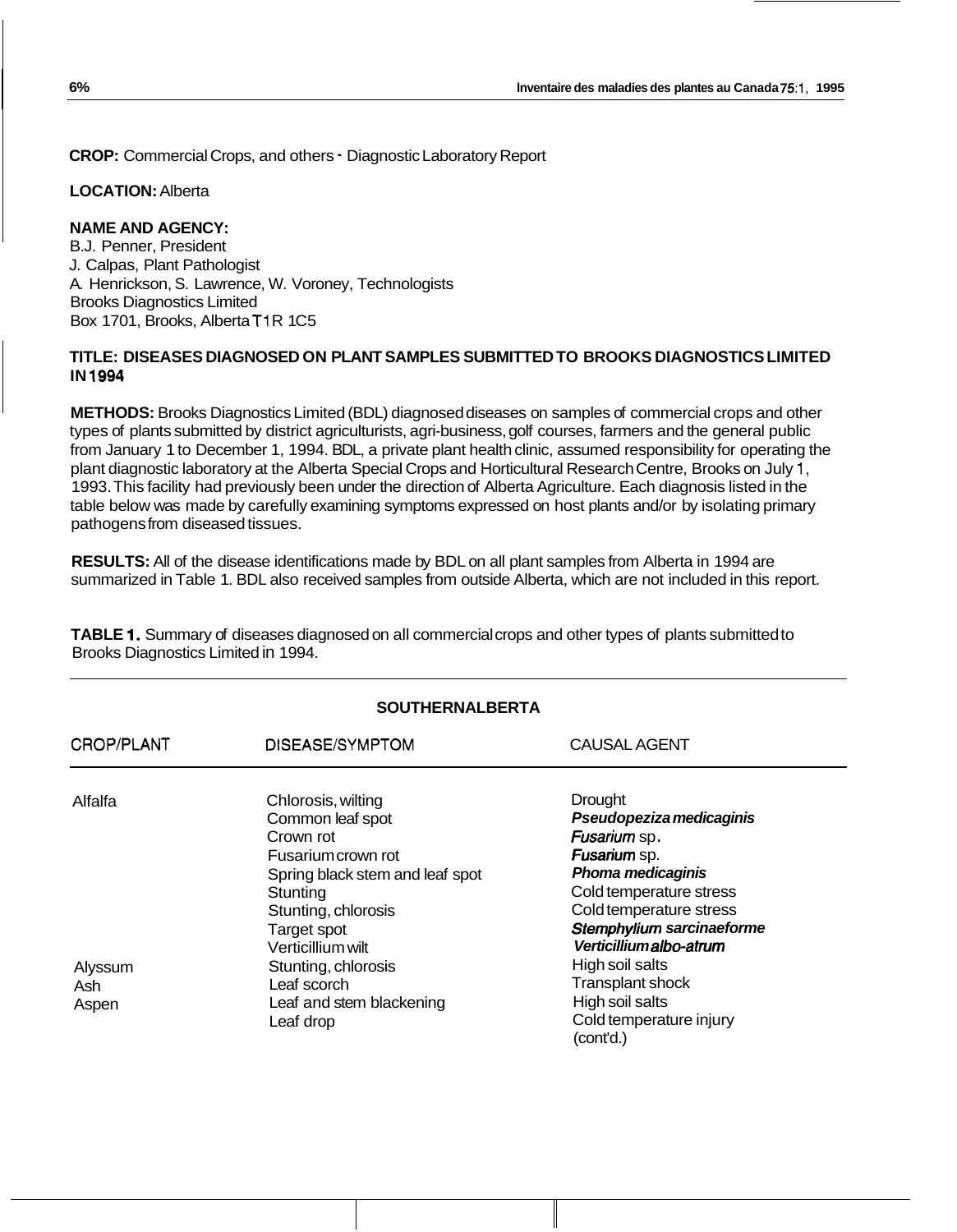**CROP:** Commercial Crops, and others - Diagnostic Laboratory Report

**LOCATION:** Alberta

**NAME AND AGENCY:**
B.J. Penner, President
J. Calpas, Plant Pathologist
A. Henrickson, S. Lawrence, W. Voroney, Technologists
Brooks Diagnostics Limited
Box 1701, Brooks, Alberta T1R 1C5

**TITLE: DISEASES DIAGNOSED ON PLANT SAMPLES SUBMITTED TO BROOKS DIAGNOSTICS LIMITED IN 1994**

**METHODS:** Brooks Diagnostics Limited (BDL) diagnosed diseases on samples of commercial crops and other types of plants submitted by district agriculturists, agri-business, golf courses, farmers and the general public from January 1 to December 1, 1994. BDL, a private plant health clinic, assumed responsibility for operating the plant diagnostic laboratory at the Alberta Special Crops and Horticultural Research Centre, Brooks on July 1, 1993. This facility had previously been under the direction of Alberta Agriculture. Each diagnosis listed in the table below was made by carefully examining symptoms expressed on host plants and/or by isolating primary pathogens from diseased tissues.

**RESULTS:** All of the disease identifications made by BDL on all plant samples from Alberta in 1994 are summarized in Table 1. BDL also received samples from outside Alberta, which are not included in this report.

**TABLE 1.** Summary of diseases diagnosed on all commercial crops and other types of plants submitted to Brooks Diagnostics Limited in 1994.

| CROP/PLANT | DISEASE/SYMPTOM | CAUSAL AGENT |
|---|---|---|
| **SOUTHERN ALBERTA** | | |
| Alfalfa | Chlorosis, wilting | Drought |
| | Common leaf spot | ***Pseudopeziza medicaginis*** |
| | Crown rot | ***Fusarium*** sp. |
| | Fusarium crown rot | ***Fusarium*** sp. |
| | Spring black stem and leaf spot | ***Phoma medicaginis*** |
| | Stunting | Cold temperature stress |
| | Stunting, chlorosis | Cold temperature stress |
| | Target spot | ***Stemphylium sarcinaeforme*** |
| | Verticillium wilt | ***Verticillium albo-atrum*** |
| Alyssum | Stunting, chlorosis | High soil salts |
| Ash | Leaf scorch | Transplant shock |
| Aspen | Leaf and stem blackening | High soil salts |
| | Leaf drop | Cold temperature injury |

(cont'd.)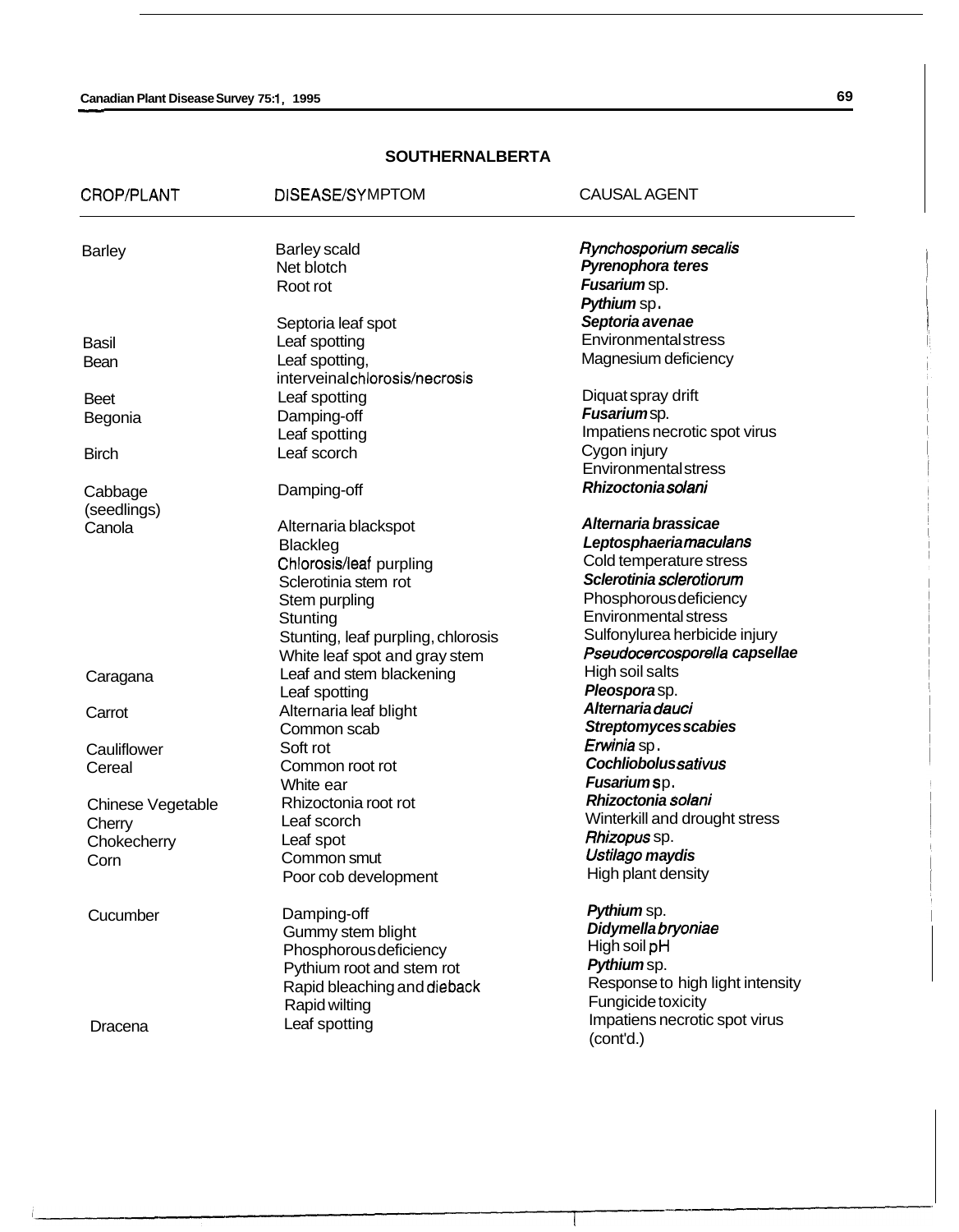## SOUTHERN ALBERTA

| CROP/PLANT | DISEASE/SYMPTOM | CAUSAL AGENT |
|---|---|---|
| Barley | Barley scald | ***Rynchosporium secalis*** |
| | Net blotch | ***Pyrenophora teres*** |
| | Root rot | ***Fusarium*** sp. |
| | | ***Pythium*** sp. |
| | Septoria leaf spot | ***Septoria avenae*** |
| Basil | Leaf spotting | Environmental stress |
| Bean | Leaf spotting, interveinal chlorosis/necrosis | Magnesium deficiency |
| Beet | Leaf spotting | Diquat spray drift |
| Begonia | Damping-off | ***Fusarium*** sp. |
| | Leaf spotting | Impatiens necrotic spot virus |
| Birch | Leaf scorch | Cygon injury |
| | | Environmental stress |
| Cabbage (seedlings) | Damping-off | ***Rhizoctonia solani*** |
| Canola | Alternaria blackspot | ***Alternaria brassicae*** |
| | Blackleg | ***Leptosphaeria maculans*** |
| | Chlorosis/leaf purpling | Cold temperature stress |
| | Sclerotinia stem rot | ***Sclerotinia sclerotiorum*** |
| | Stem purpling | Phosphorous deficiency |
| | Stunting | Environmental stress |
| | Stunting, leaf purpling, chlorosis | Sulfonylurea herbicide injury |
| | White leaf spot and gray stem | ***Pseudocercosporella capsellae*** |
| Caragana | Leaf and stem blackening | High soil salts |
| | Leaf spotting | ***Pleospora*** sp. |
| Carrot | Alternaria leaf blight | ***Alternaria dauci*** |
| | Common scab | ***Streptomyces scabies*** |
| Cauliflower | Soft rot | ***Erwinia*** sp. |
| Cereal | Common root rot | ***Cochliobolus sativus*** |
| | White ear | ***Fusarium*** sp. |
| Chinese Vegetable | Rhizoctonia root rot | ***Rhizoctonia solani*** |
| Cherry | Leaf scorch | Winterkill and drought stress |
| Chokecherry | Leaf spot | ***Rhizopus*** sp. |
| Corn | Common smut | ***Ustilago maydis*** |
| | Poor cob development | High plant density |
| Cucumber | Damping-off | ***Pythium*** sp. |
| | Gummy stem blight | ***Didymella bryoniae*** |
| | Phosphorous deficiency | High soil pH |
| | Pythium root and stem rot | ***Pythium*** sp. |
| | Rapid bleaching and dieback | Response to high light intensity |
| | Rapid wilting | Fungicide toxicity |
| Dracena | Leaf spotting | Impatiens necrotic spot virus |

(cont'd.)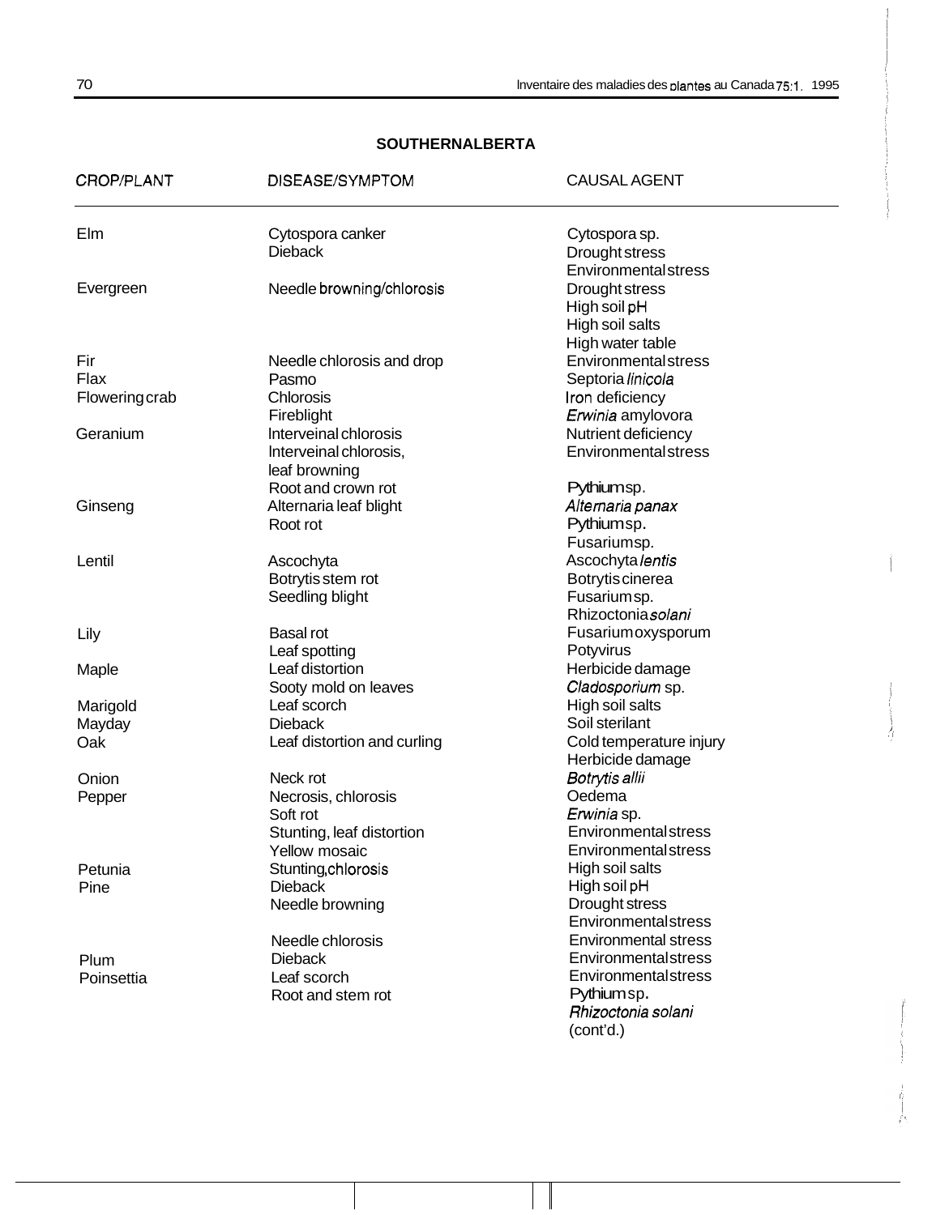## SOUTHERN ALBERTA

| CROP/PLANT | DISEASE/SYMPTOM | CAUSAL AGENT |
|---|---|---|
| Elm | Cytospora canker | Cytospora sp. |
| | Dieback | Drought stress |
| | | Environmental stress |
| Evergreen | Needle browning/chlorosis | Drought stress |
| | | High soil pH |
| | | High soil salts |
| | | High water table |
| Fir | Needle chlorosis and drop | Environmental stress |
| Flax | Pasmo | Septoria *linicola* |
| Flowering crab | Chlorosis | Iron deficiency |
| | Fireblight | *Erwinia* amylovora |
| Geranium | Interveinal chlorosis | Nutrient deficiency |
| | Interveinal chlorosis, leaf browning | Environmental stress |
| | Root and crown rot | Pythium sp. |
| Ginseng | Alternaria leaf blight | *Alternaria panax* |
| | Root rot | Pythium sp. |
| | | Fusarium sp. |
| Lentil | Ascochyta | Ascochyta *lentis* |
| | Botrytis stem rot | Botrytis cinerea |
| | Seedling blight | Fusarium sp. |
| | | Rhizoctonia *solani* |
| Lily | Basal rot | Fusarium oxysporum |
| | Leaf spotting | Potyvirus |
| Maple | Leaf distortion | Herbicide damage |
| | Sooty mold on leaves | *Cladosporium* sp. |
| Marigold | Leaf scorch | High soil salts |
| Mayday | Dieback | Soil sterilant |
| Oak | Leaf distortion and curling | Cold temperature injury |
| | | Herbicide damage |
| Onion | Neck rot | *Botrytis allii* |
| Pepper | Necrosis, chlorosis | Oedema |
| | Soft rot | *Erwinia* sp. |
| | Stunting, leaf distortion | Environmental stress |
| | Yellow mosaic | Environmental stress |
| Petunia | Stunting, chlorosis | High soil salts |
| Pine | Dieback | High soil pH |
| | Needle browning | Drought stress |
| | | Environmental stress |
| | Needle chlorosis | Environmental stress |
| Plum | Dieback | Environmental stress |
| Poinsettia | Leaf scorch | Environmental stress |
| | Root and stem rot | Pythium sp. |
| | | *Rhizoctonia solani* |

(cont'd.)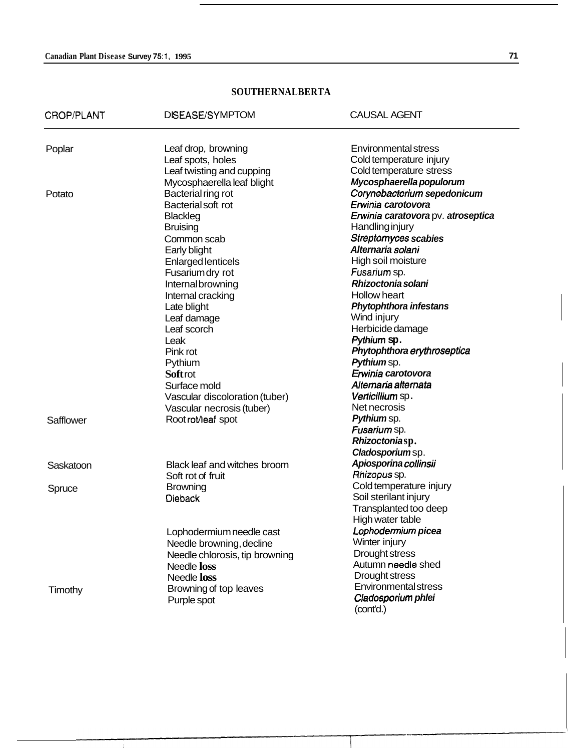## SOUTHERN ALBERTA

| CROP/PLANT | DISEASE/SYMPTOM | CAUSAL AGENT |
|---|---|---|
| Poplar | Leaf drop, browning | Environmental stress |
| | Leaf spots, holes | Cold temperature injury |
| | Leaf twisting and cupping | Cold temperature stress |
| | Mycosphaerella leaf blight | ***Mycosphaerella populorum*** |
| Potato | Bacterial ring rot | ***Corynebacterium sepedonicum*** |
| | Bacterial soft rot | ***Erwinia carotovora*** |
| | Blackleg | ***Erwinia caratovora*** pv. ***atroseptica*** |
| | Bruising | Handling injury |
| | Common scab | ***Streptomyces scabies*** |
| | Early blight | ***Alternaria solani*** |
| | Enlarged lenticels | High soil moisture |
| | Fusarium dry rot | ***Fusarium*** sp. |
| | Internal browning | ***Rhizoctonia solani*** |
| | Internal cracking | Hollow heart |
| | Late blight | ***Phytophthora infestans*** |
| | Leaf damage | Wind injury |
| | Leaf scorch | Herbicide damage |
| | Leak | ***Pythium*** sp. |
| | Pink rot | ***Phytophthora erythroseptica*** |
| | Pythium | ***Pythium*** sp. |
| | Soft rot | ***Erwinia carotovora*** |
| | Surface mold | ***Alternaria alternata*** |
| | Vascular discoloration (tuber) | ***Verticillium*** sp. |
| | Vascular necrosis (tuber) | Net necrosis |
| Safflower | Root rot/leaf spot | ***Pythium*** sp. |
| | | ***Fusarium*** sp. |
| | | ***Rhizoctonia*** sp. |
| | | ***Cladosporium*** sp. |
| Saskatoon | Black leaf and witches broom | ***Apiosporina collinsii*** |
| | Soft rot of fruit | ***Rhizopus*** sp. |
| Spruce | Browning | Cold temperature injury |
| | Dieback | Soil sterilant injury |
| | | Transplanted too deep |
| | | High water table |
| | Lophodermium needle cast | ***Lophodermium picea*** |
| | Needle browning, decline | Winter injury |
| | Needle chlorosis, tip browning | Drought stress |
| | Needle loss | Autumn needle shed |
| | Needle loss | Drought stress |
| Timothy | Browning of top leaves | Environmental stress |
| | Purple spot | ***Cladosporium phlei*** |

(cont'd.)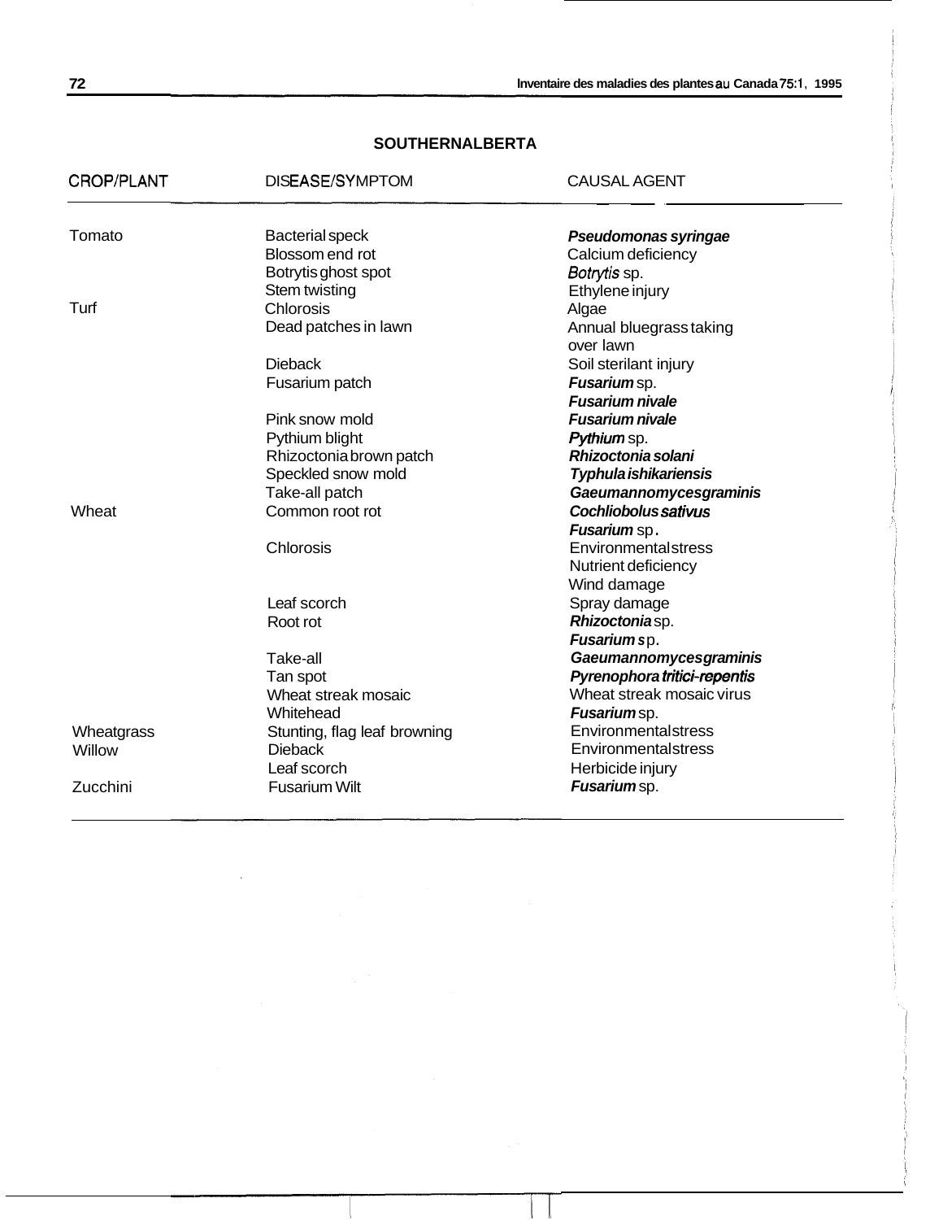## SOUTHERNALBERTA

| CROP/PLANT | DISEASE/SYMPTOM | CAUSAL AGENT |
|---|---|---|
| Tomato | Bacterial speck | ***Pseudomonas syringae*** |
| | Blossom end rot | Calcium deficiency |
| | Botrytis ghost spot | *Botrytis* sp. |
| | Stem twisting | Ethylene injury |
| Turf | Chlorosis | Algae |
| | Dead patches in lawn | Annual bluegrass taking over lawn |
| | Dieback | Soil sterilant injury |
| | Fusarium patch | ***Fusarium*** sp. |
| | | ***Fusarium nivale*** |
| | Pink snow mold | ***Fusarium nivale*** |
| | Pythium blight | ***Pythium*** sp. |
| | Rhizoctonia brown patch | ***Rhizoctonia solani*** |
| | Speckled snow mold | ***Typhula ishikariensis*** |
| | Take-all patch | ***Gaeumannomyces graminis*** |
| Wheat | Common root rot | ***Cochliobolus sativus*** |
| | | ***Fusarium*** sp. |
| | Chlorosis | Environmental stress |
| | | Nutrient deficiency |
| | | Wind damage |
| | Leaf scorch | Spray damage |
| | Root rot | ***Rhizoctonia*** sp. |
| | | ***Fusarium*** sp. |
| | Take-all | ***Gaeumannomyces graminis*** |
| | Tan spot | ***Pyrenophora tritici-repentis*** |
| | Wheat streak mosaic | Wheat streak mosaic virus |
| | Whitehead | ***Fusarium*** sp. |
| Wheatgrass | Stunting, flag leaf browning | Environmental stress |
| Willow | Dieback | Environmental stress |
| | Leaf scorch | Herbicide injury |
| Zucchini | Fusarium Wilt | ***Fusarium*** sp. |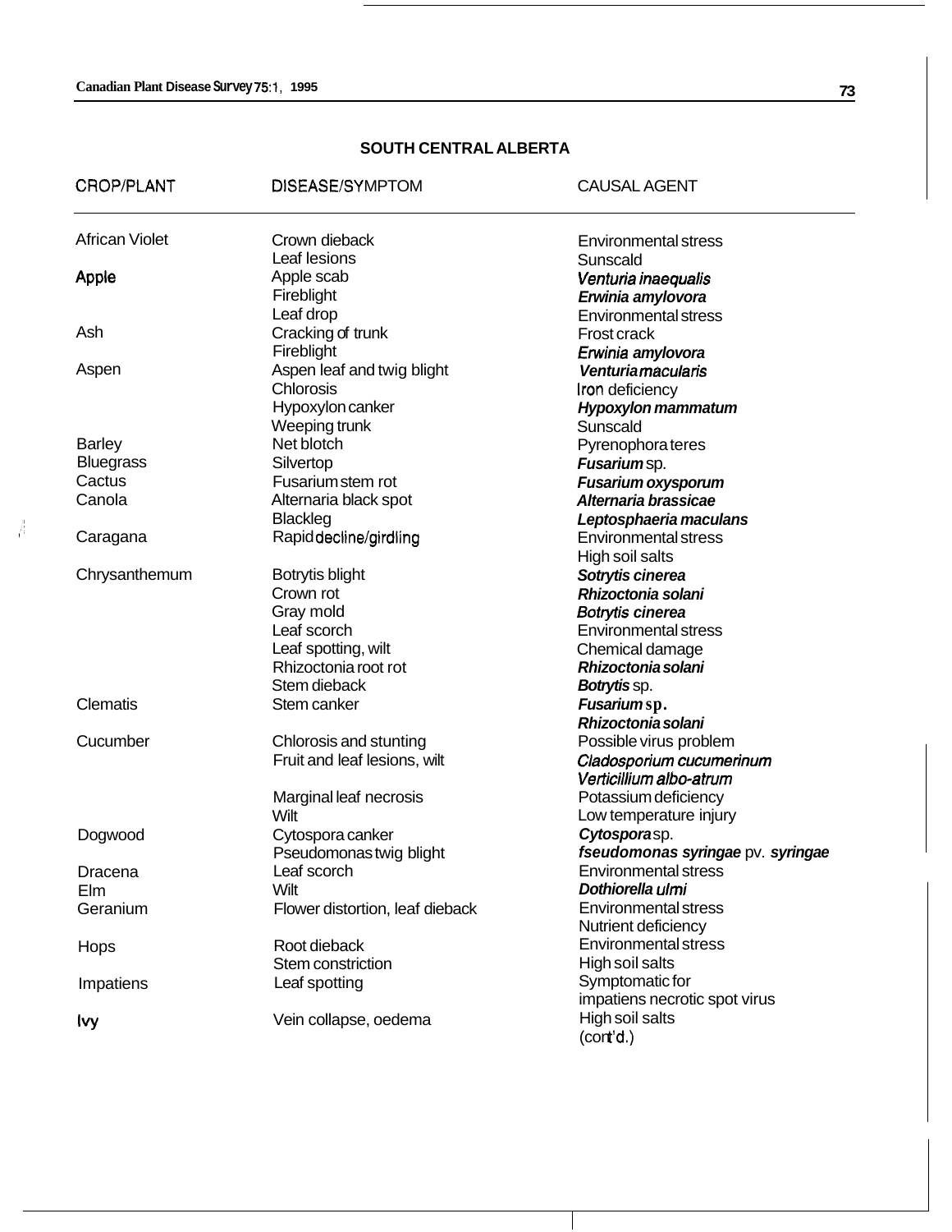## SOUTH CENTRAL ALBERTA

| CROP/PLANT | DISEASE/SYMPTOM | CAUSAL AGENT |
|---|---|---|
| African Violet | Crown dieback | Environmental stress |
| | Leaf lesions | Sunscald |
| Apple | Apple scab | *Venturia inaequalis* |
| | Fireblight | *Erwinia amylovora* |
| | Leaf drop | Environmental stress |
| Ash | Cracking of trunk | Frost crack |
| | Fireblight | *Erwinia amylovora* |
| Aspen | Aspen leaf and twig blight | *Venturia macularis* |
| | Chlorosis | Iron deficiency |
| | Hypoxylon canker | *Hypoxylon mammatum* |
| | Weeping trunk | Sunscald |
| Barley | Net blotch | Pyrenophora teres |
| Bluegrass | Silvertop | *Fusarium* sp. |
| Cactus | Fusarium stem rot | *Fusarium oxysporum* |
| Canola | Alternaria black spot | *Alternaria brassicae* |
| | Blackleg | *Leptosphaeria maculans* |
| Caragana | Rapid decline/girdling | Environmental stress |
| | | High soil salts |
| Chrysanthemum | Botrytis blight | *Sotrytis cinerea* |
| | Crown rot | *Rhizoctonia solani* |
| | Gray mold | *Botrytis cinerea* |
| | Leaf scorch | Environmental stress |
| | Leaf spotting, wilt | Chemical damage |
| | Rhizoctonia root rot | *Rhizoctonia solani* |
| | Stem dieback | *Botrytis* sp. |
| Clematis | Stem canker | *Fusarium* sp. |
| | | *Rhizoctonia solani* |
| Cucumber | Chlorosis and stunting | Possible virus problem |
| | Fruit and leaf lesions, wilt | *Cladosporium cucumerinum* |
| | | *Verticillium albo-atrum* |
| | Marginal leaf necrosis | Potassium deficiency |
| | Wilt | Low temperature injury |
| Dogwood | Cytospora canker | *Cytospora* sp. |
| | Pseudomonas twig blight | *fseudomonas syringae* pv. *syringae* |
| Dracena | Leaf scorch | Environmental stress |
| Elm | Wilt | *Dothiorella ulmi* |
| Geranium | Flower distortion, leaf dieback | Environmental stress |
| | | Nutrient deficiency |
| Hops | Root dieback | Environmental stress |
| | Stem constriction | High soil salts |
| Impatiens | Leaf spotting | Symptomatic for impatiens necrotic spot virus |
| Ivy | Vein collapse, oedema | High soil salts |

(cont'd.)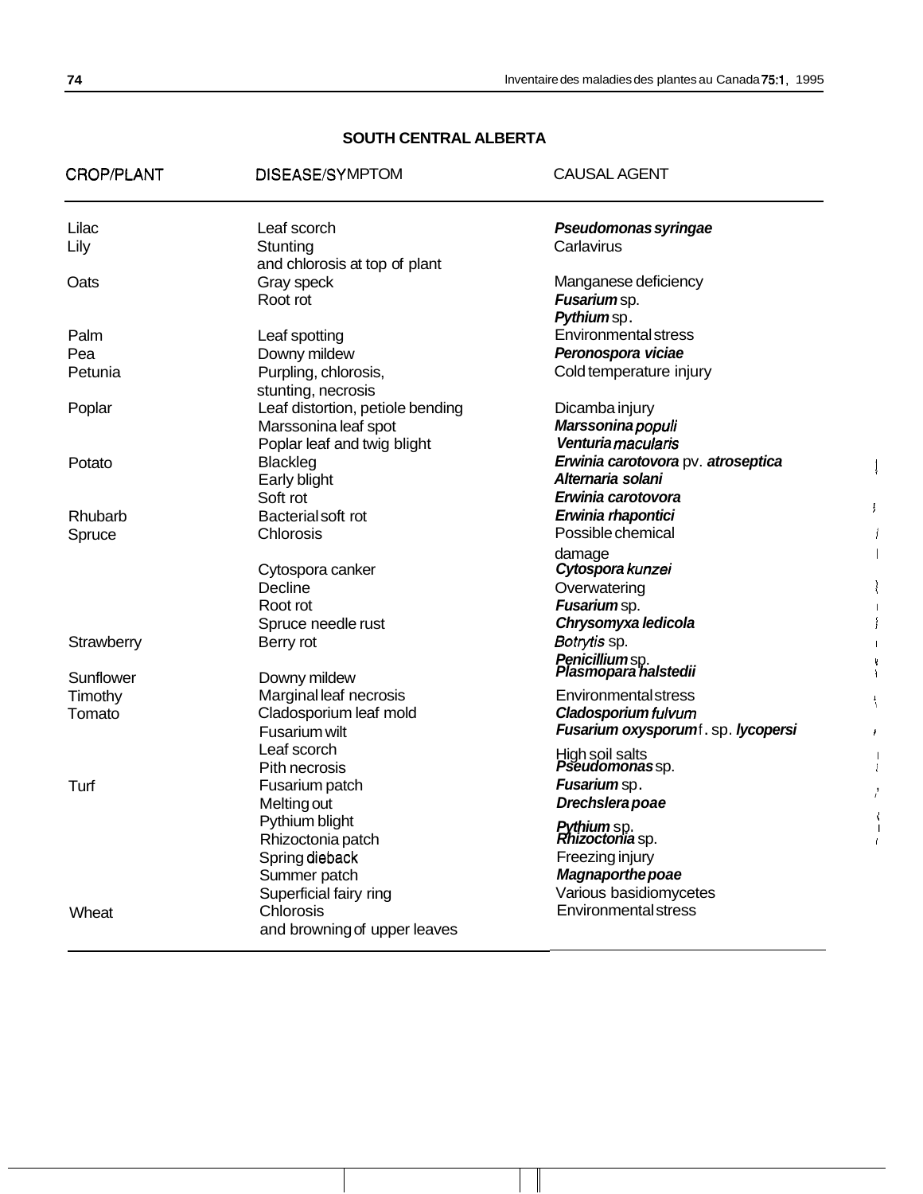## SOUTH CENTRAL ALBERTA

| CROP/PLANT | DISEASE/SYMPTOM | CAUSAL AGENT |
|---|---|---|
| Lilac | Leaf scorch | ***Pseudomonas syringae*** |
| Lily | Stunting and chlorosis at top of plant | Carlavirus |
| Oats | Gray speck | Manganese deficiency |
| | Root rot | ***Fusarium*** sp. |
| | | ***Pythium*** sp. |
| Palm | Leaf spotting | Environmental stress |
| Pea | Downy mildew | ***Peronospora viciae*** |
| Petunia | Purpling, chlorosis, stunting, necrosis | Cold temperature injury |
| Poplar | Leaf distortion, petiole bending | Dicamba injury |
| | Marssonina leaf spot | ***Marssonina populi*** |
| | Poplar leaf and twig blight | ***Venturia macularis*** |
| Potato | Blackleg | ***Erwinia carotovora*** pv. ***atroseptica*** |
| | Early blight | ***Alternaria solani*** |
| | Soft rot | ***Erwinia carotovora*** |
| Rhubarb | Bacterial soft rot | ***Erwinia rhapontici*** |
| Spruce | Chlorosis | Possible chemical damage |
| | Cytospora canker | ***Cytospora kunzei*** |
| | Decline | Overwatering |
| | Root rot | ***Fusarium*** sp. |
| | Spruce needle rust | ***Chrysomyxa ledicola*** |
| Strawberry | Berry rot | ***Botrytis*** sp. |
| | | ***Penicillium*** sp. |
| Sunflower | Downy mildew | ***Plasmopara halstedii*** |
| Timothy | Marginal leaf necrosis | Environmental stress |
| Tomato | Cladosporium leaf mold | ***Cladosporium fulvum*** |
| | Fusarium wilt | ***Fusarium oxysporum*** f. sp. ***lycopersi*** |
| | Leaf scorch | High soil salts |
| | Pith necrosis | ***Pseudomonas*** sp. |
| Turf | Fusarium patch | ***Fusarium*** sp. |
| | Melting out | ***Drechslera poae*** |
| | Pythium blight | ***Pythium*** sp. |
| | Rhizoctonia patch | ***Rhizoctonia*** sp. |
| | Spring dieback | Freezing injury |
| | Summer patch | ***Magnaporthe poae*** |
| | Superficial fairy ring | Various basidiomycetes |
| Wheat | Chlorosis and browning of upper leaves | Environmental stress |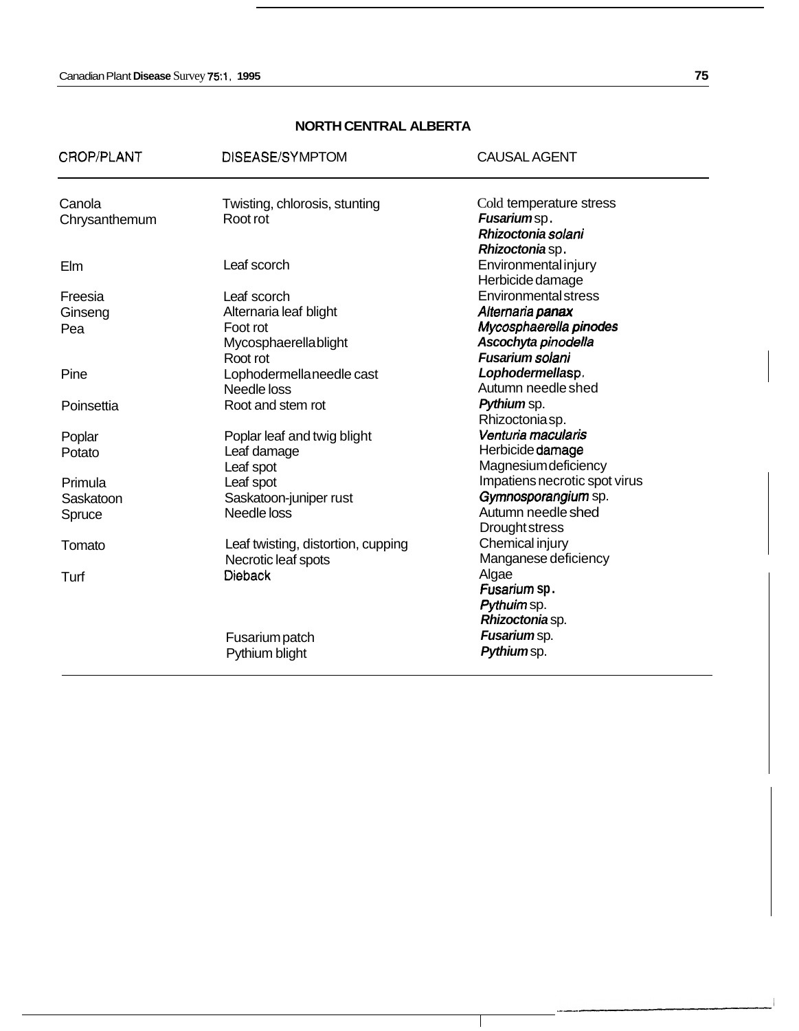## NORTH CENTRAL ALBERTA

| CROP/PLANT | DISEASE/SYMPTOM | CAUSAL AGENT |
|---|---|---|
| Canola | Twisting, chlorosis, stunting | Cold temperature stress |
| Chrysanthemum | Root rot | *Fusarium* sp. |
| | | *Rhizoctonia solani* |
| | | *Rhizoctonia* sp. |
| Elm | Leaf scorch | Environmental injury |
| | | Herbicide damage |
| Freesia | Leaf scorch | Environmental stress |
| Ginseng | Alternaria leaf blight | *Alternaria panax* |
| Pea | Foot rot | *Mycosphaerella pinodes* |
| | Mycosphaerella blight | *Ascochyta pinodella* |
| | Root rot | *Fusarium solani* |
| Pine | Lophodermella needle cast | *Lophodermella* sp. |
| | Needle loss | Autumn needle shed |
| Poinsettia | Root and stem rot | *Pythium* sp. |
| | | Rhizoctonia sp. |
| Poplar | Poplar leaf and twig blight | *Venturia macularis* |
| Potato | Leaf damage | Herbicide damage |
| | Leaf spot | Magnesium deficiency |
| Primula | Leaf spot | Impatiens necrotic spot virus |
| Saskatoon | Saskatoon-juniper rust | *Gymnosporangium* sp. |
| Spruce | Needle loss | Autumn needle shed |
| | | Drought stress |
| Tomato | Leaf twisting, distortion, cupping | Chemical injury |
| | Necrotic leaf spots | Manganese deficiency |
| Turf | Dieback | Algae |
| | | *Fusarium* sp. |
| | | *Pythuim* sp. |
| | | *Rhizoctonia* sp. |
| | Fusarium patch | *Fusarium* sp. |
| | Pythium blight | *Pythium* sp. |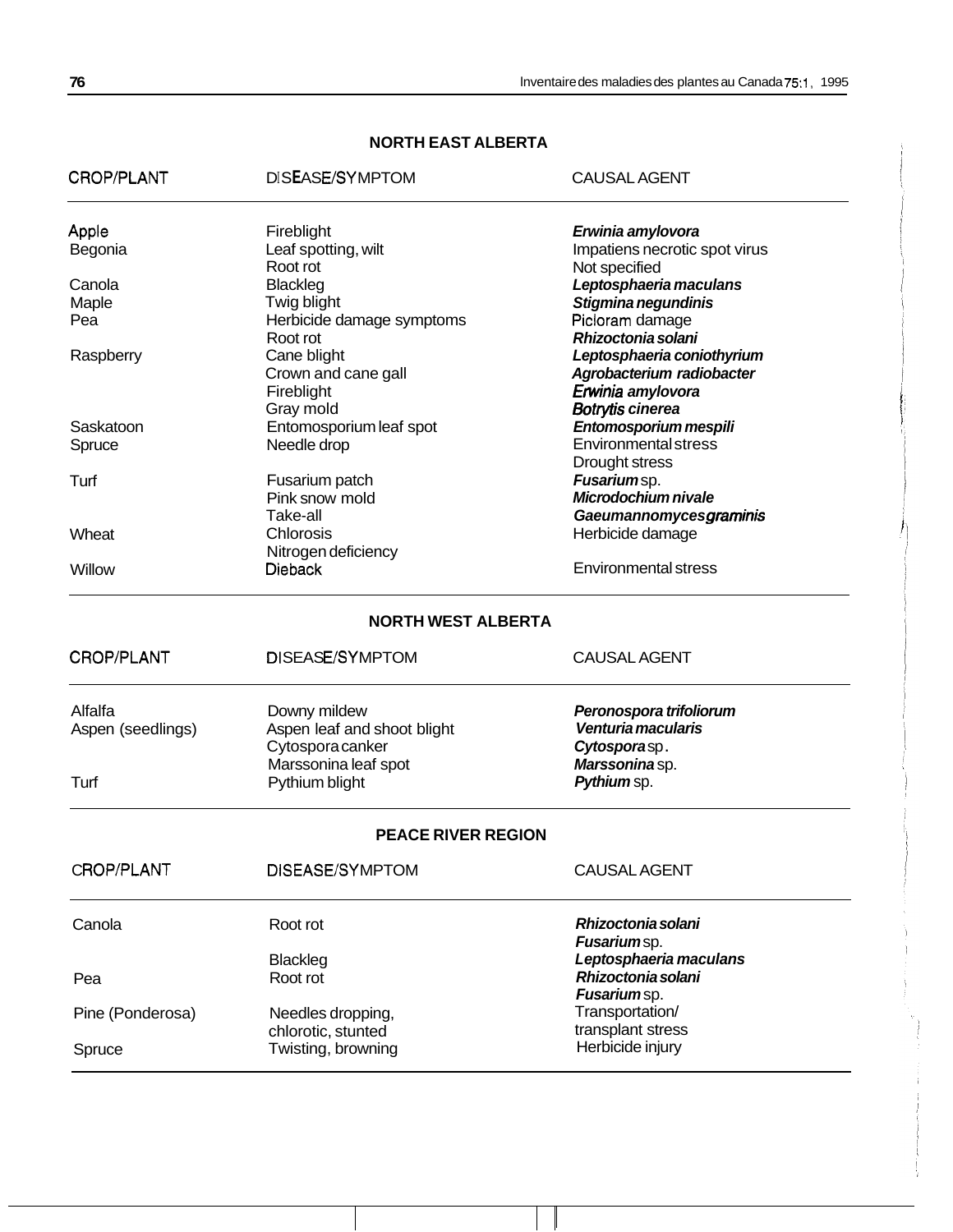## NORTH EAST ALBERTA

| CROP/PLANT | DISEASE/SYMPTOM | CAUSAL AGENT |
|---|---|---|
| Apple | Fireblight | ***Erwinia amylovora*** |
| Begonia | Leaf spotting, wilt | Impatiens necrotic spot virus |
| | Root rot | Not specified |
| Canola | Blackleg | ***Leptosphaeria maculans*** |
| Maple | Twig blight | ***Stigmina negundinis*** |
| Pea | Herbicide damage symptoms | Picloram damage |
| | Root rot | ***Rhizoctonia solani*** |
| Raspberry | Cane blight | ***Leptosphaeria coniothyrium*** |
| | Crown and cane gall | ***Agrobacterium radiobacter*** |
| | Fireblight | ***Erwinia amylovora*** |
| | Gray mold | ***Botrytis cinerea*** |
| Saskatoon | Entomosporium leaf spot | ***Entomosporium mespili*** |
| Spruce | Needle drop | Environmental stress |
| | | Drought stress |
| Turf | Fusarium patch | ***Fusarium*** sp. |
| | Pink snow mold | ***Microdochium nivale*** |
| | Take-all | ***Gaeumannomyces graminis*** |
| Wheat | Chlorosis | Herbicide damage |
| | Nitrogen deficiency | |
| Willow | Dieback | Environmental stress |

## NORTH WEST ALBERTA

| CROP/PLANT | DISEASE/SYMPTOM | CAUSAL AGENT |
|---|---|---|
| Alfalfa | Downy mildew | ***Peronospora trifoliorum*** |
| Aspen (seedlings) | Aspen leaf and shoot blight | ***Venturia macularis*** |
| | Cytospora canker | ***Cytospora*** sp. |
| | Marssonina leaf spot | ***Marssonina*** sp. |
| Turf | Pythium blight | ***Pythium*** sp. |

## PEACE RIVER REGION

| CROP/PLANT | DISEASE/SYMPTOM | CAUSAL AGENT |
|---|---|---|
| Canola | Root rot | ***Rhizoctonia solani*** |
| | | ***Fusarium*** sp. |
| | Blackleg | ***Leptosphaeria maculans*** |
| Pea | Root rot | ***Rhizoctonia solani*** |
| | | ***Fusarium*** sp. |
| Pine (Ponderosa) | Needles dropping, chlorotic, stunted | Transportation/ transplant stress |
| Spruce | Twisting, browning | Herbicide injury |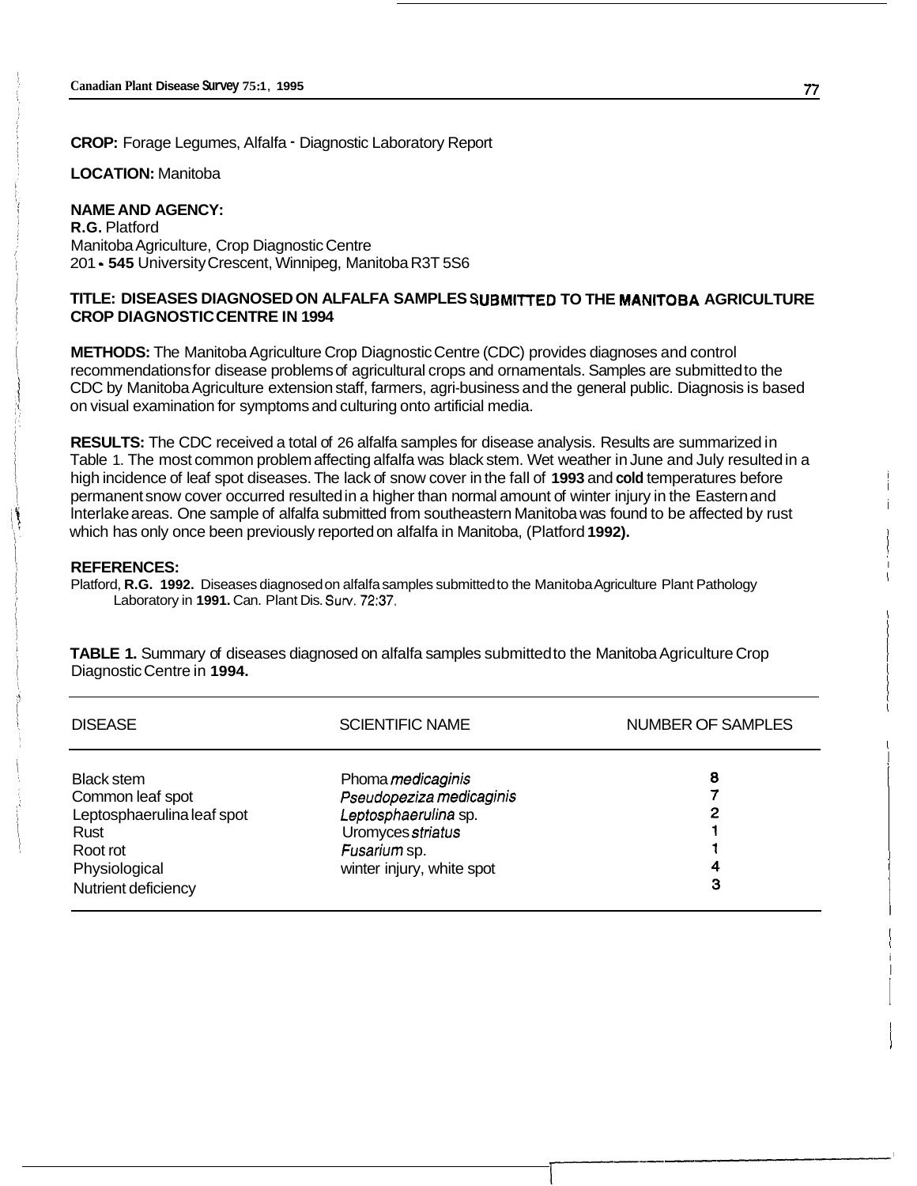**CROP:** Forage Legumes, Alfalfa - Diagnostic Laboratory Report

**LOCATION:** Manitoba

**NAME AND AGENCY:**
**R.G.** Platford
Manitoba Agriculture, Crop Diagnostic Centre
201 - **545** University Crescent, Winnipeg, Manitoba R3T 5S6

**TITLE: DISEASES DIAGNOSED ON ALFALFA SAMPLES SUBMITTED TO THE MANITOBA AGRICULTURE CROP DIAGNOSTIC CENTRE IN 1994**

**METHODS:** The Manitoba Agriculture Crop Diagnostic Centre (CDC) provides diagnoses and control recommendations for disease problems of agricultural crops and ornamentals. Samples are submitted to the CDC by Manitoba Agriculture extension staff, farmers, agri-business and the general public. Diagnosis is based on visual examination for symptoms and culturing onto artificial media.

**RESULTS:** The CDC received a total of 26 alfalfa samples for disease analysis. Results are summarized in Table 1. The most common problem affecting alfalfa was black stem. Wet weather in June and July resulted in a high incidence of leaf spot diseases. The lack of snow cover in the fall of **1993** and **cold** temperatures before permanent snow cover occurred resulted in a higher than normal amount of winter injury in the Eastern and Interlake areas. One sample of alfalfa submitted from southeastern Manitoba was found to be affected by rust which has only once been previously reported on alfalfa in Manitoba, (Platford **1992).**

**REFERENCES:**

Platford, **R.G. 1992.** Diseases diagnosed on alfalfa samples submitted to the Manitoba Agriculture Plant Pathology Laboratory in **1991.** Can. Plant Dis. Surv. 72:37.

**TABLE 1.** Summary of diseases diagnosed on alfalfa samples submitted to the Manitoba Agriculture Crop Diagnostic Centre in **1994.**

| DISEASE | SCIENTIFIC NAME | NUMBER OF SAMPLES |
|---|---|---|
| Black stem | Phoma *medicaginis* | 8 |
| Common leaf spot | *Pseudopeziza medicaginis* | 7 |
| Leptosphaerulina leaf spot | *Leptosphaerulina* sp. | 2 |
| Rust | Uromyces *striatus* | 1 |
| Root rot | *Fusarium* sp. | 1 |
| Physiological | winter injury, white spot | 4 |
| Nutrient deficiency | | 3 |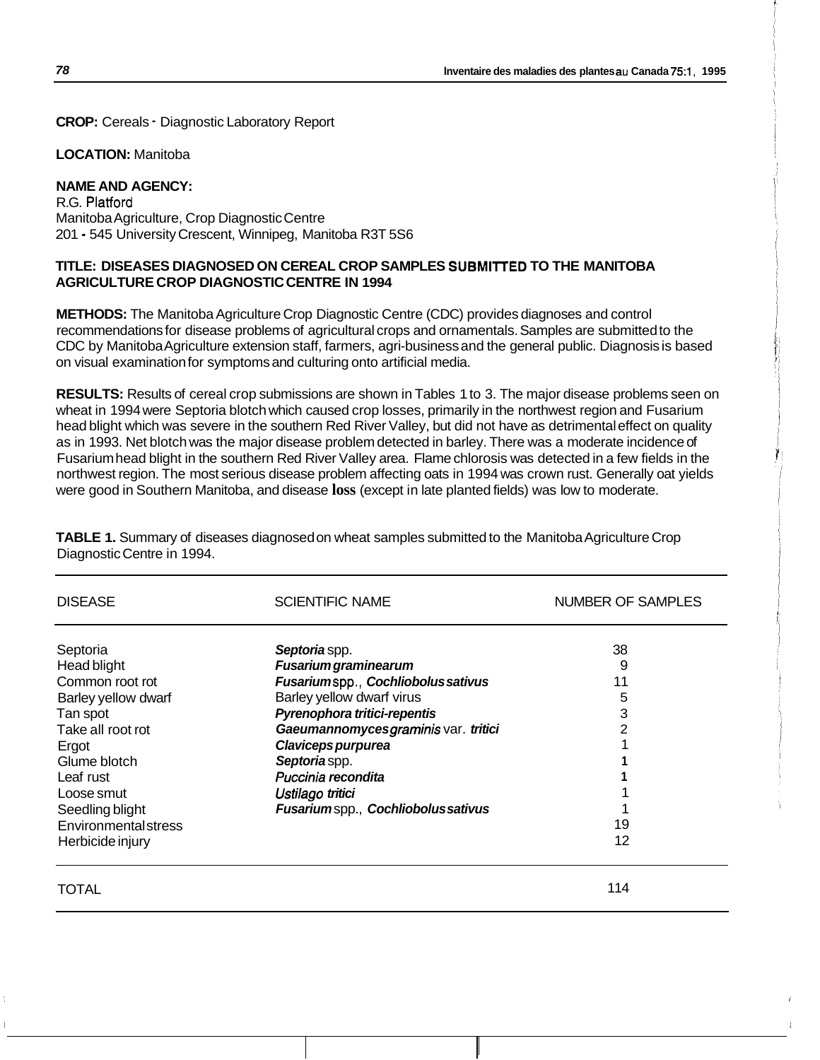**CROP:** Cereals - Diagnostic Laboratory Report

**LOCATION:** Manitoba

**NAME AND AGENCY:**
R.G. Platford
Manitoba Agriculture, Crop Diagnostic Centre
201 - 545 University Crescent, Winnipeg, Manitoba R3T 5S6

**TITLE: DISEASES DIAGNOSED ON CEREAL CROP SAMPLES SUBMITTED TO THE MANITOBA AGRICULTURE CROP DIAGNOSTIC CENTRE IN 1994**

**METHODS:** The Manitoba Agriculture Crop Diagnostic Centre (CDC) provides diagnoses and control recommendations for disease problems of agricultural crops and ornamentals. Samples are submitted to the CDC by Manitoba Agriculture extension staff, farmers, agri-business and the general public. Diagnosis is based on visual examination for symptoms and culturing onto artificial media.

**RESULTS:** Results of cereal crop submissions are shown in Tables 1 to 3. The major disease problems seen on wheat in 1994 were Septoria blotch which caused crop losses, primarily in the northwest region and Fusarium head blight which was severe in the southern Red River Valley, but did not have as detrimental effect on quality as in 1993. Net blotch was the major disease problem detected in barley. There was a moderate incidence of Fusarium head blight in the southern Red River Valley area. Flame chlorosis was detected in a few fields in the northwest region. The most serious disease problem affecting oats in 1994 was crown rust. Generally oat yields were good in Southern Manitoba, and disease loss (except in late planted fields) was low to moderate.

**TABLE 1.** Summary of diseases diagnosed on wheat samples submitted to the Manitoba Agriculture Crop Diagnostic Centre in 1994.

| DISEASE | SCIENTIFIC NAME | NUMBER OF SAMPLES |
|---|---|---|
| Septoria | ***Septoria*** spp. | 38 |
| Head blight | ***Fusarium graminearum*** | 9 |
| Common root rot | ***Fusarium*** spp., ***Cochliobolus sativus*** | 11 |
| Barley yellow dwarf | Barley yellow dwarf virus | 5 |
| Tan spot | ***Pyrenophora tritici-repentis*** | 3 |
| Take all root rot | ***Gaeumannomyces graminis*** var. ***tritici*** | 2 |
| Ergot | ***Claviceps purpurea*** | 1 |
| Glume blotch | ***Septoria*** spp. | 1 |
| Leaf rust | ***Puccinia recondita*** | 1 |
| Loose smut | ***Ustilago tritici*** | 1 |
| Seedling blight | ***Fusarium*** spp., ***Cochliobolus sativus*** | 1 |
| Environmental stress | | 19 |
| Herbicide injury | | 12 |
| TOTAL | | 114 |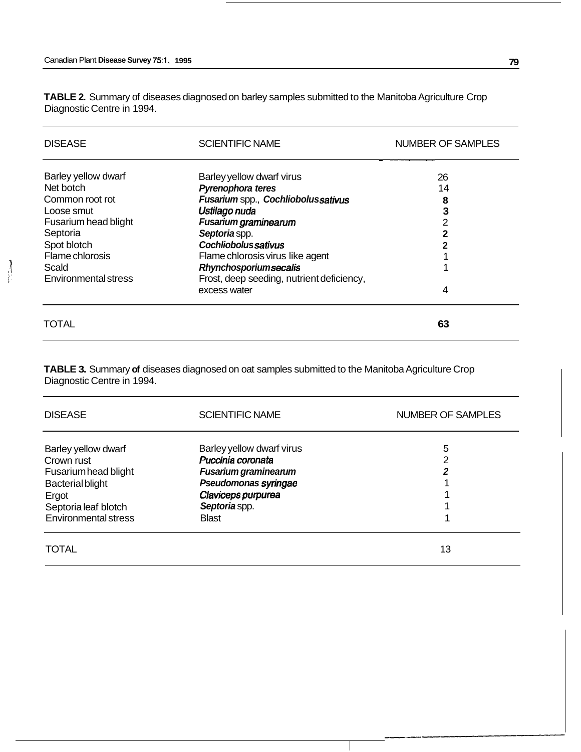**TABLE 2.** Summary of diseases diagnosed on barley samples submitted to the Manitoba Agriculture Crop Diagnostic Centre in 1994.

| DISEASE | SCIENTIFIC NAME | NUMBER OF SAMPLES |
|---|---|---|
| Barley yellow dwarf | Barley yellow dwarf virus | 26 |
| Net botch | ***Pyrenophora teres*** | 14 |
| Common root rot | ***Fusarium*** spp., ***Cochliobolus sativus*** | 8 |
| Loose smut | ***Ustilago nuda*** | 3 |
| Fusarium head blight | ***Fusarium graminearum*** | 2 |
| Septoria | ***Septoria*** spp. | 2 |
| Spot blotch | ***Cochliobolus sativus*** | 2 |
| Flame chlorosis | Flame chlorosis virus like agent | 1 |
| Scald | ***Rhynchosporium secalis*** | 1 |
| Environmental stress | Frost, deep seeding, nutrient deficiency, excess water | 4 |
| TOTAL | | **63** |

**TABLE 3.** Summary **of** diseases diagnosed on oat samples submitted to the Manitoba Agriculture Crop Diagnostic Centre in 1994.

| DISEASE | SCIENTIFIC NAME | NUMBER OF SAMPLES |
|---|---|---|
| Barley yellow dwarf | Barley yellow dwarf virus | 5 |
| Crown rust | ***Puccinia coronata*** | 2 |
| Fusarium head blight | ***Fusarium graminearum*** | 2 |
| Bacterial blight | ***Pseudomonas syringae*** | 1 |
| Ergot | ***Claviceps purpurea*** | 1 |
| Septoria leaf blotch | ***Septoria*** spp. | 1 |
| Environmental stress | Blast | 1 |
| TOTAL | | 13 |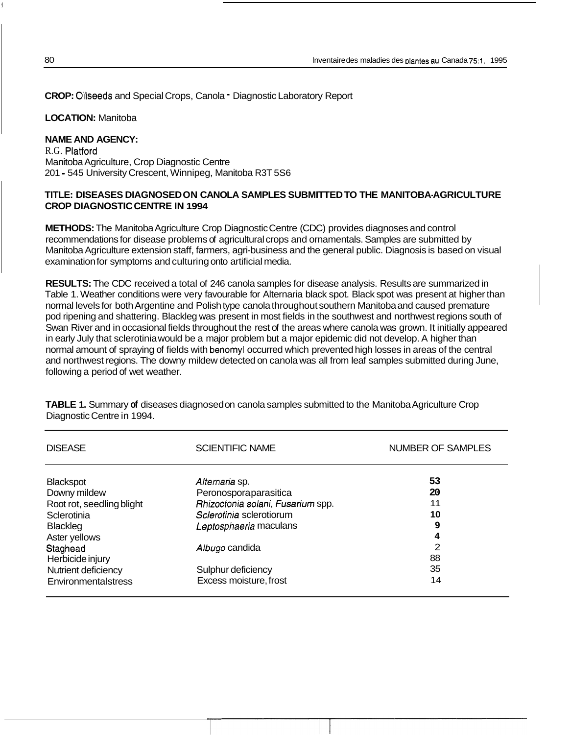**CROP:** Oilseeds and Special Crops, Canola - Diagnostic Laboratory Report

**LOCATION:** Manitoba

**NAME AND AGENCY:**
R.G. Platford
Manitoba Agriculture, Crop Diagnostic Centre
201 - 545 University Crescent, Winnipeg, Manitoba R3T 5S6

**TITLE: DISEASES DIAGNOSED ON CANOLA SAMPLES SUBMITTED TO THE MANITOBA AGRICULTURE CROP DIAGNOSTIC CENTRE IN 1994**

**METHODS:** The Manitoba Agriculture Crop Diagnostic Centre (CDC) provides diagnoses and control recommendations for disease problems of agricultural crops and ornamentals. Samples are submitted by Manitoba Agriculture extension staff, farmers, agri-business and the general public. Diagnosis is based on visual examination for symptoms and culturing onto artificial media.

**RESULTS:** The CDC received a total of 246 canola samples for disease analysis. Results are summarized in Table 1. Weather conditions were very favourable for Alternaria black spot. Black spot was present at higher than normal levels for both Argentine and Polish type canola throughout southern Manitoba and caused premature pod ripening and shattering. Blackleg was present in most fields in the southwest and northwest regions south of Swan River and in occasional fields throughout the rest of the areas where canola was grown. It initially appeared in early July that sclerotinia would be a major problem but a major epidemic did not develop. A higher than normal amount of spraying of fields with benomyl occurred which prevented high losses in areas of the central and northwest regions. The downy mildew detected on canola was all from leaf samples submitted during June, following a period of wet weather.

**TABLE 1.** Summary of diseases diagnosed on canola samples submitted to the Manitoba Agriculture Crop Diagnostic Centre in 1994.

| DISEASE | SCIENTIFIC NAME | NUMBER OF SAMPLES |
|---|---|---|
| Blackspot | *Alternaria* sp. | 53 |
| Downy mildew | Peronospora parasitica | 20 |
| Root rot, seedling blight | *Rhizoctonia solani, Fusarium* spp. | 11 |
| Sclerotinia | *Sclerotinia* sclerotiorum | 10 |
| Blackleg | *Leptosphaeria* maculans | 9 |
| Aster yellows | | 4 |
| Staghead | *Albugo* candida | 2 |
| Herbicide injury | | 88 |
| Nutrient deficiency | Sulphur deficiency | 35 |
| Environmental stress | Excess moisture, frost | 14 |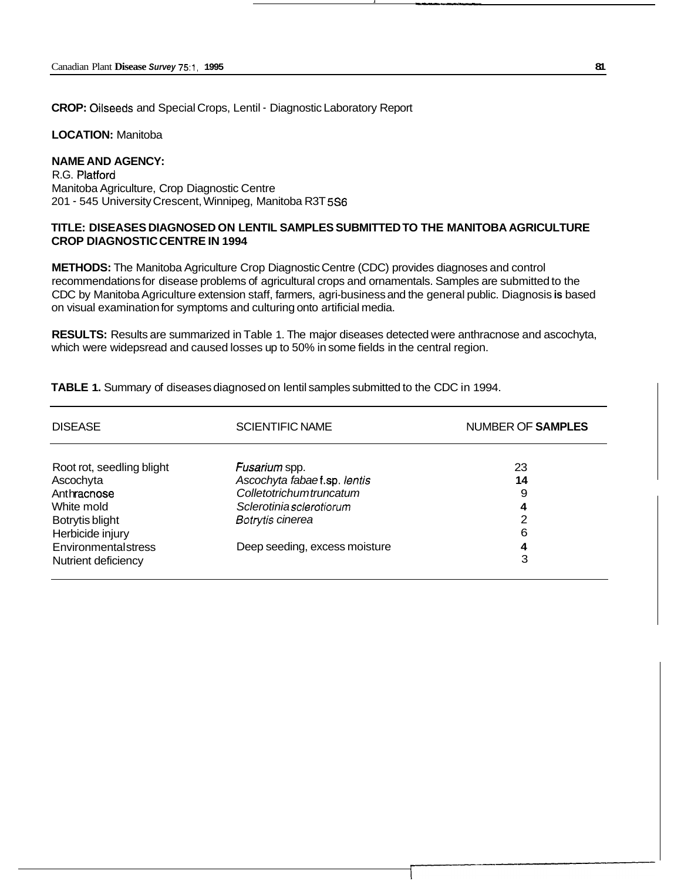**CROP:** Oilseeds and Special Crops, Lentil - Diagnostic Laboratory Report

**LOCATION:** Manitoba

**NAME AND AGENCY:**
R.G. Platford
Manitoba Agriculture, Crop Diagnostic Centre
201 - 545 University Crescent, Winnipeg, Manitoba R3T 5S6

**TITLE: DISEASES DIAGNOSED ON LENTIL SAMPLES SUBMITTED TO THE MANITOBA AGRICULTURE CROP DIAGNOSTIC CENTRE IN 1994**

**METHODS:** The Manitoba Agriculture Crop Diagnostic Centre (CDC) provides diagnoses and control recommendations for disease problems of agricultural crops and ornamentals. Samples are submitted to the CDC by Manitoba Agriculture extension staff, farmers, agri-business and the general public. Diagnosis is based on visual examination for symptoms and culturing onto artificial media.

**RESULTS:** Results are summarized in Table 1. The major diseases detected were anthracnose and ascochyta, which were widepsread and caused losses up to 50% in some fields in the central region.

**TABLE 1.** Summary of diseases diagnosed on lentil samples submitted to the CDC in 1994.

| DISEASE | SCIENTIFIC NAME | NUMBER OF SAMPLES |
|---|---|---|
| Root rot, seedling blight | *Fusarium* spp. | 23 |
| Ascochyta | *Ascochyta fabae* f.sp. *lentis* | 14 |
| Anthracnose | *Colletotrichum truncatum* | 9 |
| White mold | *Sclerotinia sclerotiorum* | 4 |
| Botrytis blight | *Botrytis cinerea* | 2 |
| Herbicide injury | | 6 |
| Environmental stress | Deep seeding, excess moisture | 4 |
| Nutrient deficiency | | 3 |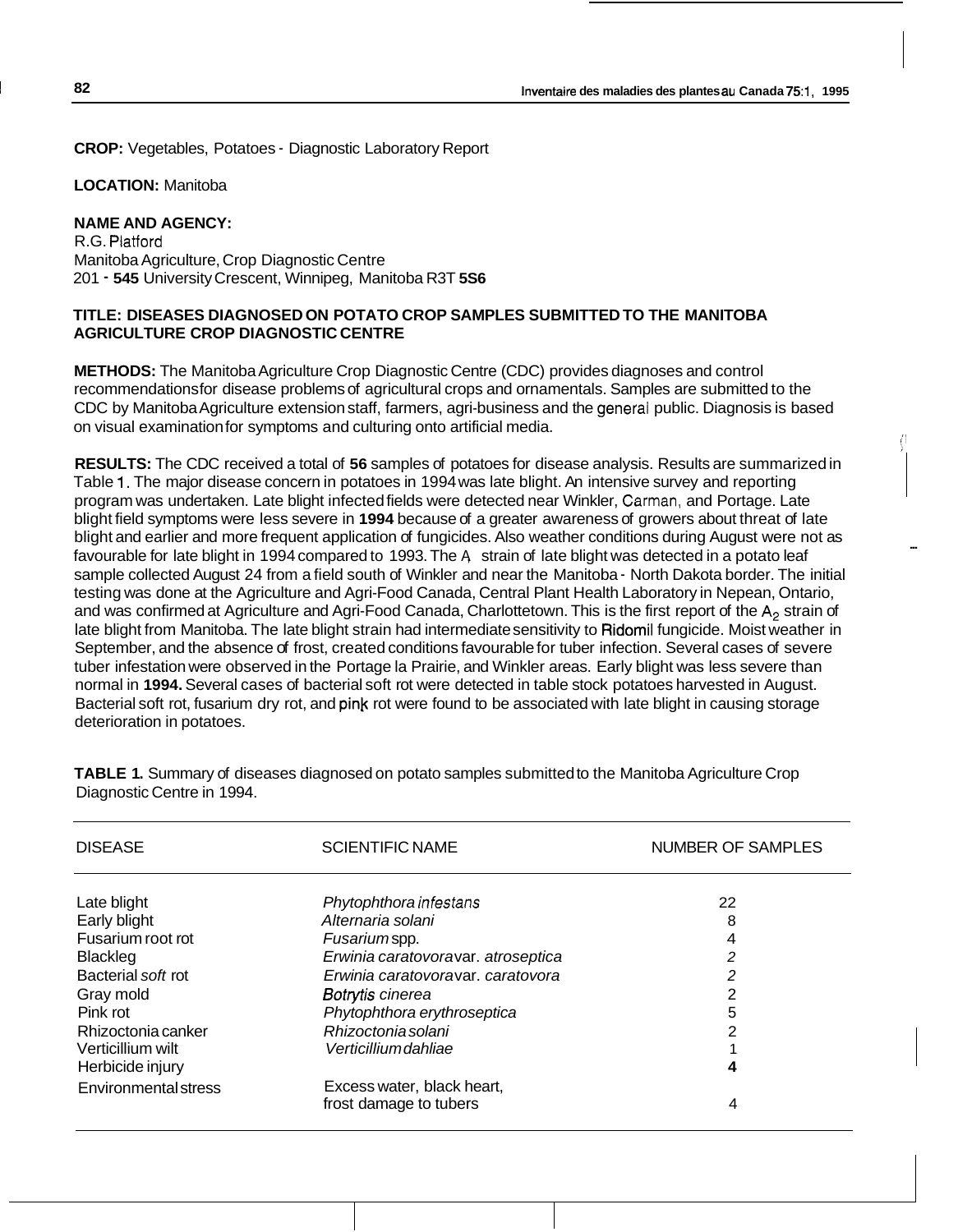**CROP:** Vegetables, Potatoes - Diagnostic Laboratory Report

**LOCATION:** Manitoba

**NAME AND AGENCY:**
R.G. Platford
Manitoba Agriculture, Crop Diagnostic Centre
201 - 545 University Crescent, Winnipeg, Manitoba R3T 5S6

**TITLE: DISEASES DIAGNOSED ON POTATO CROP SAMPLES SUBMITTED TO THE MANITOBA AGRICULTURE CROP DIAGNOSTIC CENTRE**

**METHODS:** The Manitoba Agriculture Crop Diagnostic Centre (CDC) provides diagnoses and control recommendations for disease problems of agricultural crops and ornamentals. Samples are submitted to the CDC by Manitoba Agriculture extension staff, farmers, agri-business and the general public. Diagnosis is based on visual examination for symptoms and culturing onto artificial media.

**RESULTS:** The CDC received a total of **56** samples of potatoes for disease analysis. Results are summarized in Table 1. The major disease concern in potatoes in 1994 was late blight. An intensive survey and reporting program was undertaken. Late blight infected fields were detected near Winkler, Carman, and Portage. Late blight field symptoms were less severe in **1994** because of a greater awareness of growers about threat of late blight and earlier and more frequent application of fungicides. Also weather conditions during August were not as favourable for late blight in 1994 compared to 1993. The $A_2$ strain of late blight was detected in a potato leaf sample collected August 24 from a field south of Winkler and near the Manitoba - North Dakota border. The initial testing was done at the Agriculture and Agri-Food Canada, Central Plant Health Laboratory in Nepean, Ontario, and was confirmed at Agriculture and Agri-Food Canada, Charlottetown. This is the first report of the $A_2$ strain of late blight from Manitoba. The late blight strain had intermediate sensitivity to Ridomil fungicide. Moist weather in September, and the absence of frost, created conditions favourable for tuber infection. Several cases of severe tuber infestation were observed in the Portage la Prairie, and Winkler areas. Early blight was less severe than normal in **1994.** Several cases of bacterial soft rot were detected in table stock potatoes harvested in August. Bacterial soft rot, fusarium dry rot, and pink rot were found to be associated with late blight in causing storage deterioration in potatoes.

**TABLE 1.** Summary of diseases diagnosed on potato samples submitted to the Manitoba Agriculture Crop Diagnostic Centre in 1994.

| DISEASE | SCIENTIFIC NAME | NUMBER OF SAMPLES |
|---|---|---|
| Late blight | *Phytophthora infestans* | 22 |
| Early blight | *Alternaria solani* | 8 |
| Fusarium root rot | *Fusarium* spp. | 4 |
| Blackleg | *Erwinia caratovora* var. *atroseptica* | 2 |
| Bacterial soft rot | *Erwinia caratovora* var. *caratovora* | 2 |
| Gray mold | *Botrytis cinerea* | 2 |
| Pink rot | *Phytophthora erythroseptica* | 5 |
| Rhizoctonia canker | *Rhizoctonia solani* | 2 |
| Verticillium wilt | *Verticillium dahliae* | 1 |
| Herbicide injury | | **4** |
| Environmental stress | Excess water, black heart, frost damage to tubers | 4 |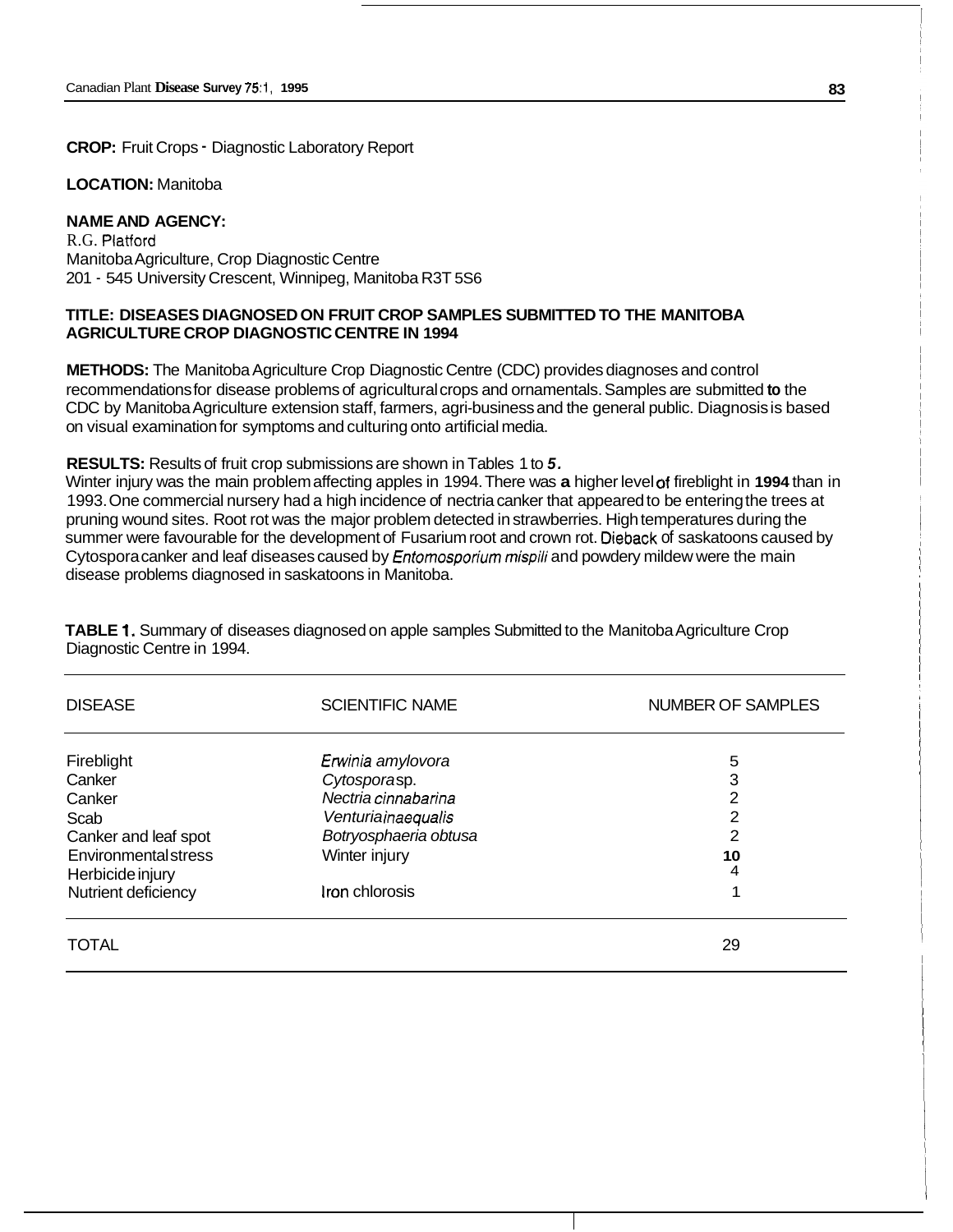**CROP:** Fruit Crops - Diagnostic Laboratory Report

**LOCATION:** Manitoba

**NAME AND AGENCY:**
R.G. Platford
Manitoba Agriculture, Crop Diagnostic Centre
201 - 545 University Crescent, Winnipeg, Manitoba R3T 5S6

**TITLE: DISEASES DIAGNOSED ON FRUIT CROP SAMPLES SUBMITTED TO THE MANITOBA AGRICULTURE CROP DIAGNOSTIC CENTRE IN 1994**

**METHODS:** The Manitoba Agriculture Crop Diagnostic Centre (CDC) provides diagnoses and control recommendations for disease problems of agricultural crops and ornamentals. Samples are submitted to the CDC by Manitoba Agriculture extension staff, farmers, agri-business and the general public. Diagnosis is based on visual examination for symptoms and culturing onto artificial media.

**RESULTS:** Results of fruit crop submissions are shown in Tables 1 to 5.
Winter injury was the main problem affecting apples in 1994. There was a higher level of fireblight in 1994 than in 1993. One commercial nursery had a high incidence of nectria canker that appeared to be entering the trees at pruning wound sites. Root rot was the major problem detected in strawberries. High temperatures during the summer were favourable for the development of Fusarium root and crown rot. Dieback of saskatoons caused by Cytospora canker and leaf diseases caused by *Entomosporium mispili* and powdery mildew were the main disease problems diagnosed in saskatoons in Manitoba.

**TABLE 1.** Summary of diseases diagnosed on apple samples Submitted to the Manitoba Agriculture Crop Diagnostic Centre in 1994.

| DISEASE | SCIENTIFIC NAME | NUMBER OF SAMPLES |
|---|---|---|
| Fireblight | *Erwinia amylovora* | 5 |
| Canker | *Cytospora* sp. | 3 |
| Canker | *Nectria cinnabarina* | 2 |
| Scab | *Venturia inaequalis* | 2 |
| Canker and leaf spot | *Botryosphaeria obtusa* | 2 |
| Environmental stress | Winter injury | 10 |
| Herbicide injury | | 4 |
| Nutrient deficiency | Iron chlorosis | 1 |
| TOTAL | | 29 |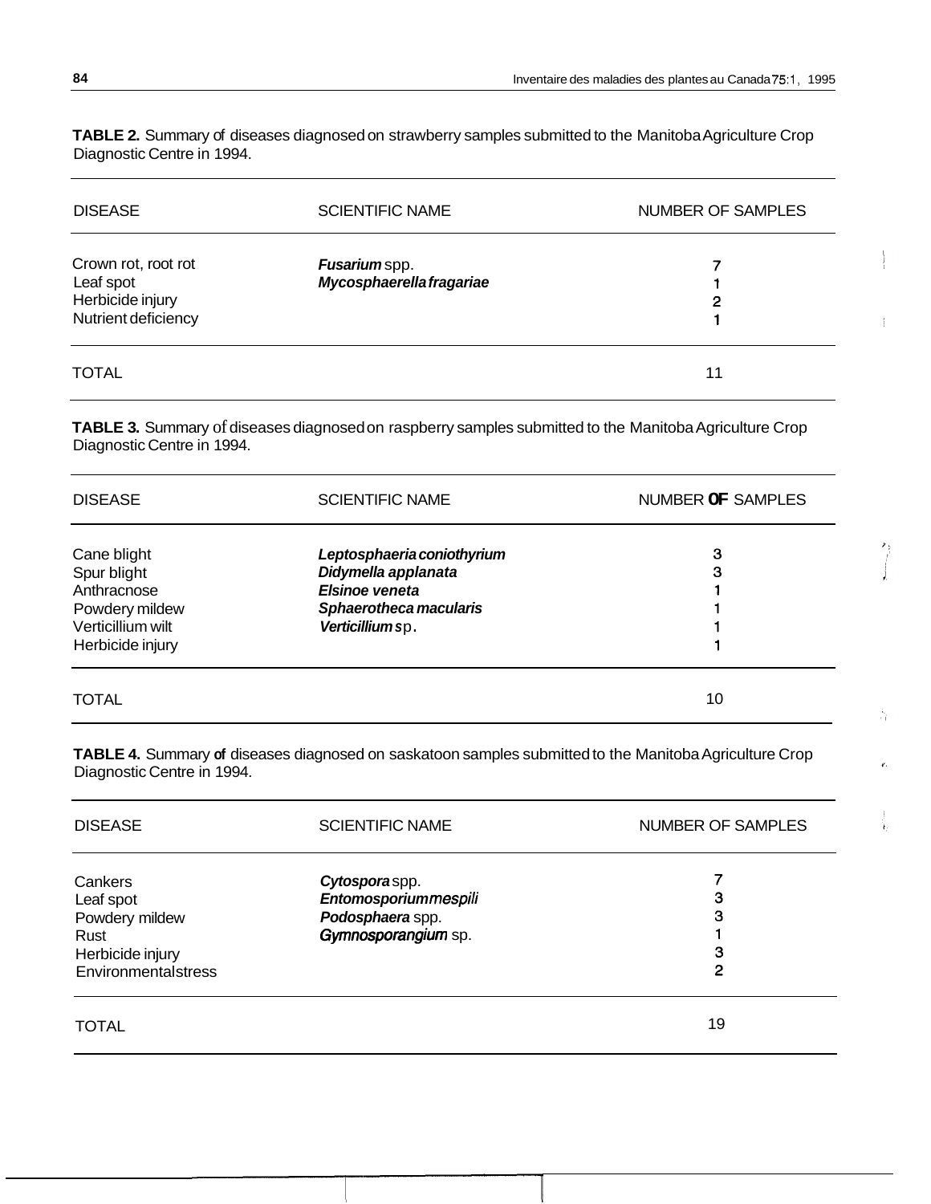**TABLE 2.** Summary of diseases diagnosed on strawberry samples submitted to the Manitoba Agriculture Crop Diagnostic Centre in 1994.

| DISEASE | SCIENTIFIC NAME | NUMBER OF SAMPLES |
|---|---|---|
| Crown rot, root rot | ***Fusarium*** spp. | 7 |
| Leaf spot | ***Mycosphaerella fragariae*** | 1 |
| Herbicide injury | | 2 |
| Nutrient deficiency | | 1 |
| TOTAL | | 11 |

**TABLE 3.** Summary of diseases diagnosed on raspberry samples submitted to the Manitoba Agriculture Crop Diagnostic Centre in 1994.

| DISEASE | SCIENTIFIC NAME | NUMBER OF SAMPLES |
|---|---|---|
| Cane blight | ***Leptosphaeria coniothyrium*** | 3 |
| Spur blight | ***Didymella applanata*** | 3 |
| Anthracnose | ***Elsinoe veneta*** | 1 |
| Powdery mildew | ***Sphaerotheca macularis*** | 1 |
| Verticillium wilt | ***Verticillium*** sp. | 1 |
| Herbicide injury | | 1 |
| TOTAL | | 10 |

**TABLE 4.** Summary of diseases diagnosed on saskatoon samples submitted to the Manitoba Agriculture Crop Diagnostic Centre in 1994.

| DISEASE | SCIENTIFIC NAME | NUMBER OF SAMPLES |
|---|---|---|
| Cankers | ***Cytospora*** spp. | 7 |
| Leaf spot | ***Entomosporium mespili*** | 3 |
| Powdery mildew | ***Podosphaera*** spp. | 3 |
| Rust | ***Gymnosporangium*** sp. | 1 |
| Herbicide injury | | 3 |
| Environmental stress | | 2 |
| TOTAL | | 19 |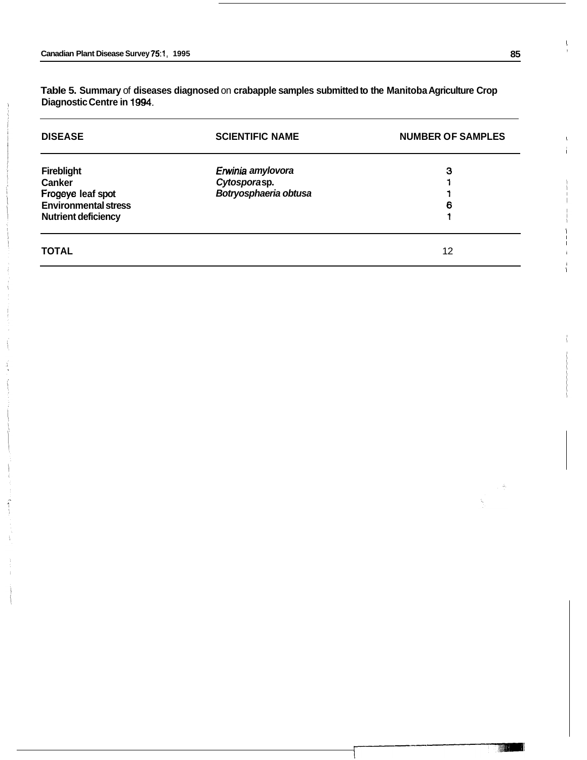**Table 5. Summary of diseases diagnosed on crabapple samples submitted to the Manitoba Agriculture Crop Diagnostic Centre in 1994.**

| DISEASE | SCIENTIFIC NAME | NUMBER OF SAMPLES |
|---|---|---|
| Fireblight | *Erwinia amylovora* | 3 |
| Canker | *Cytospora* sp. | 1 |
| Frogeye leaf spot | *Botryosphaeria obtusa* | 1 |
| Environmental stress | | 6 |
| Nutrient deficiency | | 1 |
| TOTAL | | 12 |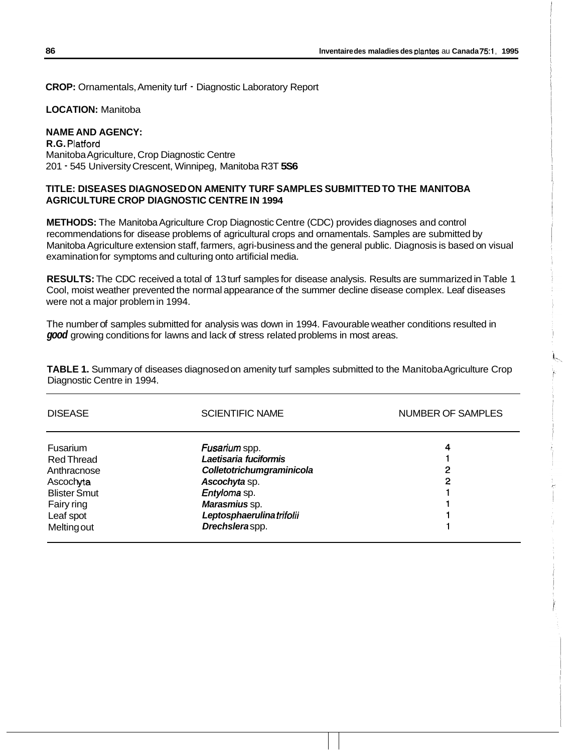**CROP:** Ornamentals, Amenity turf - Diagnostic Laboratory Report

**LOCATION:** Manitoba

**NAME AND AGENCY:**
**R.G. Platford**
Manitoba Agriculture, Crop Diagnostic Centre
201 - 545 University Crescent, Winnipeg, Manitoba R3T **5S6**

**TITLE: DISEASES DIAGNOSED ON AMENITY TURF SAMPLES SUBMITTED TO THE MANITOBA AGRICULTURE CROP DIAGNOSTIC CENTRE IN 1994**

**METHODS:** The Manitoba Agriculture Crop Diagnostic Centre (CDC) provides diagnoses and control recommendations for disease problems of agricultural crops and ornamentals. Samples are submitted by Manitoba Agriculture extension staff, farmers, agri-business and the general public. Diagnosis is based on visual examination for symptoms and culturing onto artificial media.

**RESULTS:** The CDC received a total of 13 turf samples for disease analysis. Results are summarized in Table 1 Cool, moist weather prevented the normal appearance of the summer decline disease complex. Leaf diseases were not a major problem in 1994.

The number of samples submitted for analysis was down in 1994. Favourable weather conditions resulted in ***good*** growing conditions for lawns and lack of stress related problems in most areas.

**TABLE 1.** Summary of diseases diagnosed on amenity turf samples submitted to the Manitoba Agriculture Crop Diagnostic Centre in 1994.

| DISEASE | SCIENTIFIC NAME | NUMBER OF SAMPLES |
|---|---|---|
| Fusarium | ***Fusarium*** spp. | 4 |
| Red Thread | ***Laetisaria fuciformis*** | 1 |
| Anthracnose | ***Colletotrichum graminicola*** | 2 |
| Ascochyta | ***Ascochyta*** sp. | 2 |
| Blister Smut | ***Entyloma*** sp. | 1 |
| Fairy ring | ***Marasmius*** sp. | 1 |
| Leaf spot | ***Leptosphaerulina trifolii*** | 1 |
| Melting out | ***Drechslera*** spp. | 1 |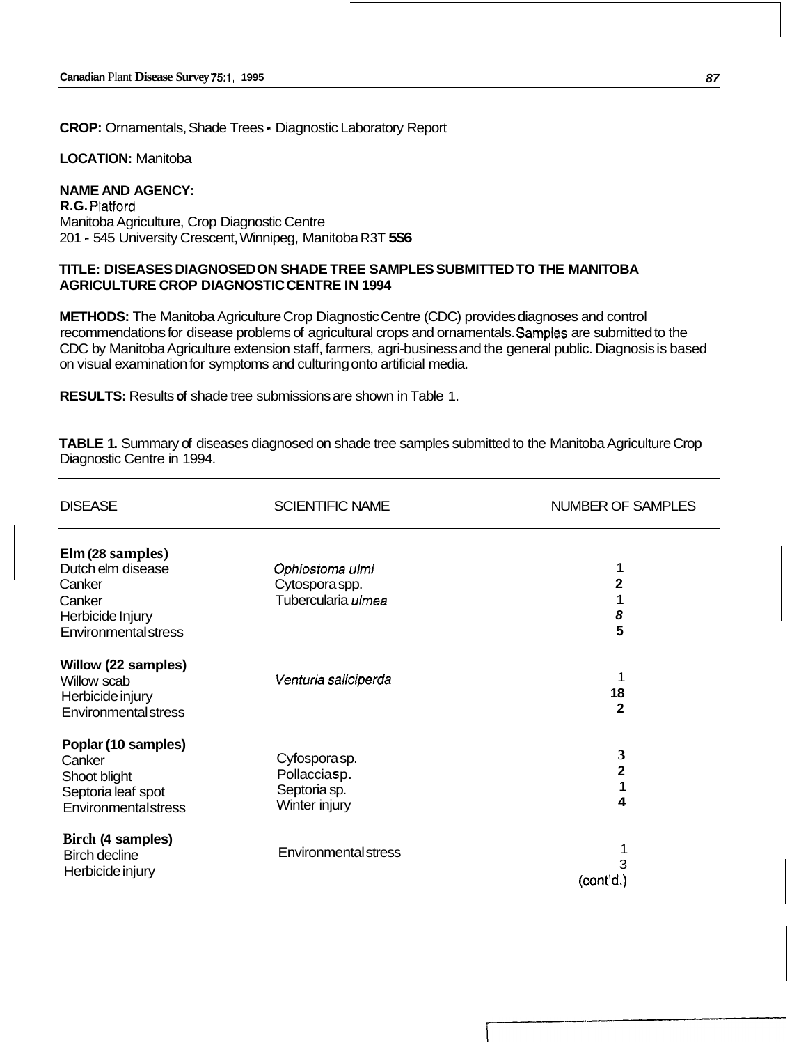**CROP:** Ornamentals, Shade Trees - Diagnostic Laboratory Report

**LOCATION:** Manitoba

**NAME AND AGENCY:**
**R.G.** Platford
Manitoba Agriculture, Crop Diagnostic Centre
201 - 545 University Crescent, Winnipeg, Manitoba R3T **5S6**

**TITLE: DISEASES DIAGNOSED ON SHADE TREE SAMPLES SUBMITTED TO THE MANITOBA AGRICULTURE CROP DIAGNOSTIC CENTRE IN 1994**

**METHODS:** The Manitoba Agriculture Crop Diagnostic Centre (CDC) provides diagnoses and control recommendations for disease problems of agricultural crops and ornamentals. Samples are submitted to the CDC by Manitoba Agriculture extension staff, farmers, agri-business and the general public. Diagnosis is based on visual examination for symptoms and culturing onto artificial media.

**RESULTS:** Results of shade tree submissions are shown in Table 1.

**TABLE 1.** Summary of diseases diagnosed on shade tree samples submitted to the Manitoba Agriculture Crop Diagnostic Centre in 1994.

| DISEASE | SCIENTIFIC NAME | NUMBER OF SAMPLES |
|---|---|---|
| **Elm (28 samples)** | | |
| Dutch elm disease | *Ophiostoma ulmi* | 1 |
| Canker | Cytospora spp. | 2 |
| Canker | Tubercularia *ulmea* | 1 |
| Herbicide Injury | | 8 |
| Environmental stress | | 5 |
| **Willow (22 samples)** | | |
| Willow scab | *Venturia saliciperda* | 1 |
| Herbicide injury | | 18 |
| Environmental stress | | 2 |
| **Poplar (10 samples)** | | |
| Canker | Cyfospora sp. | 3 |
| Shoot blight | Pollaccia sp. | 2 |
| Septoria leaf spot | Septoria sp. | 1 |
| Environmental stress | Winter injury | 4 |
| **Birch (4 samples)** | | |
| Birch decline | Environmental stress | 1 |
| Herbicide injury | | 3 |

(cont'd.)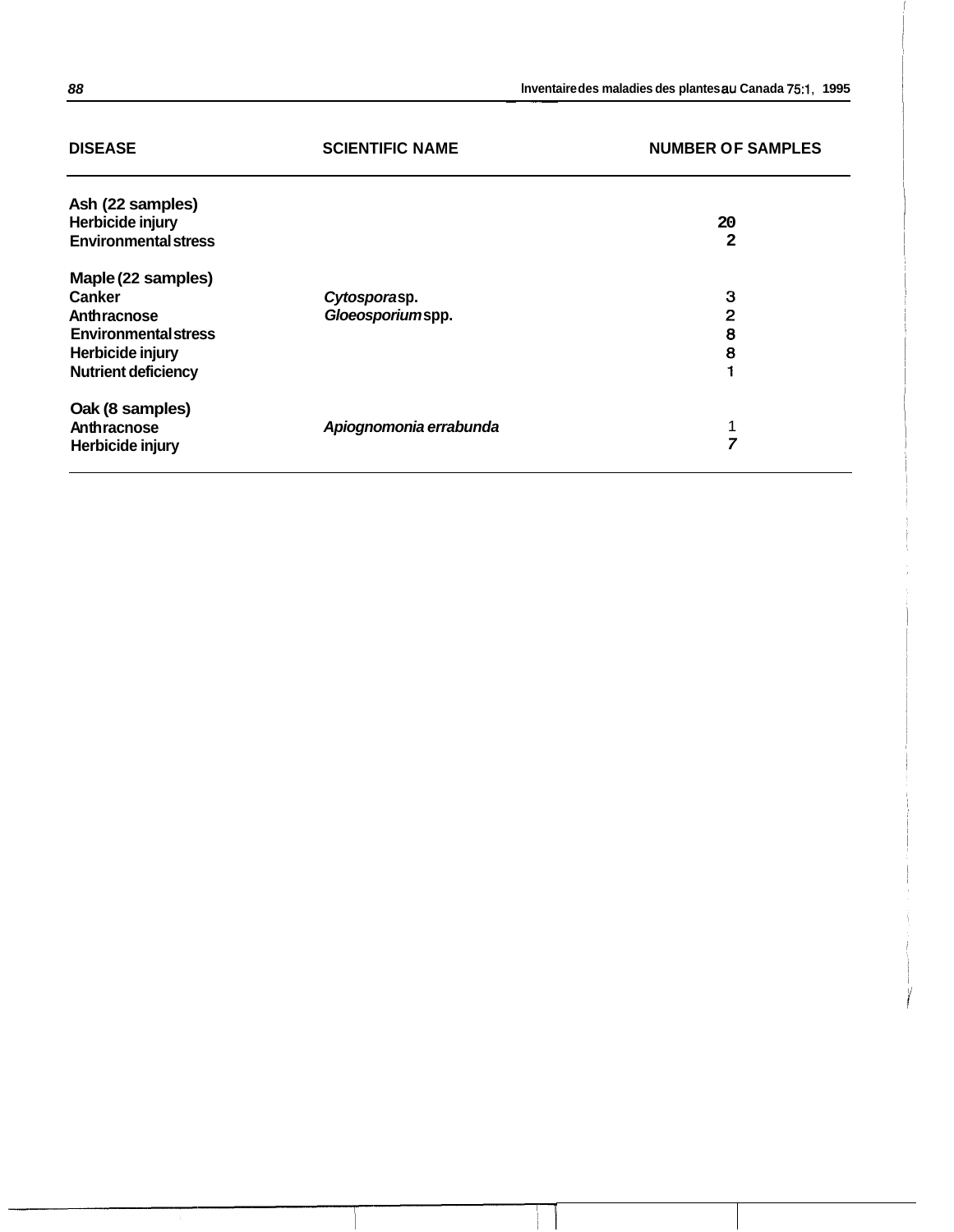| DISEASE | SCIENTIFIC NAME | NUMBER OF SAMPLES |
|---|---|---|
| **Ash (22 samples)** | | |
| Herbicide injury | | 20 |
| Environmental stress | | 2 |
| **Maple (22 samples)** | | |
| Canker | *Cytospora* sp. | 3 |
| Anthracnose | *Gloeosporium* spp. | 2 |
| Environmental stress | | 8 |
| Herbicide injury | | 8 |
| Nutrient deficiency | | 1 |
| **Oak (8 samples)** | | |
| Anthracnose | *Apiognomonia errabunda* | 1 |
| Herbicide injury | | 7 |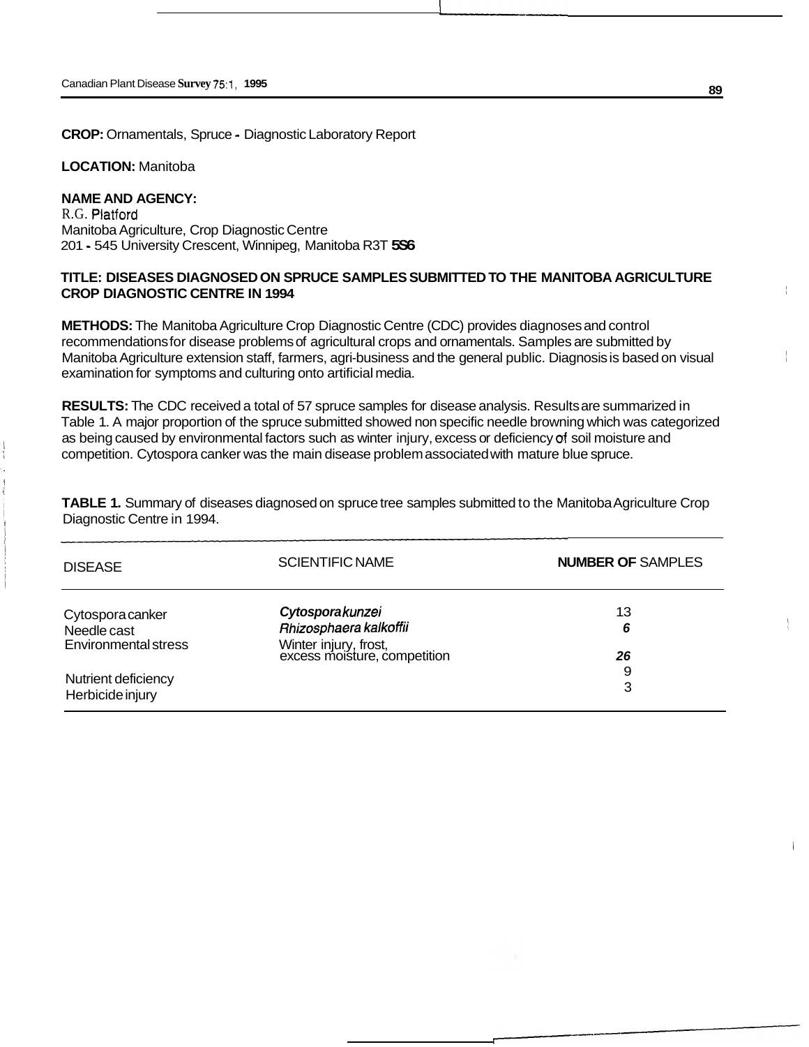**CROP:** Ornamentals, Spruce - Diagnostic Laboratory Report

**LOCATION:** Manitoba

**NAME AND AGENCY:**
R.G. Platford
Manitoba Agriculture, Crop Diagnostic Centre
201 - 545 University Crescent, Winnipeg, Manitoba R3T 5S6

**TITLE: DISEASES DIAGNOSED ON SPRUCE SAMPLES SUBMITTED TO THE MANITOBA AGRICULTURE CROP DIAGNOSTIC CENTRE IN 1994**

**METHODS:** The Manitoba Agriculture Crop Diagnostic Centre (CDC) provides diagnoses and control recommendations for disease problems of agricultural crops and ornamentals. Samples are submitted by Manitoba Agriculture extension staff, farmers, agri-business and the general public. Diagnosis is based on visual examination for symptoms and culturing onto artificial media.

**RESULTS:** The CDC received a total of 57 spruce samples for disease analysis. Results are summarized in Table 1. A major proportion of the spruce submitted showed non specific needle browning which was categorized as being caused by environmental factors such as winter injury, excess or deficiency of soil moisture and competition. Cytospora canker was the main disease problem associated with mature blue spruce.

**TABLE 1.** Summary of diseases diagnosed on spruce tree samples submitted to the Manitoba Agriculture Crop Diagnostic Centre in 1994.

| DISEASE | SCIENTIFIC NAME | NUMBER OF SAMPLES |
|---|---|---|
| Cytospora canker | *Cytospora kunzei* | 13 |
| Needle cast | *Rhizosphaera kalkoffii* | 6 |
| Environmental stress | Winter injury, frost, excess moisture, competition | 26 |
| Nutrient deficiency | | 9 |
| Herbicide injury | | 3 |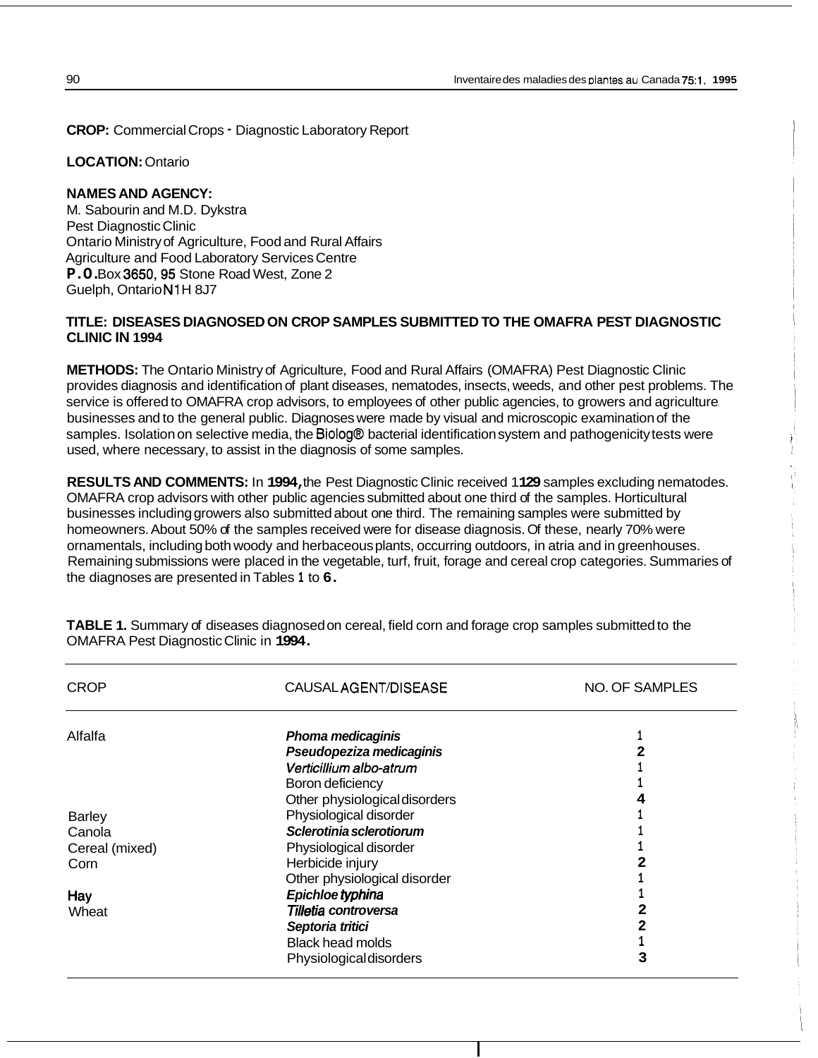**CROP:** Commercial Crops - Diagnostic Laboratory Report

**LOCATION:** Ontario

**NAMES AND AGENCY:**
M. Sabourin and M.D. Dykstra
Pest Diagnostic Clinic
Ontario Ministry of Agriculture, Food and Rural Affairs
Agriculture and Food Laboratory Services Centre
P.O. Box 3650, 95 Stone Road West, Zone 2
Guelph, Ontario N1H 8J7

**TITLE: DISEASES DIAGNOSED ON CROP SAMPLES SUBMITTED TO THE OMAFRA PEST DIAGNOSTIC CLINIC IN 1994**

**METHODS:** The Ontario Ministry of Agriculture, Food and Rural Affairs (OMAFRA) Pest Diagnostic Clinic provides diagnosis and identification of plant diseases, nematodes, insects, weeds, and other pest problems. The service is offered to OMAFRA crop advisors, to employees of other public agencies, to growers and agriculture businesses and to the general public. Diagnoses were made by visual and microscopic examination of the samples. Isolation on selective media, the Biolog® bacterial identification system and pathogenicity tests were used, where necessary, to assist in the diagnosis of some samples.

**RESULTS AND COMMENTS:** In **1994,** the Pest Diagnostic Clinic received 1129 samples excluding nematodes. OMAFRA crop advisors with other public agencies submitted about one third of the samples. Horticultural businesses including growers also submitted about one third. The remaining samples were submitted by homeowners. About 50% of the samples received were for disease diagnosis. Of these, nearly 70% were ornamentals, including both woody and herbaceous plants, occurring outdoors, in atria and in greenhouses. Remaining submissions were placed in the vegetable, turf, fruit, forage and cereal crop categories. Summaries of the diagnoses are presented in Tables 1 to 6.

**TABLE 1.** Summary of diseases diagnosed on cereal, field corn and forage crop samples submitted to the OMAFRA Pest Diagnostic Clinic in **1994.**

| CROP | CAUSAL AGENT/DISEASE | NO. OF SAMPLES |
|---|---|---|
| Alfalfa | ***Phoma medicaginis*** | 1 |
| | ***Pseudopeziza medicaginis*** | 2 |
| | ***Verticillium albo-atrum*** | 1 |
| | Boron deficiency | 1 |
| | Other physiological disorders | 4 |
| Barley | Physiological disorder | 1 |
| Canola | ***Sclerotinia sclerotiorum*** | 1 |
| Cereal (mixed) | Physiological disorder | 1 |
| Corn | Herbicide injury | 2 |
| | Other physiological disorder | 1 |
| Hay | ***Epichloe typhina*** | 1 |
| Wheat | ***Tilletia controversa*** | 2 |
| | ***Septoria tritici*** | 2 |
| | Black head molds | 1 |
| | Physiological disorders | 3 |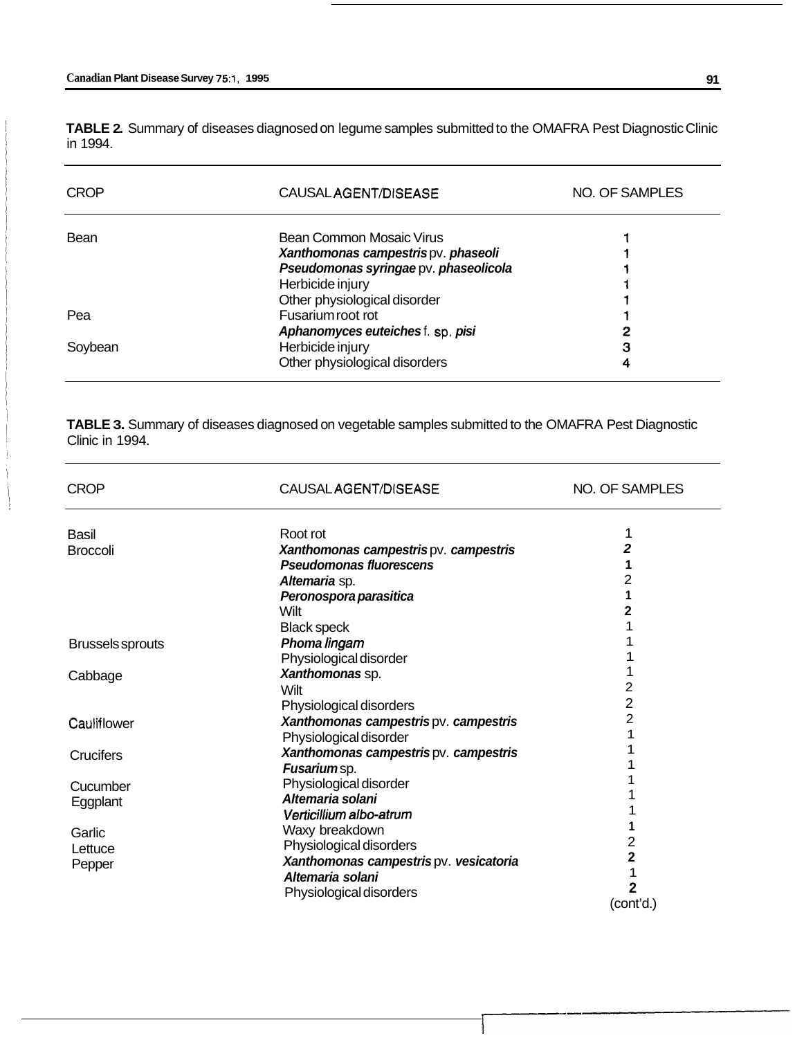**TABLE 2.** Summary of diseases diagnosed on legume samples submitted to the OMAFRA Pest Diagnostic Clinic in 1994.

| CROP | CAUSAL AGENT/DISEASE | NO. OF SAMPLES |
|---|---|---|
| Bean | Bean Common Mosaic Virus | 1 |
| | ***Xanthomonas campestris*** pv. ***phaseoli*** | 1 |
| | ***Pseudomonas syringae*** pv. ***phaseolicola*** | 1 |
| | Herbicide injury | 1 |
| | Other physiological disorder | 1 |
| Pea | Fusarium root rot | 1 |
| | ***Aphanomyces euteiches*** f. sp. ***pisi*** | 2 |
| Soybean | Herbicide injury | 3 |
| | Other physiological disorders | 4 |

**TABLE 3.** Summary of diseases diagnosed on vegetable samples submitted to the OMAFRA Pest Diagnostic Clinic in 1994.

| CROP | CAUSAL AGENT/DISEASE | NO. OF SAMPLES |
|---|---|---|
| Basil | Root rot | 1 |
| Broccoli | ***Xanthomonas campestris*** pv. ***campestris*** | 2 |
| | ***Pseudomonas fluorescens*** | 1 |
| | ***Altemaria*** sp. | 2 |
| | ***Peronospora parasitica*** | 1 |
| | Wilt | 2 |
| | Black speck | 1 |
| Brussels sprouts | ***Phoma lingam*** | 1 |
| | Physiological disorder | 1 |
| Cabbage | ***Xanthomonas*** sp. | 1 |
| | Wilt | 2 |
| | Physiological disorders | 2 |
| Cauliflower | ***Xanthomonas campestris*** pv. ***campestris*** | 2 |
| | Physiological disorder | 1 |
| Crucifers | ***Xanthomonas campestris*** pv. ***campestris*** | 1 |
| | ***Fusarium*** sp. | 1 |
| Cucumber | Physiological disorder | 1 |
| Eggplant | ***Altemaria solani*** | 1 |
| | ***Verticillium albo-atrum*** | 1 |
| Garlic | Waxy breakdown | 1 |
| Lettuce | Physiological disorders | 2 |
| Pepper | ***Xanthomonas campestris*** pv. ***vesicatoria*** | 2 |
| | ***Altemaria solani*** | 1 |
| | Physiological disorders | 2 |

(cont'd.)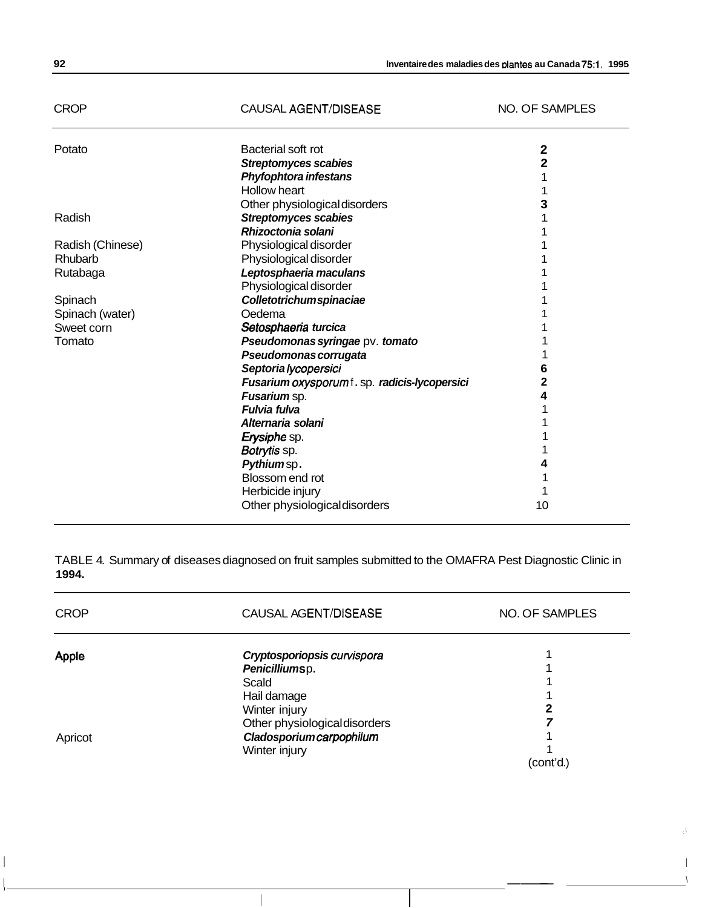| CROP | CAUSAL AGENT/DISEASE | NO. OF SAMPLES |
|---|---|---|
| Potato | Bacterial soft rot | 2 |
| | ***Streptomyces scabies*** | 2 |
| | ***Phyfophtora infestans*** | 1 |
| | Hollow heart | 1 |
| | Other physiological disorders | 3 |
| Radish | ***Streptomyces scabies*** | 1 |
| | ***Rhizoctonia solani*** | 1 |
| Radish (Chinese) | Physiological disorder | 1 |
| Rhubarb | Physiological disorder | 1 |
| Rutabaga | ***Leptosphaeria maculans*** | 1 |
| | Physiological disorder | 1 |
| Spinach | ***Colletotrichum spinaciae*** | 1 |
| Spinach (water) | Oedema | 1 |
| Sweet corn | ***Setosphaeria turcica*** | 1 |
| Tomato | ***Pseudomonas syringae*** pv. ***tomato*** | 1 |
| | ***Pseudomonas corrugata*** | 1 |
| | ***Septoria lycopersici*** | 6 |
| | ***Fusarium oxysporum*** f. sp. ***radicis-lycopersici*** | 2 |
| | ***Fusarium*** sp. | 4 |
| | ***Fulvia fulva*** | 1 |
| | ***Alternaria solani*** | 1 |
| | ***Erysiphe*** sp. | 1 |
| | ***Botrytis*** sp. | 1 |
| | ***Pythium*** sp. | 4 |
| | Blossom end rot | 1 |
| | Herbicide injury | 1 |
| | Other physiological disorders | 10 |

TABLE 4. Summary of diseases diagnosed on fruit samples submitted to the OMAFRA Pest Diagnostic Clinic in **1994.**

| CROP | CAUSAL AGENT/DISEASE | NO. OF SAMPLES |
|---|---|---|
| Apple | ***Cryptosporiopsis curvispora*** | 1 |
| | ***Penicillium*** sp. | 1 |
| | Scald | 1 |
| | Hail damage | 1 |
| | Winter injury | 2 |
| | Other physiological disorders | 7 |
| Apricot | ***Cladosporium carpophilum*** | 1 |
| | Winter injury | 1 |

(cont'd.)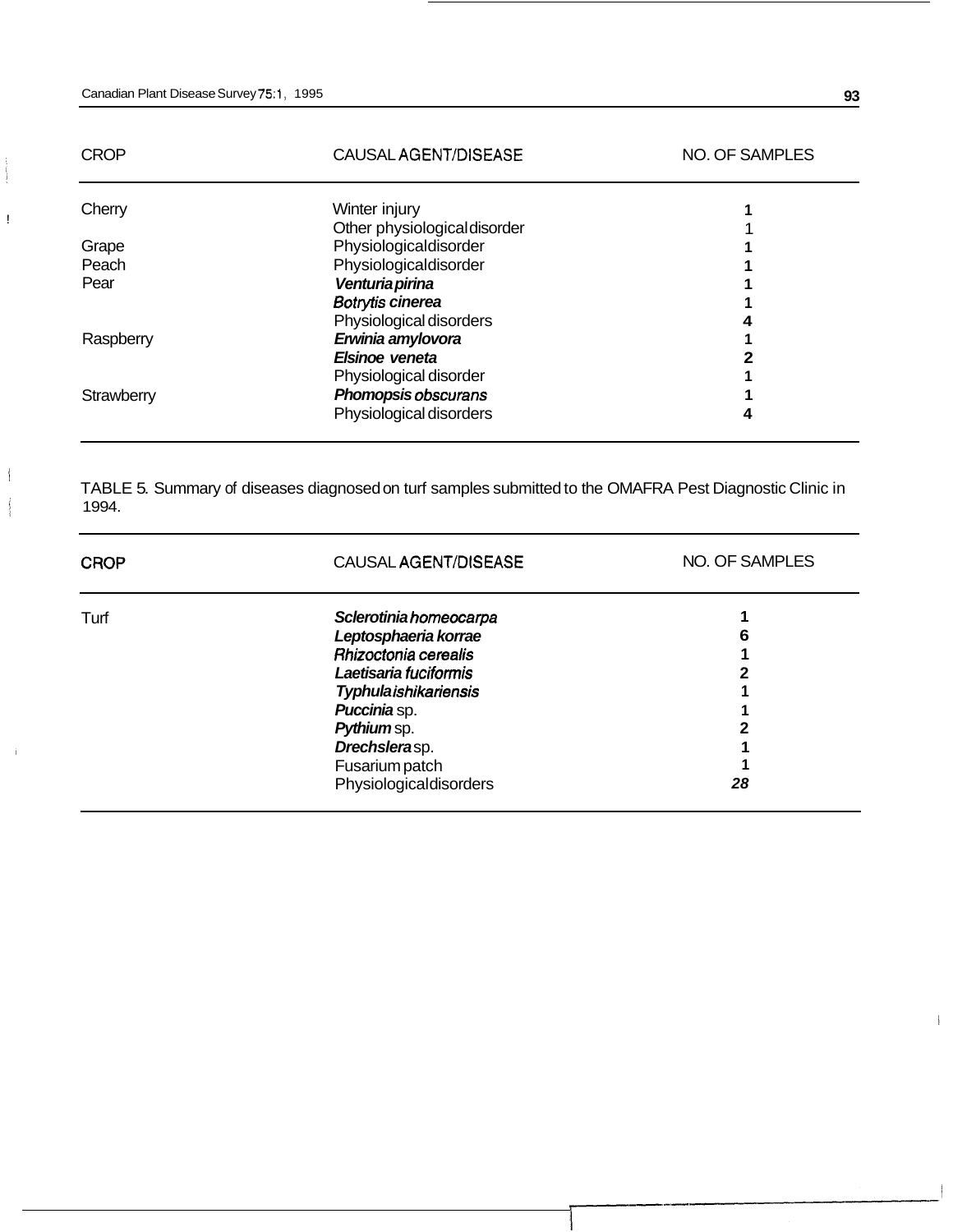| CROP | CAUSAL AGENT/DISEASE | NO. OF SAMPLES |
|---|---|---|
| Cherry | Winter injury | 1 |
| | Other physiological disorder | 1 |
| Grape | Physiological disorder | 1 |
| Peach | Physiological disorder | 1 |
| Pear | ***Venturia pirina*** | 1 |
| | ***Botrytis cinerea*** | 1 |
| | Physiological disorders | 4 |
| Raspberry | ***Erwinia amylovora*** | 1 |
| | ***Elsinoe veneta*** | 2 |
| | Physiological disorder | 1 |
| Strawberry | ***Phomopsis obscurans*** | 1 |
| | Physiological disorders | 4 |

TABLE 5. Summary of diseases diagnosed on turf samples submitted to the OMAFRA Pest Diagnostic Clinic in 1994.

| CROP | CAUSAL AGENT/DISEASE | NO. OF SAMPLES |
|---|---|---|
| Turf | ***Sclerotinia homeocarpa*** | 1 |
| | ***Leptosphaeria korrae*** | 6 |
| | ***Rhizoctonia cerealis*** | 1 |
| | ***Laetisaria fuciformis*** | 2 |
| | ***Typhula ishikariensis*** | 1 |
| | ***Puccinia*** sp. | 1 |
| | ***Pythium*** sp. | 2 |
| | ***Drechslera*** sp. | 1 |
| | Fusarium patch | 1 |
| | Physiological disorders | 28 |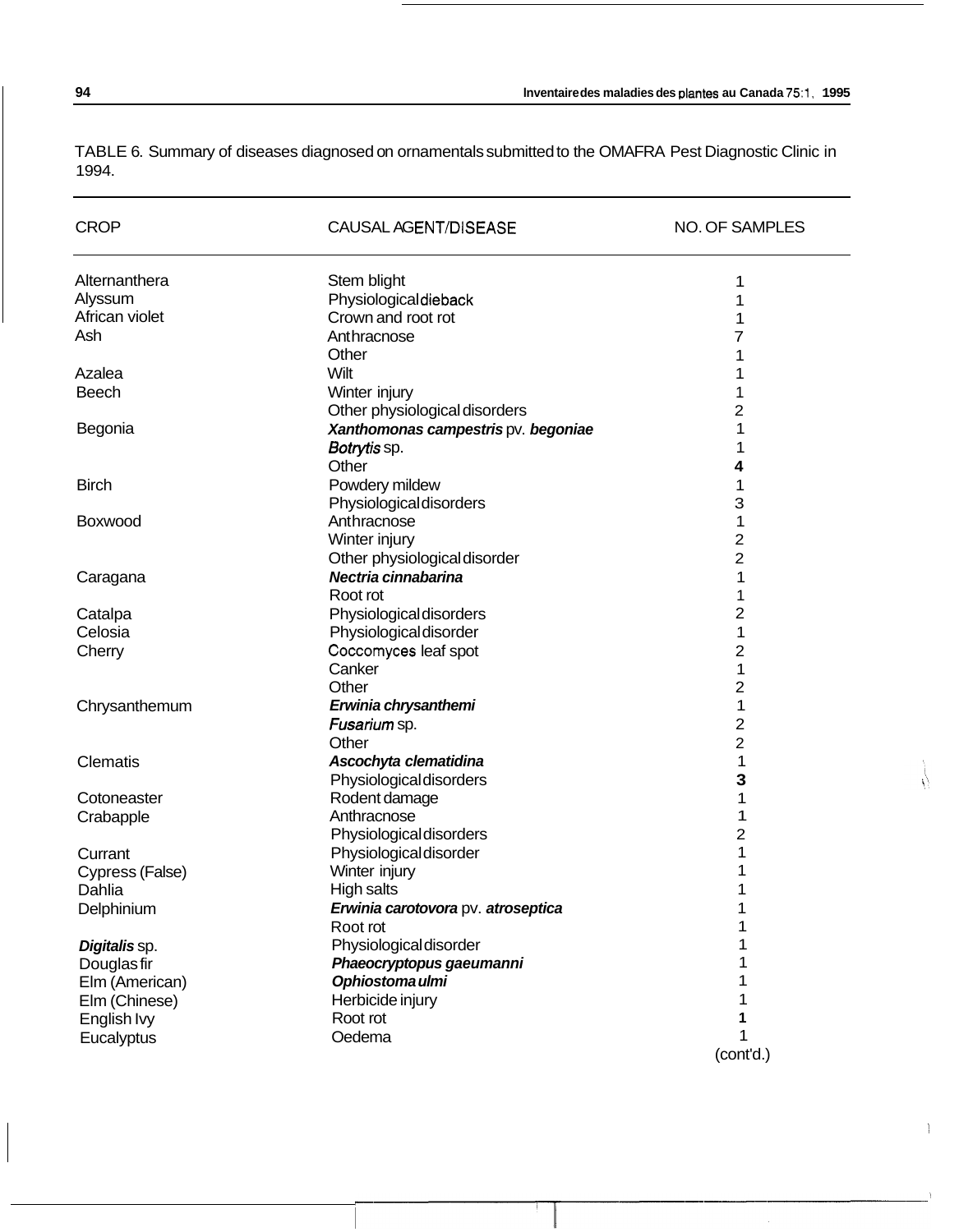TABLE 6. Summary of diseases diagnosed on ornamentals submitted to the OMAFRA Pest Diagnostic Clinic in 1994.

| CROP | CAUSAL AGENT/DISEASE | NO. OF SAMPLES |
|---|---|---|
| Alternanthera | Stem blight | 1 |
| Alyssum | Physiological dieback | 1 |
| African violet | Crown and root rot | 1 |
| Ash | Anthracnose | 7 |
| | Other | 1 |
| Azalea | Wilt | 1 |
| Beech | Winter injury | 1 |
| | Other physiological disorders | 2 |
| Begonia | ***Xanthomonas campestris*** pv. ***begoniae*** | 1 |
| | *Botrytis* sp. | 1 |
| | Other | 4 |
| Birch | Powdery mildew | 1 |
| | Physiological disorders | 3 |
| Boxwood | Anthracnose | 1 |
| | Winter injury | 2 |
| | Other physiological disorder | 2 |
| Caragana | ***Nectria cinnabarina*** | 1 |
| | Root rot | 1 |
| Catalpa | Physiological disorders | 2 |
| Celosia | Physiological disorder | 1 |
| Cherry | *Coccomyces* leaf spot | 2 |
| | Canker | 1 |
| | Other | 2 |
| Chrysanthemum | ***Erwinia chrysanthemi*** | 1 |
| | *Fusarium* sp. | 2 |
| | Other | 2 |
| Clematis | ***Ascochyta clematidina*** | 1 |
| | Physiological disorders | 3 |
| Cotoneaster | Rodent damage | 1 |
| Crabapple | Anthracnose | 1 |
| | Physiological disorders | 2 |
| Currant | Physiological disorder | 1 |
| Cypress (False) | Winter injury | 1 |
| Dahlia | High salts | 1 |
| Delphinium | ***Erwinia carotovora*** pv. ***atroseptica*** | 1 |
| | Root rot | 1 |
| ***Digitalis*** sp. | Physiological disorder | 1 |
| Douglas fir | ***Phaeocryptopus gaeumanni*** | 1 |
| Elm (American) | ***Ophiostoma ulmi*** | 1 |
| Elm (Chinese) | Herbicide injury | 1 |
| English Ivy | Root rot | 1 |
| Eucalyptus | Oedema | 1 |

(cont'd.)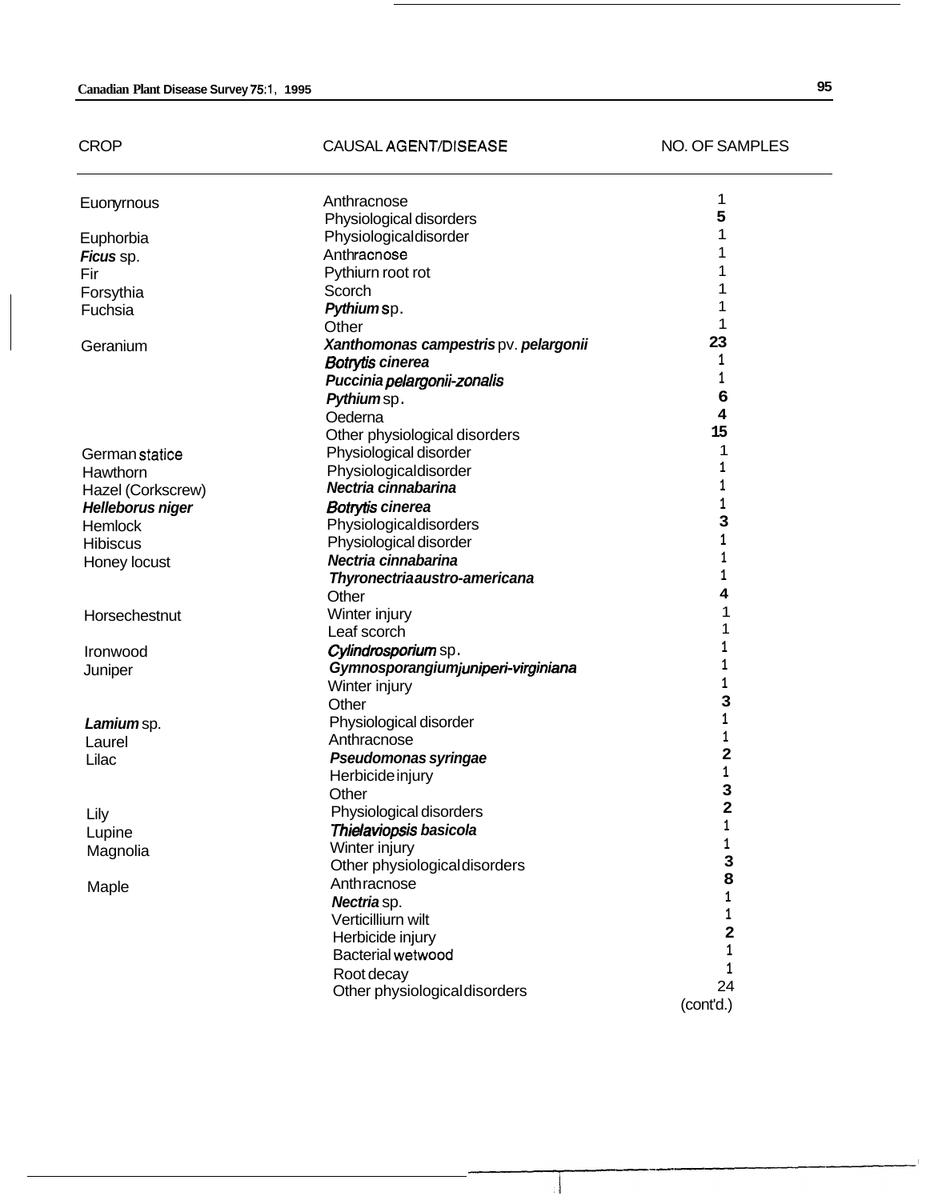| CROP | CAUSAL AGENT/DISEASE | NO. OF SAMPLES |
|---|---|---|
| Euonyrnous | Anthracnose | 1 |
| | Physiological disorders | 5 |
| Euphorbia | Physiological disorder | 1 |
| *Ficus* sp. | Anthracnose | 1 |
| Fir | Pythiurn root rot | 1 |
| Forsythia | Scorch | 1 |
| Fuchsia | *Pythium* sp. | 1 |
| | Other | 1 |
| Geranium | *Xanthomonas campestris* pv. *pelargonii* | 23 |
| | *Botrytis cinerea* | 1 |
| | *Puccinia pelargonii-zonalis* | 1 |
| | *Pythium* sp. | 6 |
| | Oederna | 4 |
| | Other physiological disorders | 15 |
| German statice | Physiological disorder | 1 |
| Hawthorn | Physiological disorder | 1 |
| Hazel (Corkscrew) | *Nectria cinnabarina* | 1 |
| *Helleborus niger* | *Botrytis cinerea* | 1 |
| Hemlock | Physiological disorders | 3 |
| Hibiscus | Physiological disorder | 1 |
| Honey locust | *Nectria cinnabarina* | 1 |
| | *Thyronectria austro-americana* | 1 |
| | Other | 4 |
| Horsechestnut | Winter injury | 1 |
| | Leaf scorch | 1 |
| Ironwood | *Cylindrosporium* sp. | 1 |
| Juniper | *Gymnosporangium juniperi-virginiana* | 1 |
| | Winter injury | 1 |
| | Other | 3 |
| *Lamium* sp. | Physiological disorder | 1 |
| Laurel | Anthracnose | 1 |
| Lilac | *Pseudomonas syringae* | 2 |
| | Herbicide injury | 1 |
| | Other | 3 |
| Lily | Physiological disorders | 2 |
| Lupine | *Thielaviopsis basicola* | 1 |
| Magnolia | Winter injury | 1 |
| | Other physiological disorders | 3 |
| Maple | Anthracnose | 8 |
| | *Nectria* sp. | 1 |
| | Verticilliurn wilt | 1 |
| | Herbicide injury | 2 |
| | Bacterial wetwood | 1 |
| | Root decay | 1 |
| | Other physiological disorders | 24 |

(cont'd.)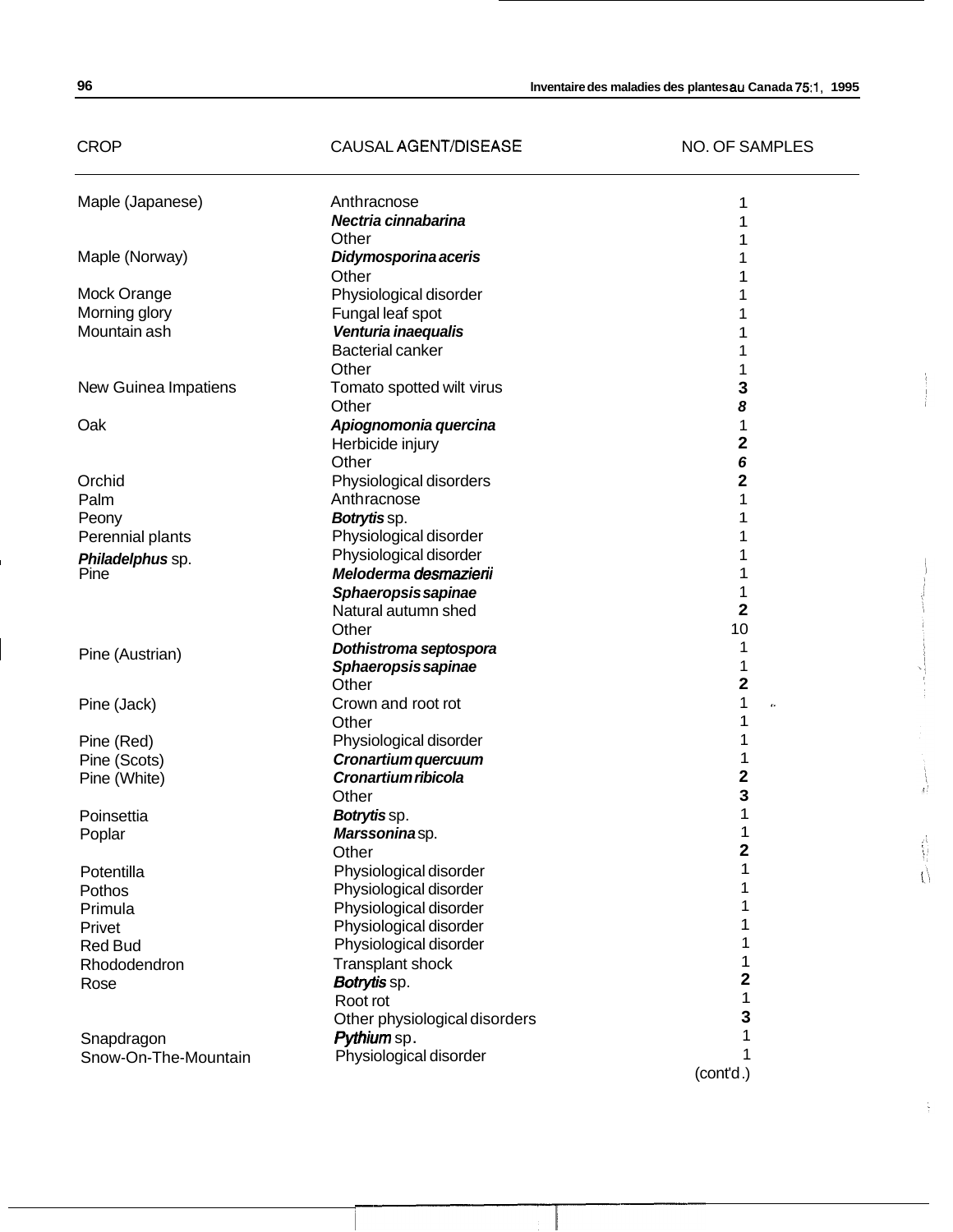| CROP | CAUSAL AGENT/DISEASE | NO. OF SAMPLES |
|---|---|---|
| Maple (Japanese) | Anthracnose | 1 |
| | ***Nectria cinnabarina*** | 1 |
| | Other | 1 |
| Maple (Norway) | ***Didymosporina aceris*** | 1 |
| | Other | 1 |
| Mock Orange | Physiological disorder | 1 |
| Morning glory | Fungal leaf spot | 1 |
| Mountain ash | ***Venturia inaequalis*** | 1 |
| | Bacterial canker | 1 |
| | Other | 1 |
| New Guinea Impatiens | Tomato spotted wilt virus | 3 |
| | Other | 8 |
| Oak | ***Apiognomonia quercina*** | 1 |
| | Herbicide injury | 2 |
| | Other | 6 |
| Orchid | Physiological disorders | 2 |
| Palm | Anthracnose | 1 |
| Peony | ***Botrytis*** sp. | 1 |
| Perennial plants | Physiological disorder | 1 |
| ***Philadelphus*** sp. | Physiological disorder | 1 |
| Pine | ***Meloderma desmazierii*** | 1 |
| | ***Sphaeropsis sapinae*** | 1 |
| | Natural autumn shed | 2 |
| | Other | 10 |
| Pine (Austrian) | ***Dothistroma septospora*** | 1 |
| | ***Sphaeropsis sapinae*** | 1 |
| | Other | 2 |
| Pine (Jack) | Crown and root rot | 1 |
| | Other | 1 |
| Pine (Red) | Physiological disorder | 1 |
| Pine (Scots) | ***Cronartium quercuum*** | 1 |
| Pine (White) | ***Cronartium ribicola*** | 2 |
| | Other | 3 |
| Poinsettia | ***Botrytis*** sp. | 1 |
| Poplar | ***Marssonina*** sp. | 1 |
| | Other | 2 |
| Potentilla | Physiological disorder | 1 |
| Pothos | Physiological disorder | 1 |
| Primula | Physiological disorder | 1 |
| Privet | Physiological disorder | 1 |
| Red Bud | Physiological disorder | 1 |
| Rhododendron | Transplant shock | 1 |
| Rose | ***Botrytis*** sp. | 2 |
| | Root rot | 1 |
| | Other physiological disorders | 3 |
| Snapdragon | ***Pythium*** sp. | 1 |
| Snow-On-The-Mountain | Physiological disorder | 1 |

(cont'd.)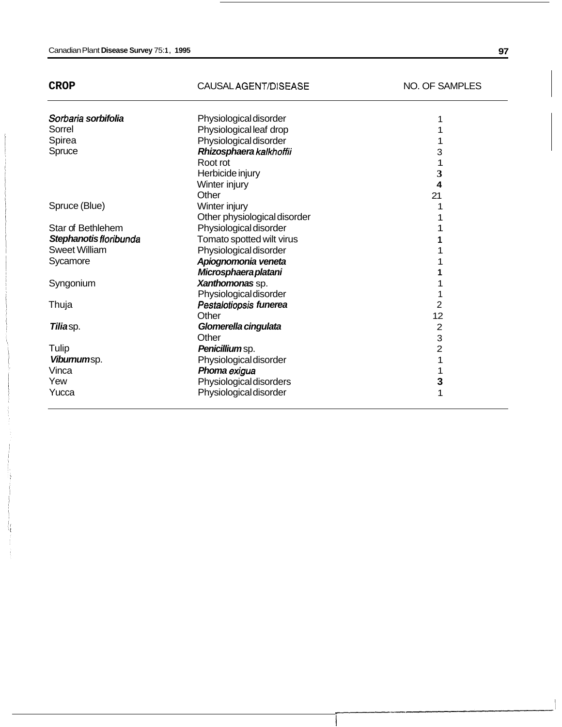| CROP | CAUSAL AGENT/DISEASE | NO. OF SAMPLES |
|---|---|---|
| *Sorbaria sorbifolia* | Physiological disorder | 1 |
| Sorrel | Physiological leaf drop | 1 |
| Spirea | Physiological disorder | 1 |
| Spruce | *Rhizosphaera kalkhoffii* | 3 |
| | Root rot | 1 |
| | Herbicide injury | 3 |
| | Winter injury | 4 |
| | Other | 21 |
| Spruce (Blue) | Winter injury | 1 |
| | Other physiological disorder | 1 |
| Star of Bethlehem | Physiological disorder | 1 |
| *Stephanotis floribunda* | Tomato spotted wilt virus | 1 |
| Sweet William | Physiological disorder | 1 |
| Sycamore | *Apiognomonia veneta* | 1 |
| | *Microsphaera platani* | 1 |
| Syngonium | *Xanthomonas* sp. | 1 |
| | Physiological disorder | 1 |
| Thuja | *Pestalotiopsis funerea* | 2 |
| | Other | 12 |
| *Tilia* sp. | *Glomerella cingulata* | 2 |
| | Other | 3 |
| Tulip | *Penicillium* sp. | 2 |
| *Viburnum* sp. | Physiological disorder | 1 |
| Vinca | *Phoma exigua* | 1 |
| Yew | Physiological disorders | 3 |
| Yucca | Physiological disorder | 1 |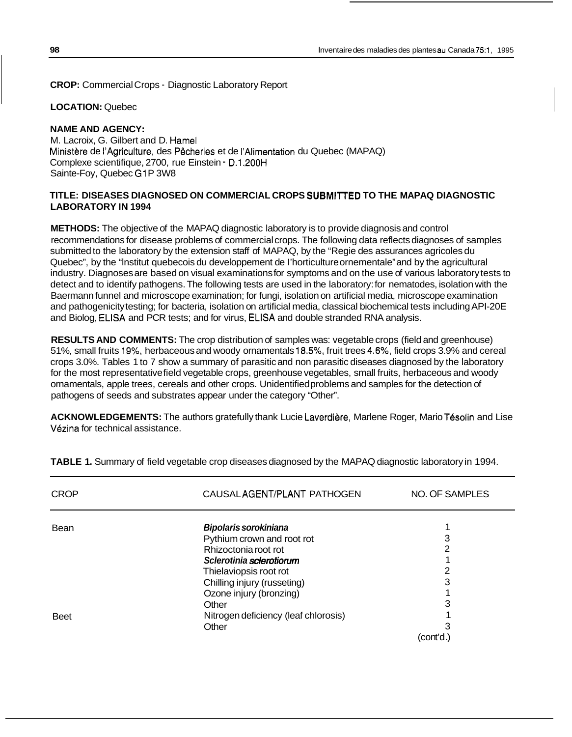**CROP:** Commercial Crops - Diagnostic Laboratory Report

**LOCATION:** Quebec

**NAME AND AGENCY:**
M. Lacroix, G. Gilbert and D. Hamel
Ministère de l'Agriculture, des Pêcheries et de l'Alimentation du Quebec (MAPAQ)
Complexe scientifique, 2700, rue Einstein - D.1.200H
Sainte-Foy, Quebec G1P 3W8

**TITLE: DISEASES DIAGNOSED ON COMMERCIAL CROPS SUBMITTED TO THE MAPAQ DIAGNOSTIC LABORATORY IN 1994**

**METHODS:** The objective of the MAPAQ diagnostic laboratory is to provide diagnosis and control recommendations for disease problems of commercial crops. The following data reflects diagnoses of samples submitted to the laboratory by the extension staff of MAPAQ, by the "Regie des assurances agricoles du Quebec", by the "Institut quebecois du developpement de I'horticulture ornementale" and by the agricultural industry. Diagnoses are based on visual examinations for symptoms and on the use of various laboratory tests to detect and to identify pathogens. The following tests are used in the laboratory: for nematodes, isolation with the Baermann funnel and microscope examination; for fungi, isolation on artificial media, microscope examination and pathogenicity testing; for bacteria, isolation on artificial media, classical biochemical tests including API-20E and Biolog, ELISA and PCR tests; and for virus, ELISA and double stranded RNA analysis.

**RESULTS AND COMMENTS:** The crop distribution of samples was: vegetable crops (field and greenhouse) 51%, small fruits 19%, herbaceous and woody ornamentals 18.5%, fruit trees 4.6%, field crops 3.9% and cereal crops 3.0%. Tables 1 to 7 show a summary of parasitic and non parasitic diseases diagnosed by the laboratory for the most representative field vegetable crops, greenhouse vegetables, small fruits, herbaceous and woody ornamentals, apple trees, cereals and other crops. Unidentified problems and samples for the detection of pathogens of seeds and substrates appear under the category "Other".

**ACKNOWLEDGEMENTS:** The authors gratefully thank Lucie Laverdière, Marlene Roger, Mario Tésolin and Lise Vézina for technical assistance.

**TABLE 1.** Summary of field vegetable crop diseases diagnosed by the MAPAQ diagnostic laboratory in 1994.

| CROP | CAUSAL AGENT/PLANT PATHOGEN | NO. OF SAMPLES |
|---|---|---|
| Bean | ***Bipolaris sorokiniana*** | 1 |
| | Pythium crown and root rot | 3 |
| | Rhizoctonia root rot | 2 |
| | ***Sclerotinia sclerotiorum*** | 1 |
| | Thielaviopsis root rot | 2 |
| | Chilling injury (russeting) | 3 |
| | Ozone injury (bronzing) | 1 |
| | Other | 3 |
| Beet | Nitrogen deficiency (leaf chlorosis) | 1 |
| | Other | 3 |

(cont'd.)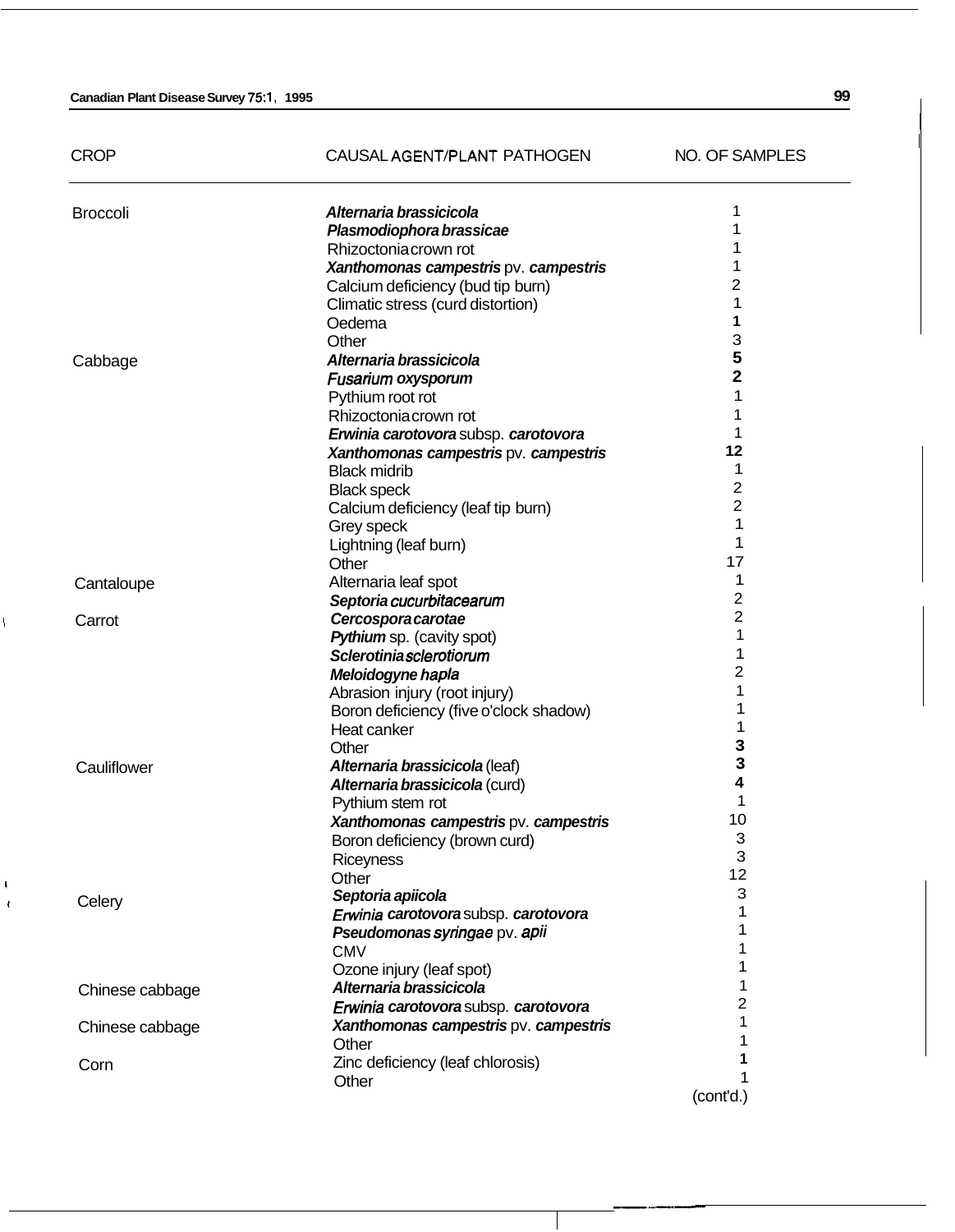| CROP | CAUSAL AGENT/PLANT PATHOGEN | NO. OF SAMPLES |
|---|---|---|
| Broccoli | ***Alternaria brassicicola*** | 1 |
| | ***Plasmodiophora brassicae*** | 1 |
| | Rhizoctonia crown rot | 1 |
| | ***Xanthomonas campestris*** pv. ***campestris*** | 1 |
| | Calcium deficiency (bud tip burn) | 2 |
| | Climatic stress (curd distortion) | 1 |
| | Oedema | 1 |
| | Other | 3 |
| Cabbage | ***Alternaria brassicicola*** | 5 |
| | ***Fusarium oxysporum*** | 2 |
| | Pythium root rot | 1 |
| | Rhizoctonia crown rot | 1 |
| | ***Erwinia carotovora*** subsp. ***carotovora*** | 1 |
| | ***Xanthomonas campestris*** pv. ***campestris*** | 12 |
| | Black midrib | 1 |
| | Black speck | 2 |
| | Calcium deficiency (leaf tip burn) | 2 |
| | Grey speck | 1 |
| | Lightning (leaf burn) | 1 |
| | Other | 17 |
| Cantaloupe | Alternaria leaf spot | 1 |
| | ***Septoria cucurbitacearum*** | 2 |
| Carrot | ***Cercospora carotae*** | 2 |
| | ***Pythium*** sp. (cavity spot) | 1 |
| | ***Sclerotinia sclerotiorum*** | 1 |
| | ***Meloidogyne hapla*** | 2 |
| | Abrasion injury (root injury) | 1 |
| | Boron deficiency (five o'clock shadow) | 1 |
| | Heat canker | 1 |
| | Other | 3 |
| Cauliflower | ***Alternaria brassicicola*** (leaf) | 3 |
| | ***Alternaria brassicicola*** (curd) | 4 |
| | Pythium stem rot | 1 |
| | ***Xanthomonas campestris*** pv. ***campestris*** | 10 |
| | Boron deficiency (brown curd) | 3 |
| | Riceyness | 3 |
| | Other | 12 |
| Celery | ***Septoria apiicola*** | 3 |
| | ***Erwinia carotovora*** subsp. ***carotovora*** | 1 |
| | ***Pseudomonas syringae*** pv. ***apii*** | 1 |
| | CMV | 1 |
| | Ozone injury (leaf spot) | 1 |
| Chinese cabbage | ***Alternaria brassicicola*** | 1 |
| | ***Erwinia carotovora*** subsp. ***carotovora*** | 2 |
| Chinese cabbage | ***Xanthomonas campestris*** pv. ***campestris*** | 1 |
| | Other | 1 |
| Corn | Zinc deficiency (leaf chlorosis) | 1 |
| | Other | 1 |

(cont'd.)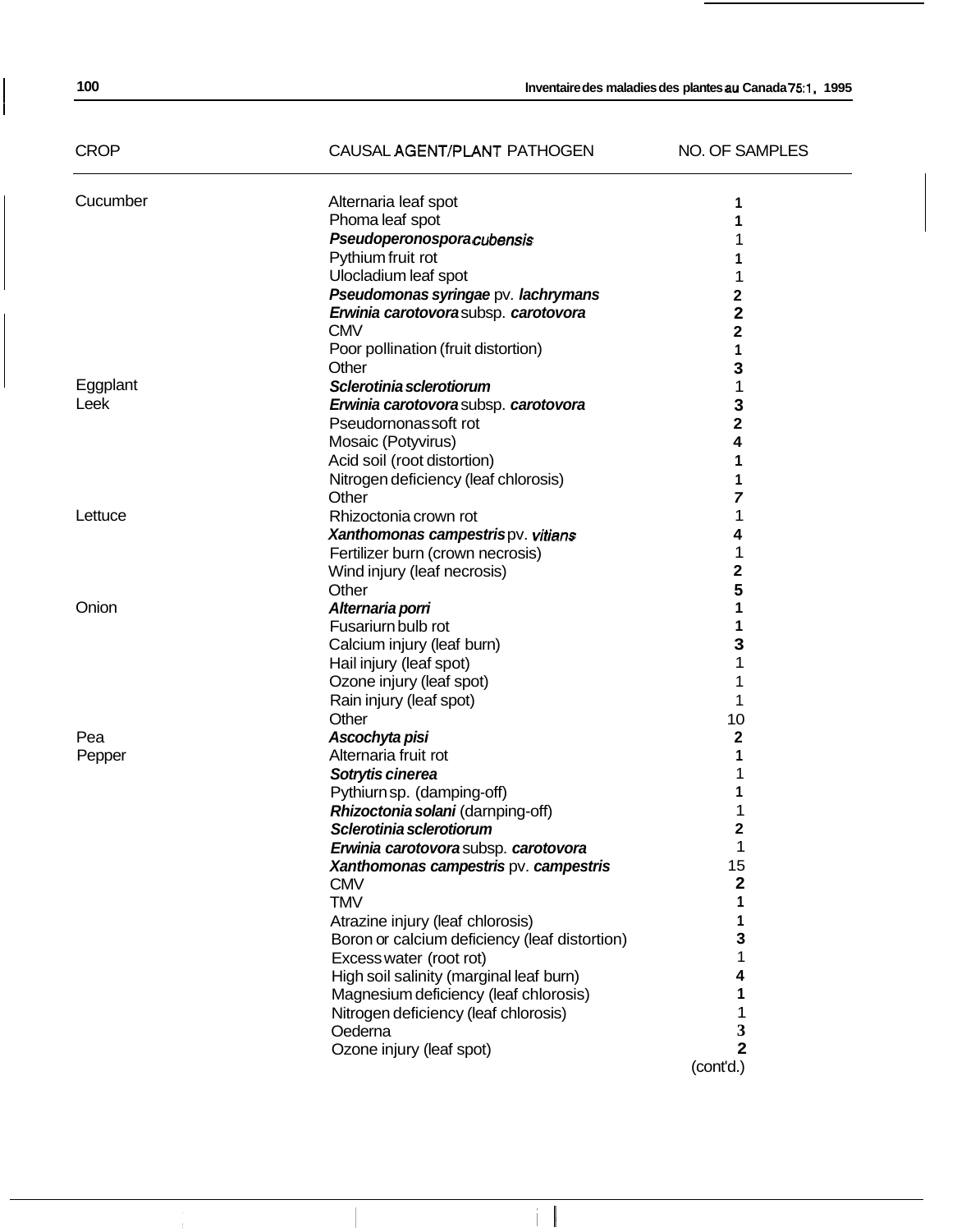| CROP | CAUSAL AGENT/PLANT PATHOGEN | NO. OF SAMPLES |
|---|---|---|
| Cucumber | Alternaria leaf spot | 1 |
| | Phoma leaf spot | 1 |
| | ***Pseudoperonospora cubensis*** | 1 |
| | Pythium fruit rot | 1 |
| | Ulocladium leaf spot | 1 |
| | ***Pseudomonas syringae*** pv. ***lachrymans*** | 2 |
| | ***Erwinia carotovora*** subsp. ***carotovora*** | 2 |
| | CMV | 2 |
| | Poor pollination (fruit distortion) | 1 |
| | Other | 3 |
| Eggplant | ***Sclerotinia sclerotiorum*** | 1 |
| Leek | ***Erwinia carotovora*** subsp. ***carotovora*** | 3 |
| | Pseudornonas soft rot | 2 |
| | Mosaic (Potyvirus) | 4 |
| | Acid soil (root distortion) | 1 |
| | Nitrogen deficiency (leaf chlorosis) | 1 |
| | Other | 7 |
| Lettuce | Rhizoctonia crown rot | 1 |
| | ***Xanthomonas campestris*** pv. ***vitians*** | 4 |
| | Fertilizer burn (crown necrosis) | 1 |
| | Wind injury (leaf necrosis) | 2 |
| | Other | 5 |
| Onion | ***Alternaria porri*** | 1 |
| | Fusariurn bulb rot | 1 |
| | Calcium injury (leaf burn) | 3 |
| | Hail injury (leaf spot) | 1 |
| | Ozone injury (leaf spot) | 1 |
| | Rain injury (leaf spot) | 1 |
| | Other | 10 |
| Pea | ***Ascochyta pisi*** | 2 |
| Pepper | Alternaria fruit rot | 1 |
| | ***Sotrytis cinerea*** | 1 |
| | Pythiurn sp. (damping-off) | 1 |
| | ***Rhizoctonia solani*** (darnping-off) | 1 |
| | ***Sclerotinia sclerotiorum*** | 2 |
| | ***Erwinia carotovora*** subsp. ***carotovora*** | 1 |
| | ***Xanthomonas campestris*** pv. ***campestris*** | 15 |
| | CMV | 2 |
| | TMV | 1 |
| | Atrazine injury (leaf chlorosis) | 1 |
| | Boron or calcium deficiency (leaf distortion) | 3 |
| | Excess water (root rot) | 1 |
| | High soil salinity (marginal leaf burn) | 4 |
| | Magnesium deficiency (leaf chlorosis) | 1 |
| | Nitrogen deficiency (leaf chlorosis) | 1 |
| | Oederna | 3 |
| | Ozone injury (leaf spot) | 2 |

(cont'd.)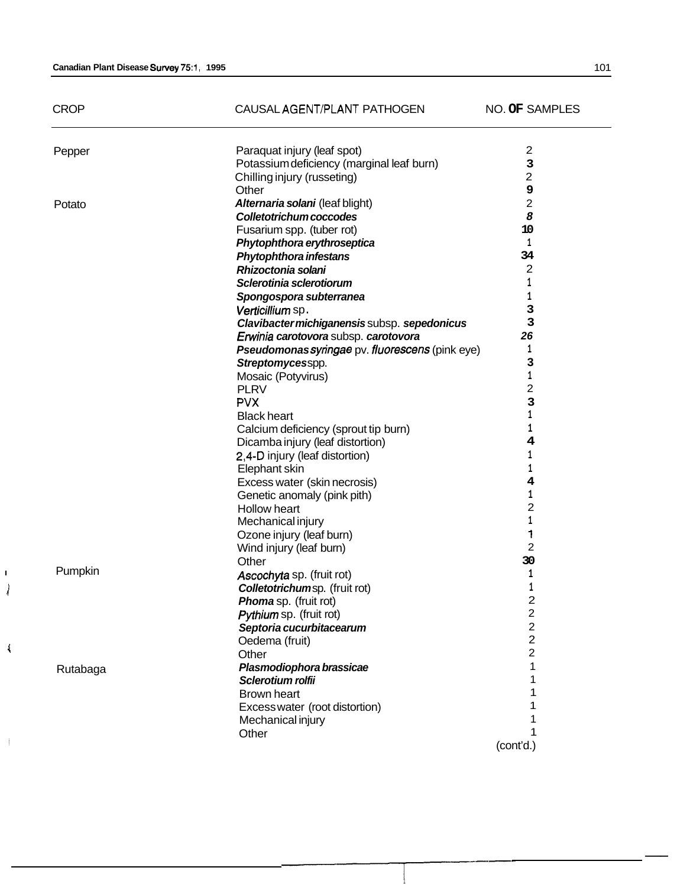| CROP | CAUSAL AGENT/PLANT PATHOGEN | NO. OF SAMPLES |
|---|---|---|
| Pepper | Paraquat injury (leaf spot) | 2 |
| | Potassium deficiency (marginal leaf burn) | 3 |
| | Chilling injury (russeting) | 2 |
| | Other | 9 |
| Potato | ***Alternaria solani*** (leaf blight) | 2 |
| | ***Colletotrichum coccodes*** | 8 |
| | Fusarium spp. (tuber rot) | 10 |
| | ***Phytophthora erythroseptica*** | 1 |
| | ***Phytophthora infestans*** | 34 |
| | ***Rhizoctonia solani*** | 2 |
| | ***Sclerotinia sclerotiorum*** | 1 |
| | ***Spongospora subterranea*** | 1 |
| | *Verticillium* sp. | 3 |
| | ***Clavibacter michiganensis*** subsp. ***sepedonicus*** | 3 |
| | ***Erwinia carotovora*** subsp. ***carotovora*** | 26 |
| | ***Pseudomonas syringae*** pv. ***fluorescens*** (pink eye) | 1 |
| | ***Streptomyces*** spp. | 3 |
| | Mosaic (Potyvirus) | 1 |
| | PLRV | 2 |
| | PVX | 3 |
| | Black heart | 1 |
| | Calcium deficiency (sprout tip burn) | 1 |
| | Dicamba injury (leaf distortion) | 4 |
| | 2,4-D injury (leaf distortion) | 1 |
| | Elephant skin | 1 |
| | Excess water (skin necrosis) | 4 |
| | Genetic anomaly (pink pith) | 1 |
| | Hollow heart | 2 |
| | Mechanical injury | 1 |
| | Ozone injury (leaf burn) | 1 |
| | Wind injury (leaf burn) | 2 |
| | Other | 30 |
| Pumpkin | ***Ascochyta*** sp. (fruit rot) | 1 |
| | ***Colletotrichum*** sp. (fruit rot) | 1 |
| | ***Phoma*** sp. (fruit rot) | 2 |
| | ***Pythium*** sp. (fruit rot) | 2 |
| | ***Septoria cucurbitacearum*** | 2 |
| | Oedema (fruit) | 2 |
| | Other | 2 |
| Rutabaga | ***Plasmodiophora brassicae*** | 1 |
| | ***Sclerotium rolfii*** | 1 |
| | Brown heart | 1 |
| | Excess water (root distortion) | 1 |
| | Mechanical injury | 1 |
| | Other | 1 |

(cont'd.)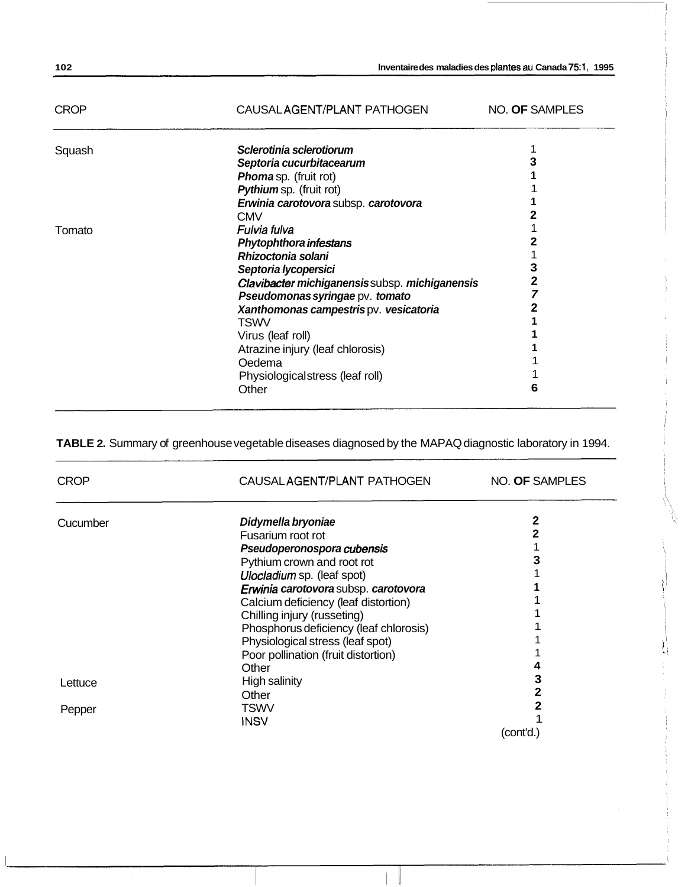| CROP | CAUSAL AGENT/PLANT PATHOGEN | NO. OF SAMPLES |
|---|---|---|
| Squash | ***Sclerotinia sclerotiorum*** | 1 |
| | ***Septoria cucurbitacearum*** | 3 |
| | ***Phoma*** sp. (fruit rot) | 1 |
| | ***Pythium*** sp. (fruit rot) | 1 |
| | ***Erwinia carotovora*** subsp. ***carotovora*** | 1 |
| | CMV | 2 |
| Tomato | ***Fulvia fulva*** | 1 |
| | ***Phytophthora infestans*** | 2 |
| | ***Rhizoctonia solani*** | 1 |
| | ***Septoria lycopersici*** | 3 |
| | ***Clavibacter michiganensis*** subsp. ***michiganensis*** | 2 |
| | ***Pseudomonas syringae*** pv. ***tomato*** | 7 |
| | ***Xanthomonas campestris*** pv. ***vesicatoria*** | 2 |
| | TSWV | 1 |
| | Virus (leaf roll) | 1 |
| | Atrazine injury (leaf chlorosis) | 1 |
| | Oedema | 1 |
| | Physiological stress (leaf roll) | 1 |
| | Other | 6 |

**TABLE 2.** Summary of greenhouse vegetable diseases diagnosed by the MAPAQ diagnostic laboratory in 1994.

| CROP | CAUSAL AGENT/PLANT PATHOGEN | NO. OF SAMPLES |
|---|---|---|
| Cucumber | ***Didymella bryoniae*** | 2 |
| | Fusarium root rot | 2 |
| | ***Pseudoperonospora cubensis*** | 1 |
| | Pythium crown and root rot | 3 |
| | ***Ulocladium*** sp. (leaf spot) | 1 |
| | ***Erwinia carotovora*** subsp. ***carotovora*** | 1 |
| | Calcium deficiency (leaf distortion) | 1 |
| | Chilling injury (russeting) | 1 |
| | Phosphorus deficiency (leaf chlorosis) | 1 |
| | Physiological stress (leaf spot) | 1 |
| | Poor pollination (fruit distortion) | 1 |
| | Other | 4 |
| Lettuce | High salinity | 3 |
| | Other | 2 |
| Pepper | TSWV | 2 |
| | INSV | 1 |

(cont'd.)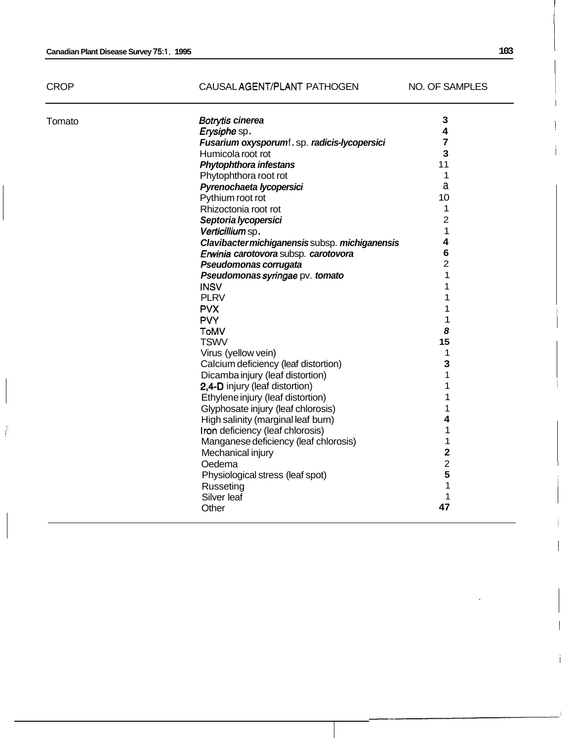| CROP | CAUSAL AGENT/PLANT PATHOGEN | NO. OF SAMPLES |
|---|---|---|
| Tomato | ***Botrytis cinerea*** | **3** |
| | ***Erysiphe*** sp. | **4** |
| | ***Fusarium oxysporum*** f. sp. ***radicis-lycopersici*** | **7** |
| | Humicola root rot | **3** |
| | ***Phytophthora infestans*** | 11 |
| | Phytophthora root rot | 1 |
| | ***Pyrenochaeta lycopersici*** | a |
| | Pythium root rot | 10 |
| | Rhizoctonia root rot | 1 |
| | ***Septoria lycopersici*** | 2 |
| | ***Verticillium*** sp. | 1 |
| | ***Clavibacter michiganensis*** subsp. ***michiganensis*** | **4** |
| | ***Erwinia carotovora*** subsp. ***carotovora*** | **6** |
| | ***Pseudomonas corrugata*** | 2 |
| | ***Pseudomonas syringae*** pv. ***tomato*** | 1 |
| | INSV | 1 |
| | PLRV | 1 |
| | PVX | 1 |
| | PVY | 1 |
| | ToMV | ***8*** |
| | TSWV | **15** |
| | Virus (yellow vein) | 1 |
| | Calcium deficiency (leaf distortion) | **3** |
| | Dicamba injury (leaf distortion) | 1 |
| | 2,4-D injury (leaf distortion) | 1 |
| | Ethylene injury (leaf distortion) | 1 |
| | Glyphosate injury (leaf chlorosis) | 1 |
| | High salinity (marginal leaf burn) | **4** |
| | Iron deficiency (leaf chlorosis) | 1 |
| | Manganese deficiency (leaf chlorosis) | 1 |
| | Mechanical injury | **2** |
| | Oedema | 2 |
| | Physiological stress (leaf spot) | **5** |
| | Russeting | 1 |
| | Silver leaf | 1 |
| | Other | **47** |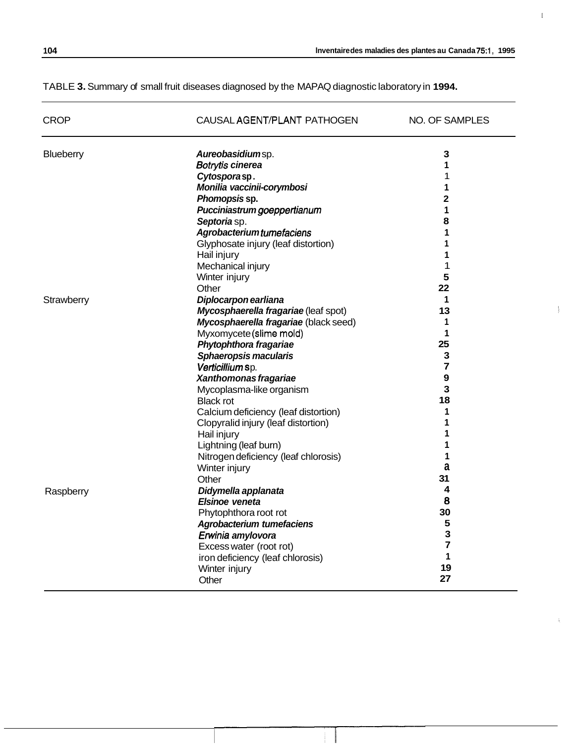TABLE **3.** Summary of small fruit diseases diagnosed by the MAPAQ diagnostic laboratory in **1994.**

| CROP | CAUSAL AGENT/PLANT PATHOGEN | NO. OF SAMPLES |
|---|---|---|
| Blueberry | ***Aureobasidium*** sp. | 3 |
| | ***Botrytis cinerea*** | 1 |
| | ***Cytospora* sp.** | 1 |
| | ***Monilia vaccinii-corymbosi*** | 1 |
| | ***Phomopsis* sp.** | 2 |
| | ***Pucciniastrum goeppertianum*** | 1 |
| | ***Septoria*** sp. | 8 |
| | ***Agrobacterium tumefaciens*** | 1 |
| | Glyphosate injury (leaf distortion) | 1 |
| | Hail injury | 1 |
| | Mechanical injury | 1 |
| | Winter injury | 5 |
| | Other | 22 |
| Strawberry | ***Diplocarpon earliana*** | 1 |
| | ***Mycosphaerella fragariae*** (leaf spot) | 13 |
| | ***Mycosphaerella fragariae*** (black seed) | 1 |
| | Myxomycete (slime mold) | 1 |
| | ***Phytophthora fragariae*** | 25 |
| | ***Sphaeropsis macularis*** | 3 |
| | ***Verticillium*** sp. | 7 |
| | ***Xanthomonas fragariae*** | 9 |
| | Mycoplasma-like organism | 3 |
| | Black rot | 18 |
| | Calcium deficiency (leaf distortion) | 1 |
| | Clopyralid injury (leaf distortion) | 1 |
| | Hail injury | 1 |
| | Lightning (leaf burn) | 1 |
| | Nitrogen deficiency (leaf chlorosis) | 1 |
| | Winter injury | a |
| | Other | 31 |
| Raspberry | ***Didymella applanata*** | 4 |
| | ***Elsinoe veneta*** | 8 |
| | Phytophthora root rot | 30 |
| | ***Agrobacterium tumefaciens*** | 5 |
| | ***Erwinia amylovora*** | 3 |
| | Excess water (root rot) | 7 |
| | iron deficiency (leaf chlorosis) | 1 |
| | Winter injury | 19 |
| | Other | 27 |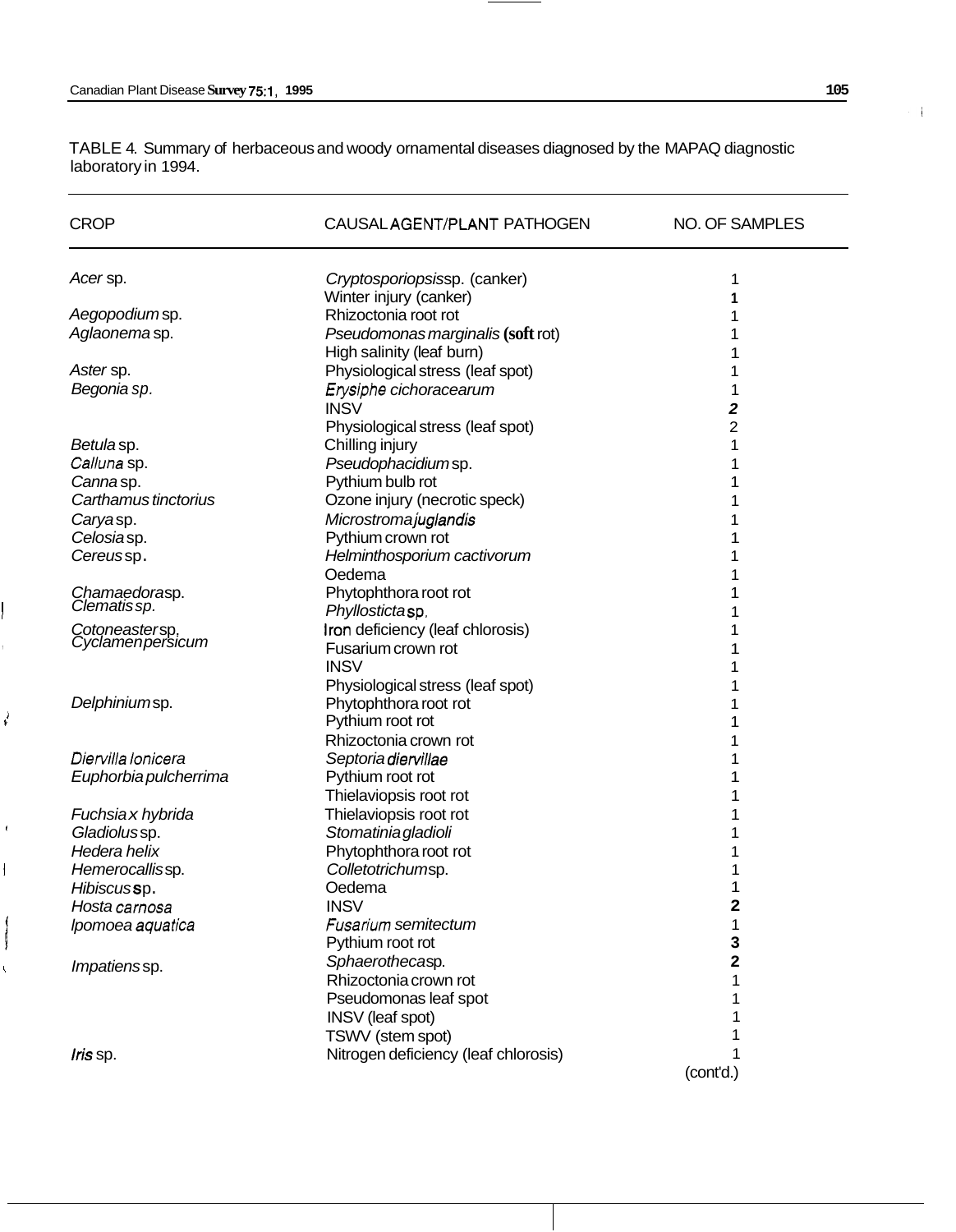TABLE 4. Summary of herbaceous and woody ornamental diseases diagnosed by the MAPAQ diagnostic laboratory in 1994.

| CROP | CAUSAL AGENT/PLANT PATHOGEN | NO. OF SAMPLES |
|---|---|---|
| *Acer* sp. | *Cryptosporiopsis* sp. (canker) | 1 |
| | Winter injury (canker) | 1 |
| *Aegopodium* sp. | Rhizoctonia root rot | 1 |
| *Aglaonema* sp. | *Pseudomonas marginalis* (soft rot) | 1 |
| | High salinity (leaf burn) | 1 |
| *Aster* sp. | Physiological stress (leaf spot) | 1 |
| *Begonia sp.* | *Erysiphe cichoracearum* | 1 |
| | INSV | 2 |
| | Physiological stress (leaf spot) | 2 |
| *Betula* sp. | Chilling injury | 1 |
| *Calluna* sp. | *Pseudophacidium* sp. | 1 |
| *Canna* sp. | Pythium bulb rot | 1 |
| *Carthamus tinctorius* | Ozone injury (necrotic speck) | 1 |
| *Carya* sp. | *Microstroma juglandis* | 1 |
| *Celosia* sp. | Pythium crown rot | 1 |
| *Cereus* sp. | *Helminthosporium cactivorum* | 1 |
| | Oedema | 1 |
| *Chamaedora* sp. | Phytophthora root rot | 1 |
| *Clematis sp.* | *Phyllosticta* sp. | 1 |
| *Cotoneaster* sp. | Iron deficiency (leaf chlorosis) | 1 |
| *Cyclamen persicum* | Fusarium crown rot | 1 |
| | INSV | 1 |
| | Physiological stress (leaf spot) | 1 |
| *Delphinium* sp. | Phytophthora root rot | 1 |
| | Pythium root rot | 1 |
| | Rhizoctonia crown rot | 1 |
| *Diervilla lonicera* | *Septoria diervillae* | 1 |
| *Euphorbia pulcherrima* | Pythium root rot | 1 |
| | Thielaviopsis root rot | 1 |
| *Fuchsia x hybrida* | Thielaviopsis root rot | 1 |
| *Gladiolus* sp. | *Stomatinia gladioli* | 1 |
| *Hedera helix* | Phytophthora root rot | 1 |
| *Hemerocallis* sp. | *Colletotrichum* sp. | 1 |
| *Hibiscus* sp. | Oedema | 1 |
| *Hosta carnosa* | INSV | 2 |
| *Ipomoea aquatica* | *Fusarium semitectum* | 1 |
| | Pythium root rot | 3 |
| *Impatiens* sp. | *Sphaerotheca* sp. | 2 |
| | Rhizoctonia crown rot | 1 |
| | Pseudomonas leaf spot | 1 |
| | INSV (leaf spot) | 1 |
| | TSWV (stem spot) | 1 |
| *Iris* sp. | Nitrogen deficiency (leaf chlorosis) | 1 |

(cont'd.)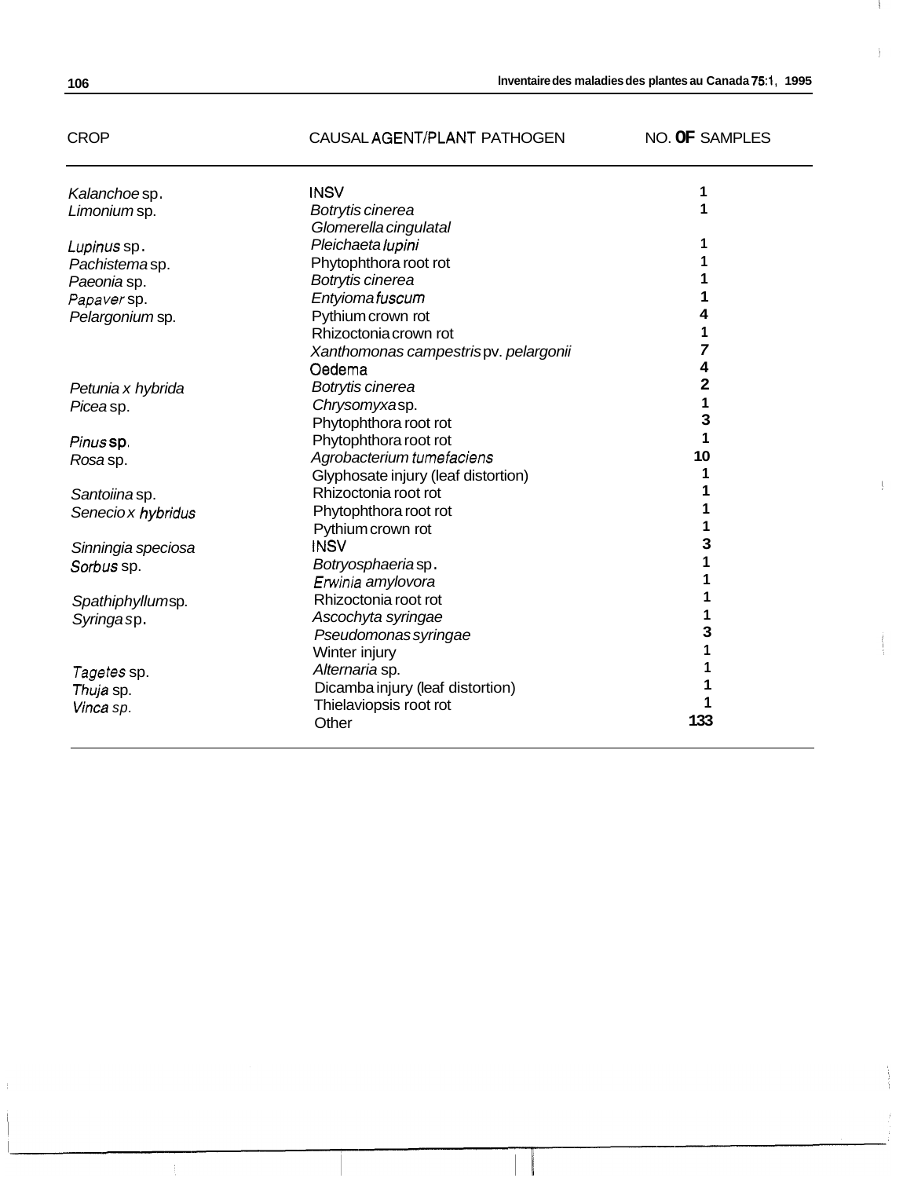| CROP | CAUSAL AGENT/PLANT PATHOGEN | NO. OF SAMPLES |
|---|---|---|
| *Kalanchoe* sp. | INSV | 1 |
| *Limonium* sp. | *Botrytis cinerea* | 1 |
| | *Glomerella cingulatal* | |
| *Lupinus* sp. | *Pleichaeta lupini* | 1 |
| *Pachistema* sp. | Phytophthora root rot | 1 |
| *Paeonia* sp. | *Botrytis cinerea* | 1 |
| *Papaver* sp. | *Entyioma fuscum* | 1 |
| *Pelargonium* sp. | Pythium crown rot | 4 |
| | Rhizoctonia crown rot | 1 |
| | *Xanthomonas campestris* pv. *pelargonii* | 7 |
| | Oedema | 4 |
| *Petunia x hybrida* | *Botrytis cinerea* | 2 |
| *Picea* sp. | *Chrysomyxa* sp. | 1 |
| | Phytophthora root rot | 3 |
| *Pinus* sp. | Phytophthora root rot | 1 |
| *Rosa* sp. | *Agrobacterium tumefaciens* | 10 |
| | Glyphosate injury (leaf distortion) | 1 |
| *Santoiina* sp. | Rhizoctonia root rot | 1 |
| *Senecio x hybridus* | Phytophthora root rot | 1 |
| | Pythium crown rot | 1 |
| *Sinningia speciosa* | INSV | 3 |
| *Sorbus* sp. | *Botryosphaeria* sp. | 1 |
| | *Erwinia amylovora* | 1 |
| *Spathiphyllum* sp. | Rhizoctonia root rot | 1 |
| *Syringa* sp. | *Ascochyta syringae* | 1 |
| | *Pseudomonas syringae* | 3 |
| | Winter injury | 1 |
| *Tagetes* sp. | *Alternaria* sp. | 1 |
| *Thuja* sp. | Dicamba injury (leaf distortion) | 1 |
| *Vinca* sp. | Thielaviopsis root rot | 1 |
| | Other | 133 |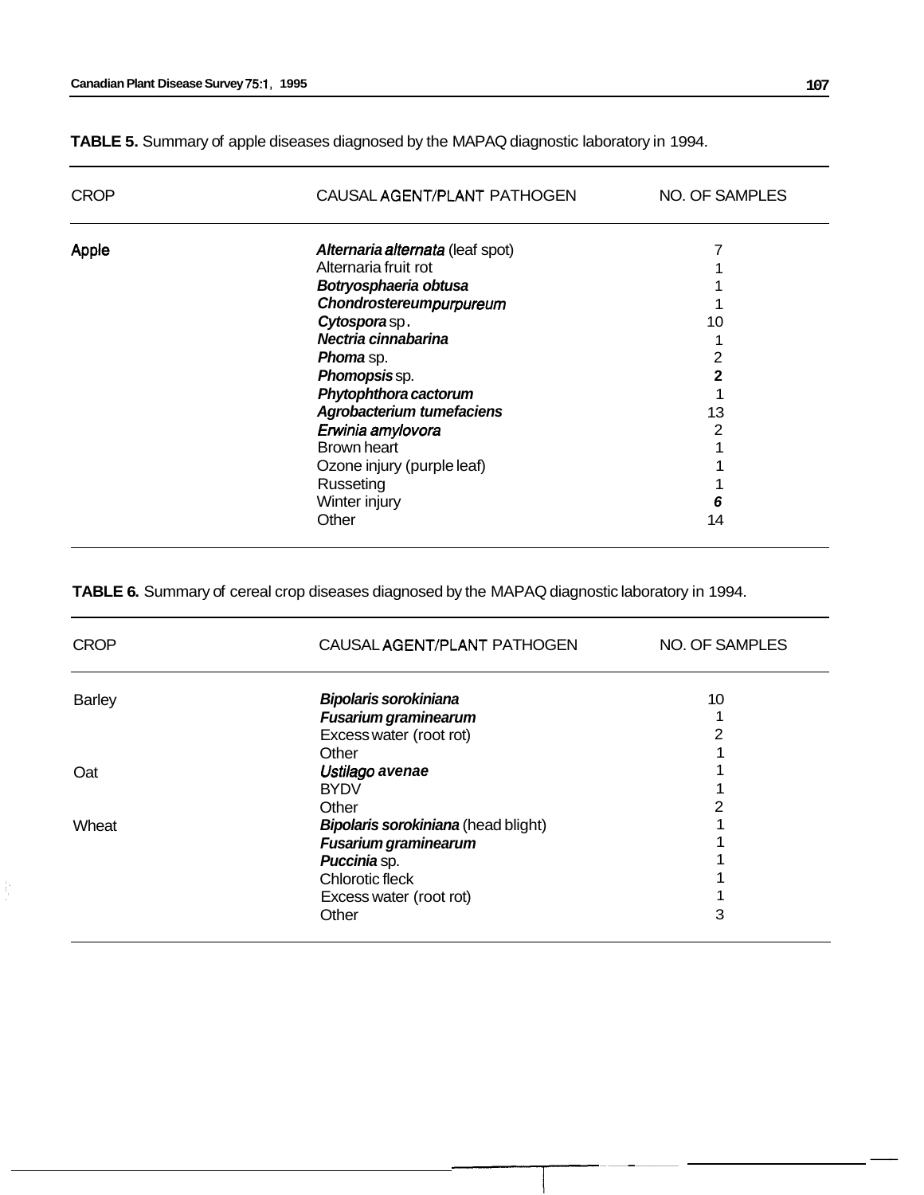**TABLE 5.** Summary of apple diseases diagnosed by the MAPAQ diagnostic laboratory in 1994.

| CROP | CAUSAL AGENT/PLANT PATHOGEN | NO. OF SAMPLES |
|---|---|---|
| Apple | ***Alternaria alternata*** (leaf spot) | 7 |
| | Alternaria fruit rot | 1 |
| | ***Botryosphaeria obtusa*** | 1 |
| | ***Chondrostereum purpureum*** | 1 |
| | ***Cytospora*** sp. | 10 |
| | ***Nectria cinnabarina*** | 1 |
| | ***Phoma*** sp. | 2 |
| | ***Phomopsis*** sp. | 2 |
| | ***Phytophthora cactorum*** | 1 |
| | ***Agrobacterium tumefaciens*** | 13 |
| | ***Erwinia amylovora*** | 2 |
| | Brown heart | 1 |
| | Ozone injury (purple leaf) | 1 |
| | Russeting | 1 |
| | Winter injury | 6 |
| | Other | 14 |

**TABLE 6.** Summary of cereal crop diseases diagnosed by the MAPAQ diagnostic laboratory in 1994.

| CROP | CAUSAL AGENT/PLANT PATHOGEN | NO. OF SAMPLES |
|---|---|---|
| Barley | ***Bipolaris sorokiniana*** | 10 |
| | ***Fusarium graminearum*** | 1 |
| | Excess water (root rot) | 2 |
| | Other | 1 |
| Oat | ***Ustilago avenae*** | 1 |
| | BYDV | 1 |
| | Other | 2 |
| Wheat | ***Bipolaris sorokiniana*** (head blight) | 1 |
| | ***Fusarium graminearum*** | 1 |
| | ***Puccinia*** sp. | 1 |
| | Chlorotic fleck | 1 |
| | Excess water (root rot) | 1 |
| | Other | 3 |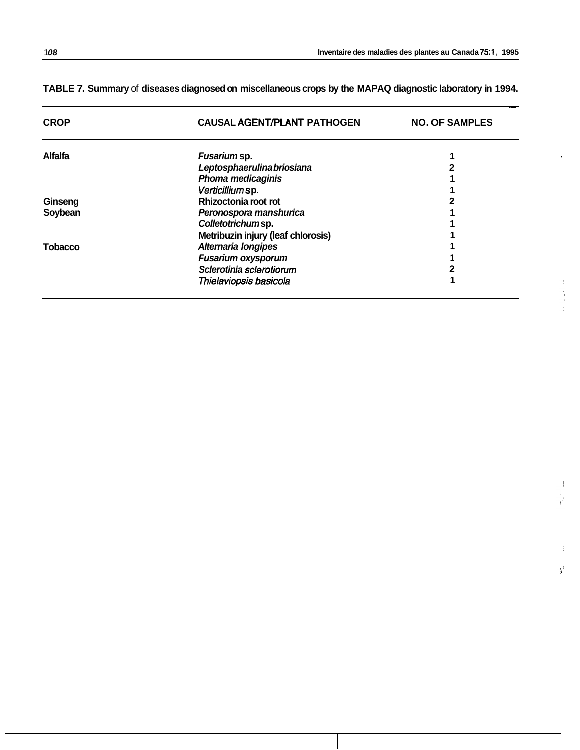**TABLE 7. Summary of diseases diagnosed on miscellaneous crops by the MAPAQ diagnostic laboratory in 1994.**

| CROP | CAUSAL AGENT/PLANT PATHOGEN | NO. OF SAMPLES |
|---|---|---|
| Alfalfa | *Fusarium* sp. | 1 |
| | *Leptosphaerulina briosiana* | 2 |
| | *Phoma medicaginis* | 1 |
| | *Verticillium* sp. | 1 |
| Ginseng | Rhizoctonia root rot | 2 |
| Soybean | *Peronospora manshurica* | 1 |
| | *Colletotrichum* sp. | 1 |
| | Metribuzin injury (leaf chlorosis) | 1 |
| Tobacco | *Alternaria longipes* | 1 |
| | *Fusarium oxysporum* | 1 |
| | *Sclerotinia sclerotiorum* | 2 |
| | *Thielaviopsis basicola* | 1 |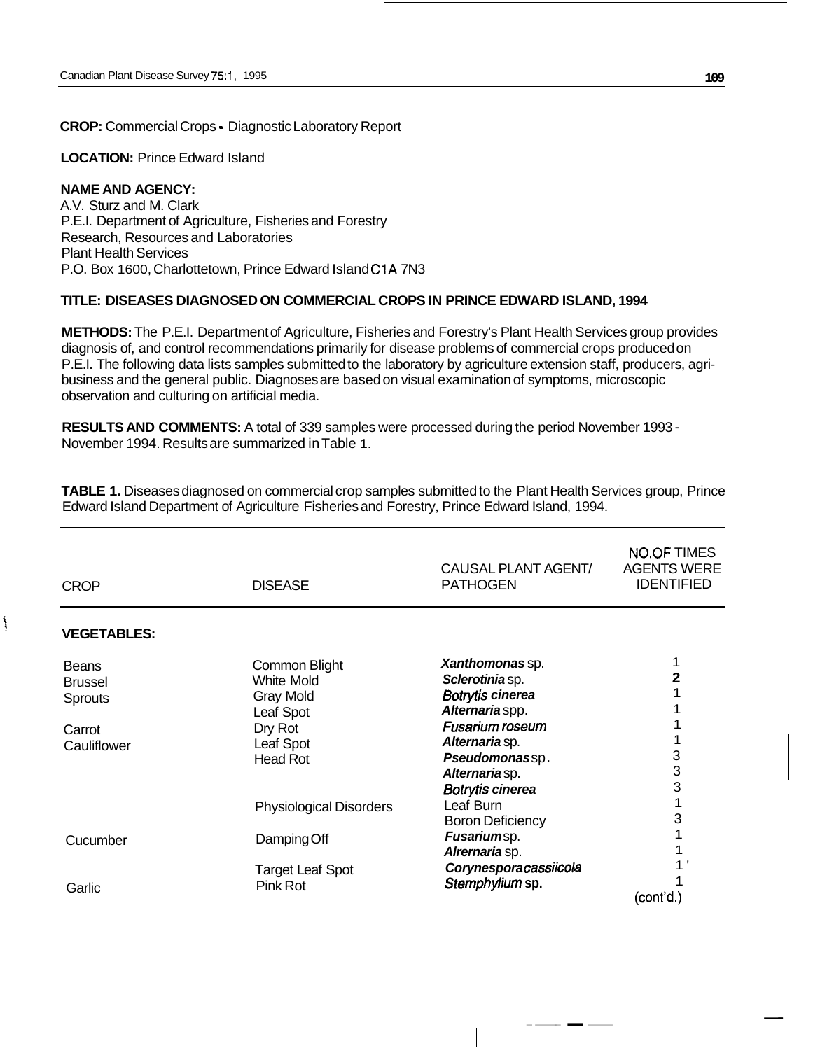**CROP:** Commercial Crops - Diagnostic Laboratory Report

**LOCATION:** Prince Edward Island

**NAME AND AGENCY:**
A.V. Sturz and M. Clark
P.E.I. Department of Agriculture, Fisheries and Forestry
Research, Resources and Laboratories
Plant Health Services
P.O. Box 1600, Charlottetown, Prince Edward Island C1A 7N3

**TITLE: DISEASES DIAGNOSED ON COMMERCIAL CROPS IN PRINCE EDWARD ISLAND, 1994**

**METHODS:** The P.E.I. Department of Agriculture, Fisheries and Forestry's Plant Health Services group provides diagnosis of, and control recommendations primarily for disease problems of commercial crops produced on P.E.I. The following data lists samples submitted to the laboratory by agriculture extension staff, producers, agri-business and the general public. Diagnoses are based on visual examination of symptoms, microscopic observation and culturing on artificial media.

**RESULTS AND COMMENTS:** A total of 339 samples were processed during the period November 1993 - November 1994. Results are summarized in Table 1.

**TABLE 1.** Diseases diagnosed on commercial crop samples submitted to the Plant Health Services group, Prince Edward Island Department of Agriculture Fisheries and Forestry, Prince Edward Island, 1994.

| CROP | DISEASE | CAUSAL PLANT AGENT/ PATHOGEN | NO. OF TIMES AGENTS WERE IDENTIFIED |
|---|---|---|---|
| **VEGETABLES:** | | | |
| Beans | Common Blight | ***Xanthomonas*** sp. | 1 |
| Brussel Sprouts | White Mold | ***Sclerotinia*** sp. | 2 |
| | Gray Mold | ***Botrytis cinerea*** | 1 |
| | Leaf Spot | ***Alternaria*** spp. | 1 |
| Carrot | Dry Rot | ***Fusarium roseum*** | 1 |
| Cauliflower | Leaf Spot | ***Alternaria*** sp. | 1 |
| | Head Rot | ***Pseudomonas*** sp. | 3 |
| | | ***Alternaria*** sp. | 3 |
| | | ***Botrytis cinerea*** | 3 |
| | Physiological Disorders | Leaf Burn | 1 |
| | | Boron Deficiency | 3 |
| Cucumber | Damping Off | ***Fusarium*** sp. | 1 |
| | | ***Alrernaria*** sp. | 1 |
| | Target Leaf Spot | ***Corynespora cassiicola*** | 1 |
| Garlic | Pink Rot | ***Stemphylium*** sp. | 1 |

(cont'd.)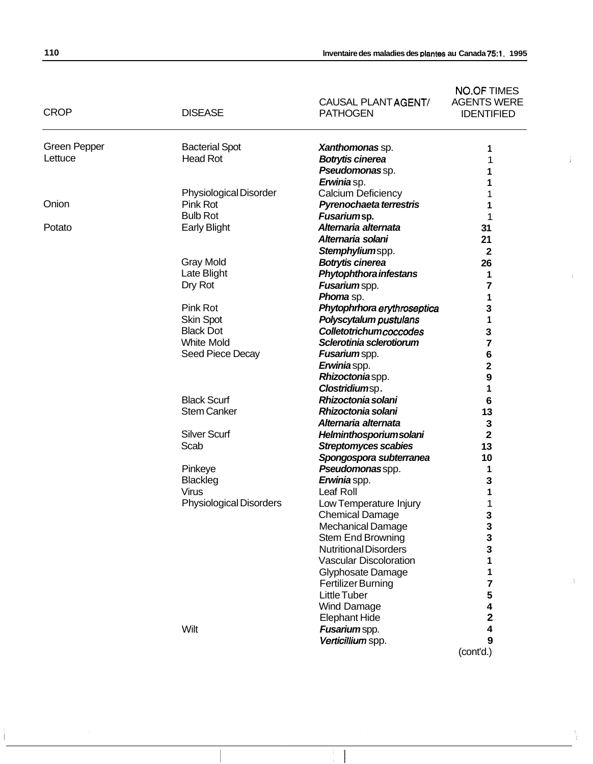| CROP | DISEASE | CAUSAL PLANT AGENT/ PATHOGEN | NO.OF TIMES AGENTS WERE IDENTIFIED |
|---|---|---|---|
| Green Pepper | Bacterial Spot | ***Xanthomonas*** sp. | **1** |
| Lettuce | Head Rot | ***Botrytis cinerea*** | 1 |
| | | ***Pseudomonas*** sp. | **1** |
| | | ***Erwinia*** sp. | **1** |
| | Physiological Disorder | Calcium Deficiency | 1 |
| Onion | Pink Rot | ***Pyrenochaeta terrestris*** | **1** |
| | Bulb Rot | ***Fusarium* sp.** | 1 |
| Potato | Early Blight | ***Alternaria alternata*** | **31** |
| | | ***Alternaria solani*** | **21** |
| | | ***Stemphylium*** spp. | **2** |
| | Gray Mold | ***Botrytis cinerea*** | **26** |
| | Late Blight | ***Phytophthora infestans*** | **1** |
| | Dry Rot | ***Fusarium*** spp. | **7** |
| | | ***Phoma*** sp. | **1** |
| | Pink Rot | ***Phytophrhora erythroseptica*** | **3** |
| | Skin Spot | ***Polyscytalum pustulans*** | **1** |
| | Black Dot | ***Colletotrichum coccodes*** | **3** |
| | White Mold | ***Sclerotinia sclerotiorum*** | **7** |
| | Seed Piece Decay | ***Fusarium*** spp. | **6** |
| | | ***Erwinia*** spp. | **2** |
| | | ***Rhizoctonia*** spp. | **9** |
| | | ***Clostridium*** sp. | **1** |
| | Black Scurf | ***Rhizoctonia solani*** | **6** |
| | Stem Canker | ***Rhizoctonia solani*** | **13** |
| | | ***Alternaria alternata*** | **3** |
| | Silver Scurf | ***Helminthosporium solani*** | **2** |
| | Scab | ***Streptomyces scabies*** | **13** |
| | | ***Spongospora subterranea*** | **10** |
| | Pinkeye | ***Pseudomonas*** spp. | **1** |
| | Blackleg | ***Erwinia*** spp. | **3** |
| | Virus | Leaf Roll | **1** |
| | Physiological Disorders | Low Temperature Injury | 1 |
| | | Chemical Damage | **3** |
| | | Mechanical Damage | **3** |
| | | Stem End Browning | **3** |
| | | Nutritional Disorders | **3** |
| | | Vascular Discoloration | **1** |
| | | Glyphosate Damage | **1** |
| | | Fertilizer Burning | **7** |
| | | Little Tuber | **5** |
| | | Wind Damage | **4** |
| | | Elephant Hide | **2** |
| | Wilt | ***Fusarium*** spp. | **4** |
| | | ***Verticillium*** spp. | **9** |

(cont'd.)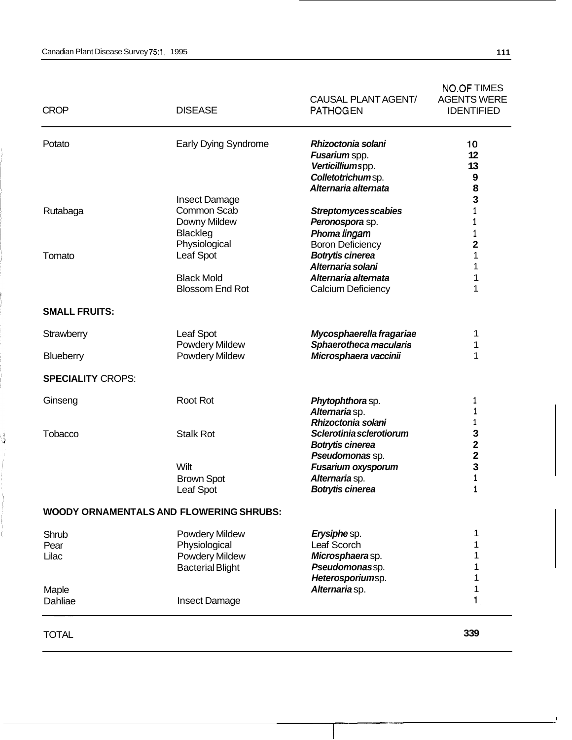| CROP | DISEASE | CAUSAL PLANT AGENT/ PATHOGEN | NO. OF TIMES AGENTS WERE IDENTIFIED |
|---|---|---|---|
| Potato | Early Dying Syndrome | ***Rhizoctonia solani*** | 10 |
| | | ***Fusarium*** spp. | 12 |
| | | ***Verticillium*** spp. | 13 |
| | | ***Colletotrichum*** sp. | 9 |
| | | ***Alternaria alternata*** | 8 |
| | Insect Damage | | 3 |
| Rutabaga | Common Scab | ***Streptomyces scabies*** | 1 |
| | Downy Mildew | ***Peronospora*** sp. | 1 |
| | Blackleg | ***Phoma lingam*** | 1 |
| | Physiological | Boron Deficiency | 2 |
| Tomato | Leaf Spot | ***Botrytis cinerea*** | 1 |
| | | ***Alternaria solani*** | 1 |
| | Black Mold | ***Alternaria alternata*** | 1 |
| | Blossom End Rot | Calcium Deficiency | 1 |
| **SMALL FRUITS:** | | | |
| Strawberry | Leaf Spot | ***Mycosphaerella fragariae*** | 1 |
| | Powdery Mildew | ***Sphaerotheca macularis*** | 1 |
| Blueberry | Powdery Mildew | ***Microsphaera vaccinii*** | 1 |
| **SPECIALITY CROPS:** | | | |
| Ginseng | Root Rot | ***Phytophthora*** sp. | 1 |
| | | ***Alternaria*** sp. | 1 |
| | | ***Rhizoctonia solani*** | 1 |
| Tobacco | Stalk Rot | ***Sclerotinia sclerotiorum*** | 3 |
| | | ***Botrytis cinerea*** | 2 |
| | | ***Pseudomonas*** sp. | 2 |
| | Wilt | ***Fusarium oxysporum*** | 3 |
| | Brown Spot | ***Alternaria*** sp. | 1 |
| | Leaf Spot | ***Botrytis cinerea*** | 1 |
| **WOODY ORNAMENTALS AND FLOWERING SHRUBS:** | | | |
| Shrub | Powdery Mildew | ***Erysiphe*** sp. | 1 |
| Pear | Physiological | Leaf Scorch | 1 |
| Lilac | Powdery Mildew | ***Microsphaera*** sp. | 1 |
| | Bacterial Blight | ***Pseudomonas*** sp. | 1 |
| | | ***Heterosporium*** sp. | 1 |
| Maple | | ***Alternaria*** sp. | 1 |
| Dahliae | Insect Damage | | 1 |
| TOTAL | | | **339** |